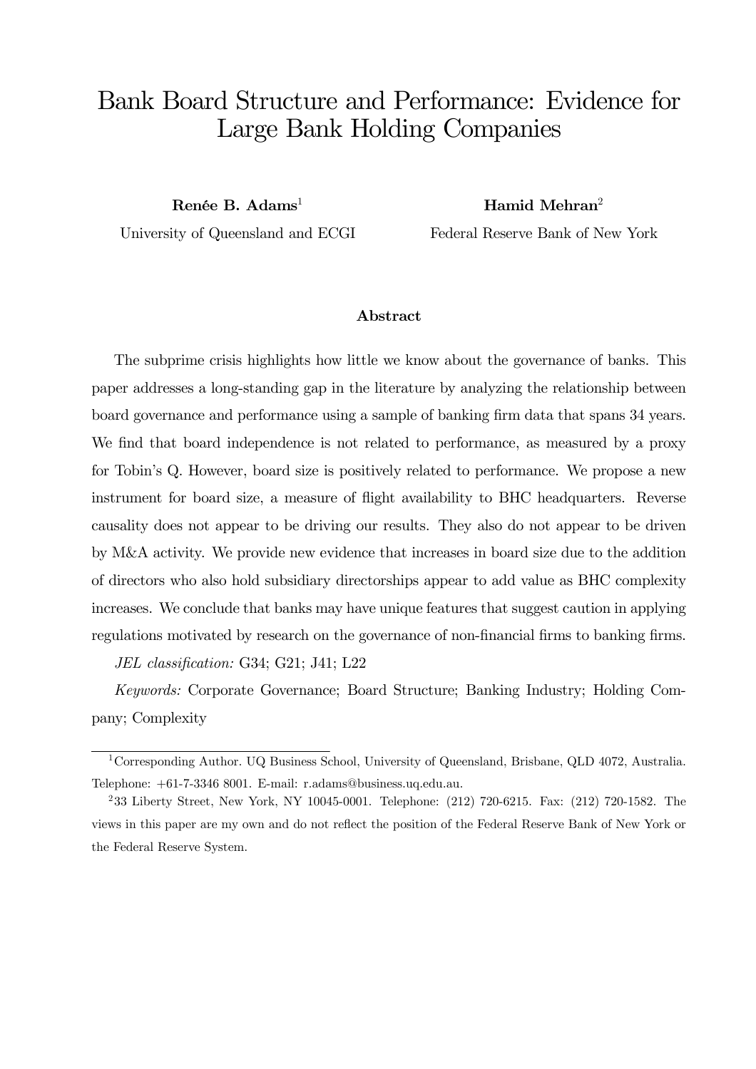# Bank Board Structure and Performance: Evidence for Large Bank Holding Companies

**Renée B. Adams**[1]
University of Queensland and ECGI

**Hamid Mehran**[2]
Federal Reserve Bank of New York

### Abstract

The subprime crisis highlights how little we know about the governance of banks. This paper addresses a long-standing gap in the literature by analyzing the relationship between board governance and performance using a sample of banking firm data that spans 34 years. We find that board independence is not related to performance, as measured by a proxy for Tobin's Q. However, board size is positively related to performance. We propose a new instrument for board size, a measure of flight availability to BHC headquarters. Reverse causality does not appear to be driving our results. They also do not appear to be driven by M&A activity. We provide new evidence that increases in board size due to the addition of directors who also hold subsidiary directorships appear to add value as BHC complexity increases. We conclude that banks may have unique features that suggest caution in applying regulations motivated by research on the governance of non-financial firms to banking firms.

*JEL classification:* G34; G21; J41; L22

*Keywords:* Corporate Governance; Board Structure; Banking Industry; Holding Company; Complexity

---

[1] Corresponding Author. UQ Business School, University of Queensland, Brisbane, QLD 4072, Australia. Telephone: +61-7-3346 8001. E-mail: r.adams@business.uq.edu.au.

[2] 33 Liberty Street, New York, NY 10045-0001. Telephone: (212) 720-6215. Fax: (212) 720-1582. The views in this paper are my own and do not reflect the position of the Federal Reserve Bank of New York or the Federal Reserve System.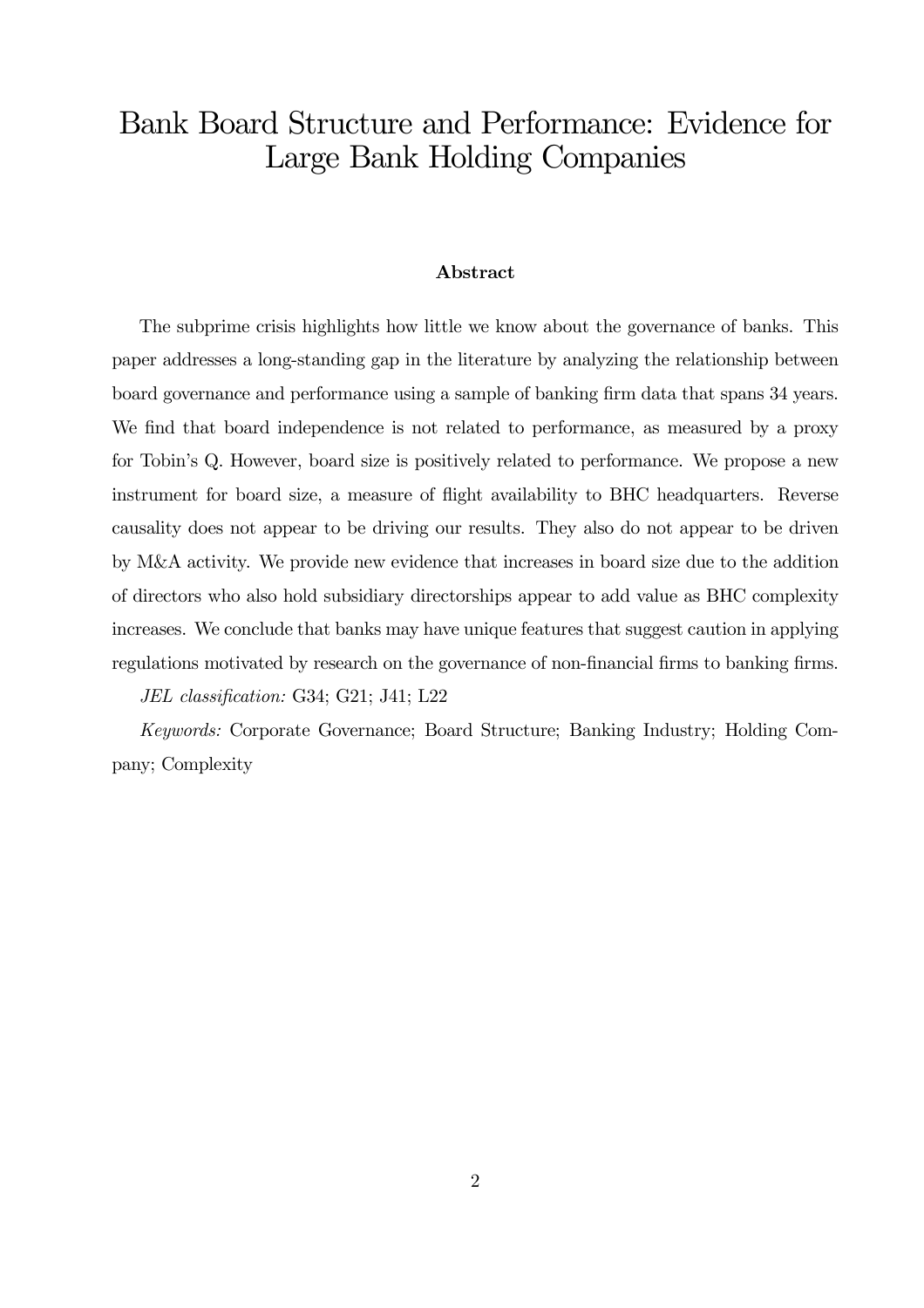# Bank Board Structure and Performance: Evidence for Large Bank Holding Companies

## Abstract

The subprime crisis highlights how little we know about the governance of banks. This paper addresses a long-standing gap in the literature by analyzing the relationship between board governance and performance using a sample of banking firm data that spans 34 years. We find that board independence is not related to performance, as measured by a proxy for Tobin's Q. However, board size is positively related to performance. We propose a new instrument for board size, a measure of flight availability to BHC headquarters. Reverse causality does not appear to be driving our results. They also do not appear to be driven by M&A activity. We provide new evidence that increases in board size due to the addition of directors who also hold subsidiary directorships appear to add value as BHC complexity increases. We conclude that banks may have unique features that suggest caution in applying regulations motivated by research on the governance of non-financial firms to banking firms.

*JEL classification:* G34; G21; J41; L22

*Keywords:* Corporate Governance; Board Structure; Banking Industry; Holding Company; Complexity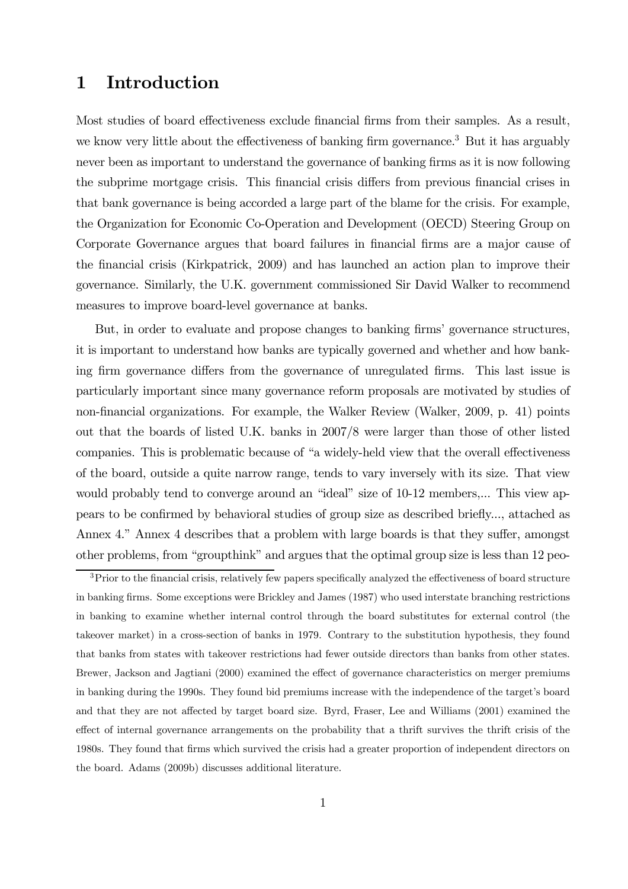# 1 Introduction

Most studies of board effectiveness exclude financial firms from their samples. As a result, we know very little about the effectiveness of banking firm governance.[3] But it has arguably never been as important to understand the governance of banking firms as it is now following the subprime mortgage crisis. This financial crisis differs from previous financial crises in that bank governance is being accorded a large part of the blame for the crisis. For example, the Organization for Economic Co-Operation and Development (OECD) Steering Group on Corporate Governance argues that board failures in financial firms are a major cause of the financial crisis (Kirkpatrick, 2009) and has launched an action plan to improve their governance. Similarly, the U.K. government commissioned Sir David Walker to recommend measures to improve board-level governance at banks.

But, in order to evaluate and propose changes to banking firms' governance structures, it is important to understand how banks are typically governed and whether and how banking firm governance differs from the governance of unregulated firms. This last issue is particularly important since many governance reform proposals are motivated by studies of non-financial organizations. For example, the Walker Review (Walker, 2009, p. 41) points out that the boards of listed U.K. banks in 2007/8 were larger than those of other listed companies. This is problematic because of "a widely-held view that the overall effectiveness of the board, outside a quite narrow range, tends to vary inversely with its size. That view would probably tend to converge around an "ideal" size of 10-12 members,... This view appears to be confirmed by behavioral studies of group size as described briefly..., attached as Annex 4." Annex 4 describes that a problem with large boards is that they suffer, amongst other problems, from "groupthink" and argues that the optimal group size is less than 12 peo-

[3] Prior to the financial crisis, relatively few papers specifically analyzed the effectiveness of board structure in banking firms. Some exceptions were Brickley and James (1987) who used interstate branching restrictions in banking to examine whether internal control through the board substitutes for external control (the takeover market) in a cross-section of banks in 1979. Contrary to the substitution hypothesis, they found that banks from states with takeover restrictions had fewer outside directors than banks from other states. Brewer, Jackson and Jagtiani (2000) examined the effect of governance characteristics on merger premiums in banking during the 1990s. They found bid premiums increase with the independence of the target's board and that they are not affected by target board size. Byrd, Fraser, Lee and Williams (2001) examined the effect of internal governance arrangements on the probability that a thrift survives the thrift crisis of the 1980s. They found that firms which survived the crisis had a greater proportion of independent directors on the board. Adams (2009b) discusses additional literature.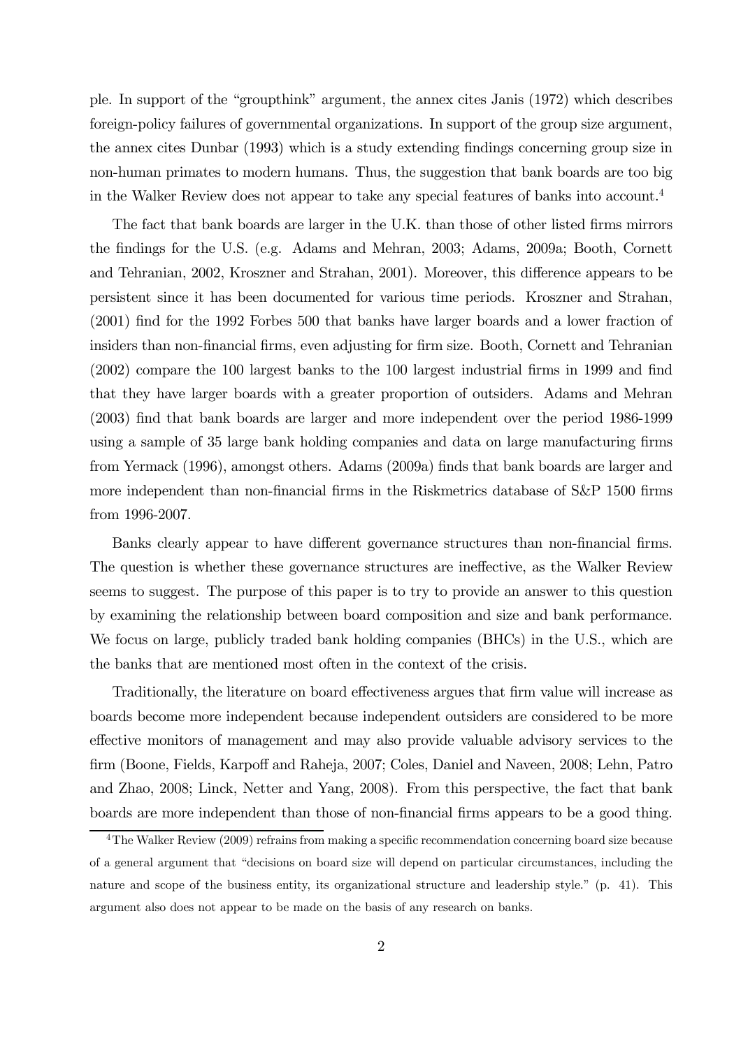ple. In support of the "groupthink" argument, the annex cites Janis (1972) which describes foreign-policy failures of governmental organizations. In support of the group size argument, the annex cites Dunbar (1993) which is a study extending findings concerning group size in non-human primates to modern humans. Thus, the suggestion that bank boards are too big in the Walker Review does not appear to take any special features of banks into account.[4]

The fact that bank boards are larger in the U.K. than those of other listed firms mirrors the findings for the U.S. (e.g. Adams and Mehran, 2003; Adams, 2009a; Booth, Cornett and Tehranian, 2002, Kroszner and Strahan, 2001). Moreover, this difference appears to be persistent since it has been documented for various time periods. Kroszner and Strahan, (2001) find for the 1992 Forbes 500 that banks have larger boards and a lower fraction of insiders than non-financial firms, even adjusting for firm size. Booth, Cornett and Tehranian (2002) compare the 100 largest banks to the 100 largest industrial firms in 1999 and find that they have larger boards with a greater proportion of outsiders. Adams and Mehran (2003) find that bank boards are larger and more independent over the period 1986-1999 using a sample of 35 large bank holding companies and data on large manufacturing firms from Yermack (1996), amongst others. Adams (2009a) finds that bank boards are larger and more independent than non-financial firms in the Riskmetrics database of S&P 1500 firms from 1996-2007.

Banks clearly appear to have different governance structures than non-financial firms. The question is whether these governance structures are ineffective, as the Walker Review seems to suggest. The purpose of this paper is to try to provide an answer to this question by examining the relationship between board composition and size and bank performance. We focus on large, publicly traded bank holding companies (BHCs) in the U.S., which are the banks that are mentioned most often in the context of the crisis.

Traditionally, the literature on board effectiveness argues that firm value will increase as boards become more independent because independent outsiders are considered to be more effective monitors of management and may also provide valuable advisory services to the firm (Boone, Fields, Karpoff and Raheja, 2007; Coles, Daniel and Naveen, 2008; Lehn, Patro and Zhao, 2008; Linck, Netter and Yang, 2008). From this perspective, the fact that bank boards are more independent than those of non-financial firms appears to be a good thing.

[4] The Walker Review (2009) refrains from making a specific recommendation concerning board size because of a general argument that "decisions on board size will depend on particular circumstances, including the nature and scope of the business entity, its organizational structure and leadership style." (p. 41). This argument also does not appear to be made on the basis of any research on banks.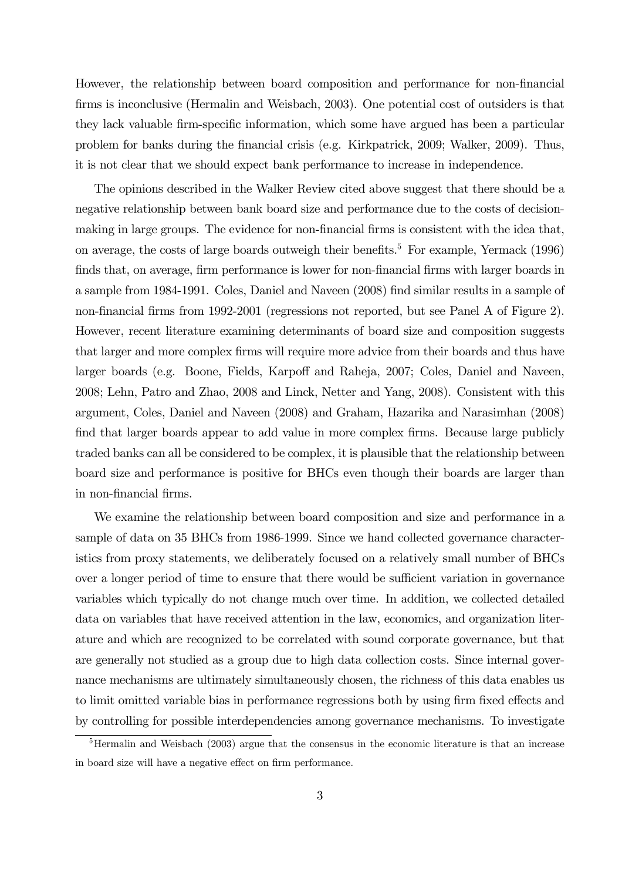However, the relationship between board composition and performance for non-financial firms is inconclusive (Hermalin and Weisbach, 2003). One potential cost of outsiders is that they lack valuable firm-specific information, which some have argued has been a particular problem for banks during the financial crisis (e.g. Kirkpatrick, 2009; Walker, 2009). Thus, it is not clear that we should expect bank performance to increase in independence.

The opinions described in the Walker Review cited above suggest that there should be a negative relationship between bank board size and performance due to the costs of decision-making in large groups. The evidence for non-financial firms is consistent with the idea that, on average, the costs of large boards outweigh their benefits.[5] For example, Yermack (1996) finds that, on average, firm performance is lower for non-financial firms with larger boards in a sample from 1984-1991. Coles, Daniel and Naveen (2008) find similar results in a sample of non-financial firms from 1992-2001 (regressions not reported, but see Panel A of Figure 2). However, recent literature examining determinants of board size and composition suggests that larger and more complex firms will require more advice from their boards and thus have larger boards (e.g. Boone, Fields, Karpoff and Raheja, 2007; Coles, Daniel and Naveen, 2008; Lehn, Patro and Zhao, 2008 and Linck, Netter and Yang, 2008). Consistent with this argument, Coles, Daniel and Naveen (2008) and Graham, Hazarika and Narasimhan (2008) find that larger boards appear to add value in more complex firms. Because large publicly traded banks can all be considered to be complex, it is plausible that the relationship between board size and performance is positive for BHCs even though their boards are larger than in non-financial firms.

We examine the relationship between board composition and size and performance in a sample of data on 35 BHCs from 1986-1999. Since we hand collected governance characteristics from proxy statements, we deliberately focused on a relatively small number of BHCs over a longer period of time to ensure that there would be sufficient variation in governance variables which typically do not change much over time. In addition, we collected detailed data on variables that have received attention in the law, economics, and organization literature and which are recognized to be correlated with sound corporate governance, but that are generally not studied as a group due to high data collection costs. Since internal governance mechanisms are ultimately simultaneously chosen, the richness of this data enables us to limit omitted variable bias in performance regressions both by using firm fixed effects and by controlling for possible interdependencies among governance mechanisms. To investigate

[5] Hermalin and Weisbach (2003) argue that the consensus in the economic literature is that an increase in board size will have a negative effect on firm performance.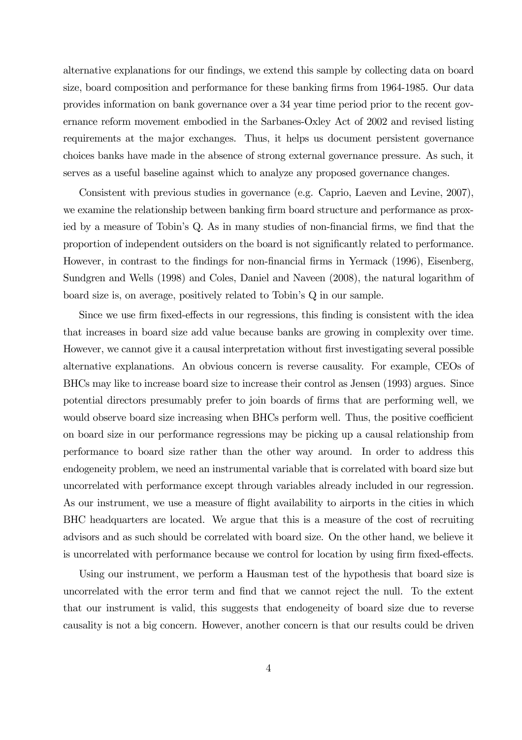alternative explanations for our findings, we extend this sample by collecting data on board size, board composition and performance for these banking firms from 1964-1985. Our data provides information on bank governance over a 34 year time period prior to the recent governance reform movement embodied in the Sarbanes-Oxley Act of 2002 and revised listing requirements at the major exchanges. Thus, it helps us document persistent governance choices banks have made in the absence of strong external governance pressure. As such, it serves as a useful baseline against which to analyze any proposed governance changes.

Consistent with previous studies in governance (e.g. Caprio, Laeven and Levine, 2007), we examine the relationship between banking firm board structure and performance as proxied by a measure of Tobin's Q. As in many studies of non-financial firms, we find that the proportion of independent outsiders on the board is not significantly related to performance. However, in contrast to the findings for non-financial firms in Yermack (1996), Eisenberg, Sundgren and Wells (1998) and Coles, Daniel and Naveen (2008), the natural logarithm of board size is, on average, positively related to Tobin's Q in our sample.

Since we use firm fixed-effects in our regressions, this finding is consistent with the idea that increases in board size add value because banks are growing in complexity over time. However, we cannot give it a causal interpretation without first investigating several possible alternative explanations. An obvious concern is reverse causality. For example, CEOs of BHCs may like to increase board size to increase their control as Jensen (1993) argues. Since potential directors presumably prefer to join boards of firms that are performing well, we would observe board size increasing when BHCs perform well. Thus, the positive coefficient on board size in our performance regressions may be picking up a causal relationship from performance to board size rather than the other way around. In order to address this endogeneity problem, we need an instrumental variable that is correlated with board size but uncorrelated with performance except through variables already included in our regression. As our instrument, we use a measure of flight availability to airports in the cities in which BHC headquarters are located. We argue that this is a measure of the cost of recruiting advisors and as such should be correlated with board size. On the other hand, we believe it is uncorrelated with performance because we control for location by using firm fixed-effects.

Using our instrument, we perform a Hausman test of the hypothesis that board size is uncorrelated with the error term and find that we cannot reject the null. To the extent that our instrument is valid, this suggests that endogeneity of board size due to reverse causality is not a big concern. However, another concern is that our results could be driven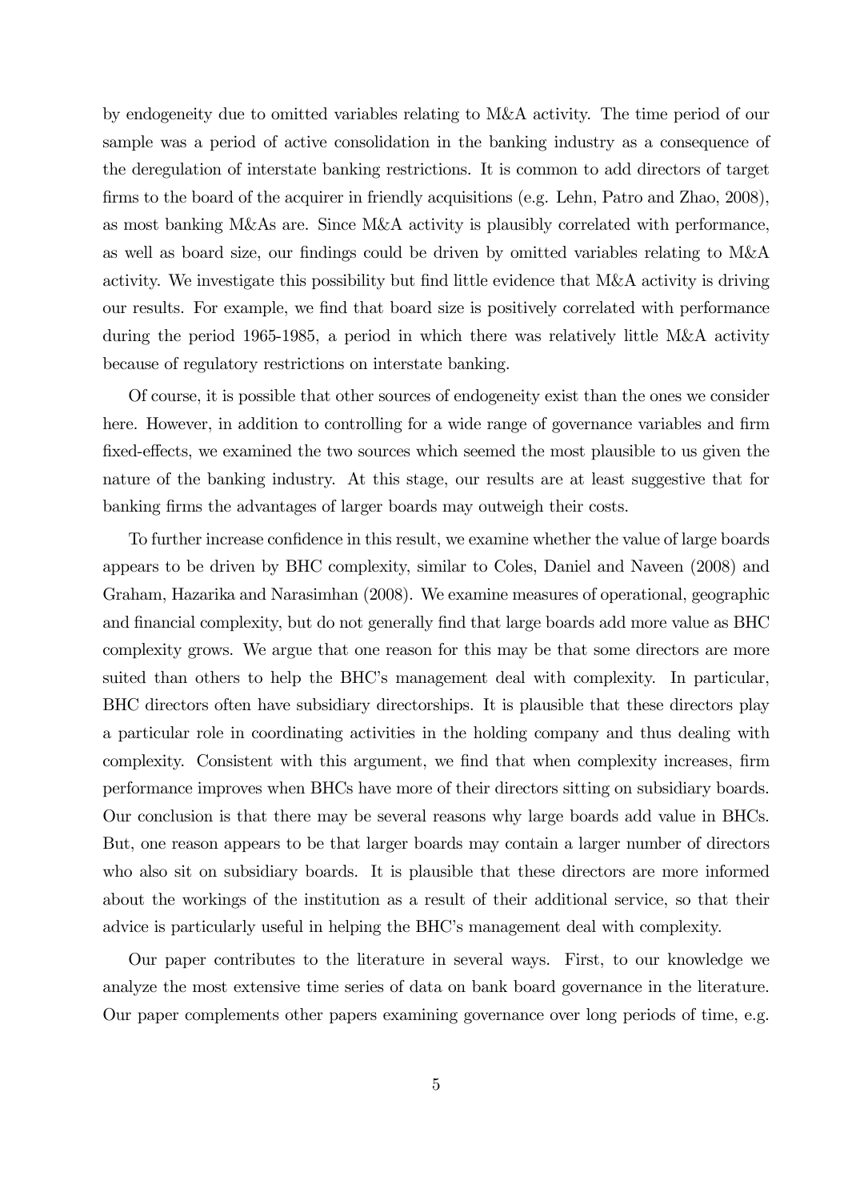by endogeneity due to omitted variables relating to M&A activity. The time period of our sample was a period of active consolidation in the banking industry as a consequence of the deregulation of interstate banking restrictions. It is common to add directors of target firms to the board of the acquirer in friendly acquisitions (e.g. Lehn, Patro and Zhao, 2008), as most banking M&As are. Since M&A activity is plausibly correlated with performance, as well as board size, our findings could be driven by omitted variables relating to M&A activity. We investigate this possibility but find little evidence that M&A activity is driving our results. For example, we find that board size is positively correlated with performance during the period 1965-1985, a period in which there was relatively little M&A activity because of regulatory restrictions on interstate banking.

Of course, it is possible that other sources of endogeneity exist than the ones we consider here. However, in addition to controlling for a wide range of governance variables and firm fixed-effects, we examined the two sources which seemed the most plausible to us given the nature of the banking industry. At this stage, our results are at least suggestive that for banking firms the advantages of larger boards may outweigh their costs.

To further increase confidence in this result, we examine whether the value of large boards appears to be driven by BHC complexity, similar to Coles, Daniel and Naveen (2008) and Graham, Hazarika and Narasimhan (2008). We examine measures of operational, geographic and financial complexity, but do not generally find that large boards add more value as BHC complexity grows. We argue that one reason for this may be that some directors are more suited than others to help the BHC's management deal with complexity. In particular, BHC directors often have subsidiary directorships. It is plausible that these directors play a particular role in coordinating activities in the holding company and thus dealing with complexity. Consistent with this argument, we find that when complexity increases, firm performance improves when BHCs have more of their directors sitting on subsidiary boards. Our conclusion is that there may be several reasons why large boards add value in BHCs. But, one reason appears to be that larger boards may contain a larger number of directors who also sit on subsidiary boards. It is plausible that these directors are more informed about the workings of the institution as a result of their additional service, so that their advice is particularly useful in helping the BHC's management deal with complexity.

Our paper contributes to the literature in several ways. First, to our knowledge we analyze the most extensive time series of data on bank board governance in the literature. Our paper complements other papers examining governance over long periods of time, e.g.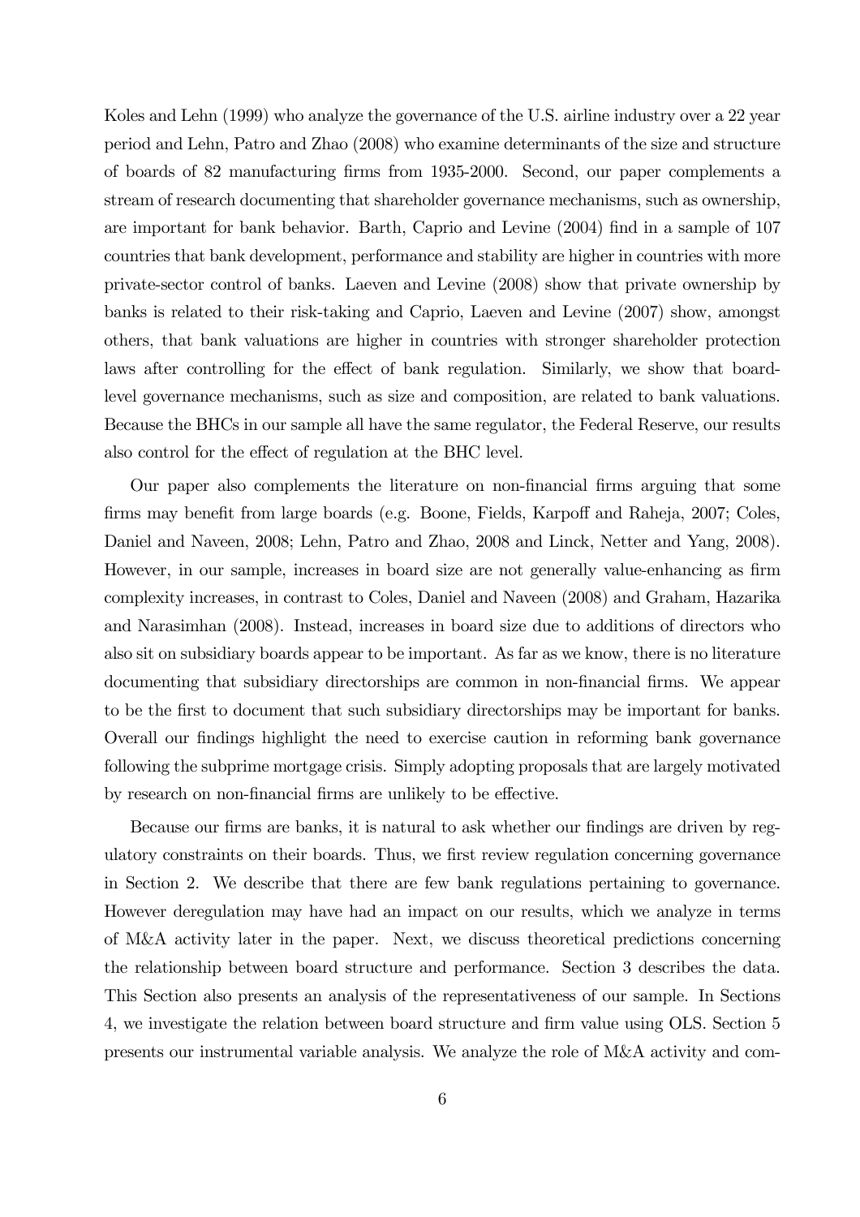Koles and Lehn (1999) who analyze the governance of the U.S. airline industry over a 22 year period and Lehn, Patro and Zhao (2008) who examine determinants of the size and structure of boards of 82 manufacturing firms from 1935-2000. Second, our paper complements a stream of research documenting that shareholder governance mechanisms, such as ownership, are important for bank behavior. Barth, Caprio and Levine (2004) find in a sample of 107 countries that bank development, performance and stability are higher in countries with more private-sector control of banks. Laeven and Levine (2008) show that private ownership by banks is related to their risk-taking and Caprio, Laeven and Levine (2007) show, amongst others, that bank valuations are higher in countries with stronger shareholder protection laws after controlling for the effect of bank regulation. Similarly, we show that board-level governance mechanisms, such as size and composition, are related to bank valuations. Because the BHCs in our sample all have the same regulator, the Federal Reserve, our results also control for the effect of regulation at the BHC level.

Our paper also complements the literature on non-financial firms arguing that some firms may benefit from large boards (e.g. Boone, Fields, Karpoff and Raheja, 2007; Coles, Daniel and Naveen, 2008; Lehn, Patro and Zhao, 2008 and Linck, Netter and Yang, 2008). However, in our sample, increases in board size are not generally value-enhancing as firm complexity increases, in contrast to Coles, Daniel and Naveen (2008) and Graham, Hazarika and Narasimhan (2008). Instead, increases in board size due to additions of directors who also sit on subsidiary boards appear to be important. As far as we know, there is no literature documenting that subsidiary directorships are common in non-financial firms. We appear to be the first to document that such subsidiary directorships may be important for banks. Overall our findings highlight the need to exercise caution in reforming bank governance following the subprime mortgage crisis. Simply adopting proposals that are largely motivated by research on non-financial firms are unlikely to be effective.

Because our firms are banks, it is natural to ask whether our findings are driven by regulatory constraints on their boards. Thus, we first review regulation concerning governance in Section 2. We describe that there are few bank regulations pertaining to governance. However deregulation may have had an impact on our results, which we analyze in terms of M&A activity later in the paper. Next, we discuss theoretical predictions concerning the relationship between board structure and performance. Section 3 describes the data. This Section also presents an analysis of the representativeness of our sample. In Sections 4, we investigate the relation between board structure and firm value using OLS. Section 5 presents our instrumental variable analysis. We analyze the role of M&A activity and com-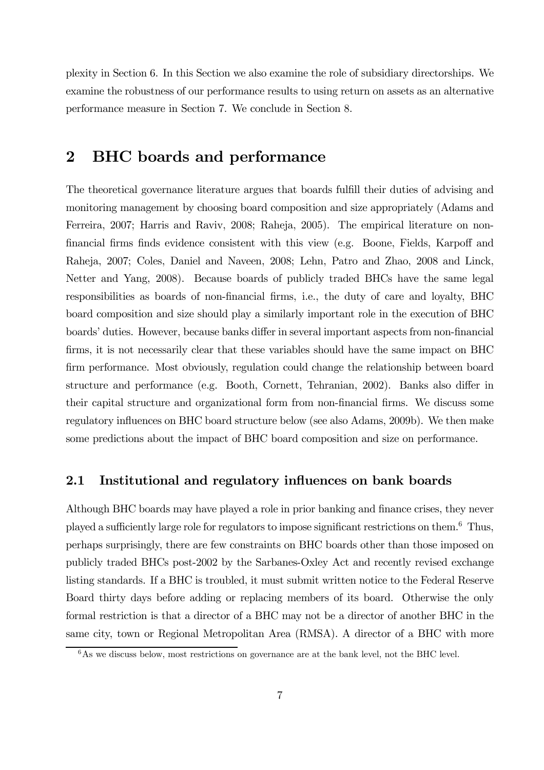plexity in Section 6. In this Section we also examine the role of subsidiary directorships. We examine the robustness of our performance results to using return on assets as an alternative performance measure in Section 7. We conclude in Section 8.

## 2 BHC boards and performance

The theoretical governance literature argues that boards fulfill their duties of advising and monitoring management by choosing board composition and size appropriately (Adams and Ferreira, 2007; Harris and Raviv, 2008; Raheja, 2005). The empirical literature on non-financial firms finds evidence consistent with this view (e.g. Boone, Fields, Karpoff and Raheja, 2007; Coles, Daniel and Naveen, 2008; Lehn, Patro and Zhao, 2008 and Linck, Netter and Yang, 2008). Because boards of publicly traded BHCs have the same legal responsibilities as boards of non-financial firms, i.e., the duty of care and loyalty, BHC board composition and size should play a similarly important role in the execution of BHC boards' duties. However, because banks differ in several important aspects from non-financial firms, it is not necessarily clear that these variables should have the same impact on BHC firm performance. Most obviously, regulation could change the relationship between board structure and performance (e.g. Booth, Cornett, Tehranian, 2002). Banks also differ in their capital structure and organizational form from non-financial firms. We discuss some regulatory influences on BHC board structure below (see also Adams, 2009b). We then make some predictions about the impact of BHC board composition and size on performance.

### 2.1 Institutional and regulatory influences on bank boards

Although BHC boards may have played a role in prior banking and finance crises, they never played a sufficiently large role for regulators to impose significant restrictions on them.[6] Thus, perhaps surprisingly, there are few constraints on BHC boards other than those imposed on publicly traded BHCs post-2002 by the Sarbanes-Oxley Act and recently revised exchange listing standards. If a BHC is troubled, it must submit written notice to the Federal Reserve Board thirty days before adding or replacing members of its board. Otherwise the only formal restriction is that a director of a BHC may not be a director of another BHC in the same city, town or Regional Metropolitan Area (RMSA). A director of a BHC with more

[6] As we discuss below, most restrictions on governance are at the bank level, not the BHC level.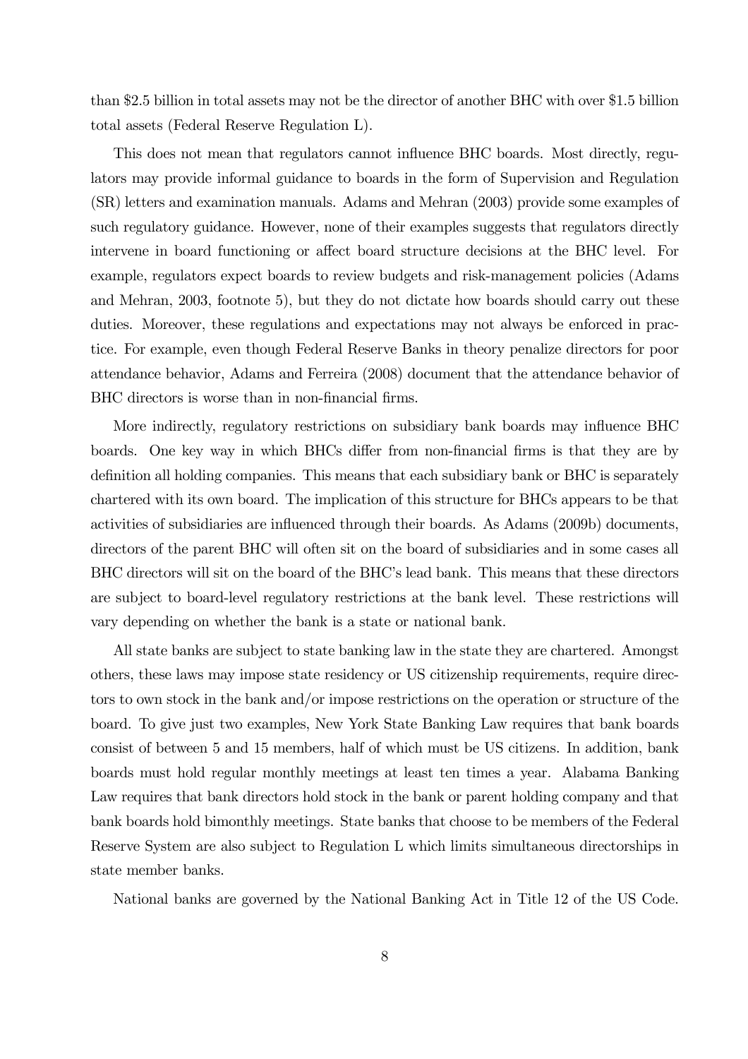than \$2.5 billion in total assets may not be the director of another BHC with over \$1.5 billion total assets (Federal Reserve Regulation L).

This does not mean that regulators cannot influence BHC boards. Most directly, regulators may provide informal guidance to boards in the form of Supervision and Regulation (SR) letters and examination manuals. Adams and Mehran (2003) provide some examples of such regulatory guidance. However, none of their examples suggests that regulators directly intervene in board functioning or affect board structure decisions at the BHC level. For example, regulators expect boards to review budgets and risk-management policies (Adams and Mehran, 2003, footnote 5), but they do not dictate how boards should carry out these duties. Moreover, these regulations and expectations may not always be enforced in practice. For example, even though Federal Reserve Banks in theory penalize directors for poor attendance behavior, Adams and Ferreira (2008) document that the attendance behavior of BHC directors is worse than in non-financial firms.

More indirectly, regulatory restrictions on subsidiary bank boards may influence BHC boards. One key way in which BHCs differ from non-financial firms is that they are by definition all holding companies. This means that each subsidiary bank or BHC is separately chartered with its own board. The implication of this structure for BHCs appears to be that activities of subsidiaries are influenced through their boards. As Adams (2009b) documents, directors of the parent BHC will often sit on the board of subsidiaries and in some cases all BHC directors will sit on the board of the BHC's lead bank. This means that these directors are subject to board-level regulatory restrictions at the bank level. These restrictions will vary depending on whether the bank is a state or national bank.

All state banks are subject to state banking law in the state they are chartered. Amongst others, these laws may impose state residency or US citizenship requirements, require directors to own stock in the bank and/or impose restrictions on the operation or structure of the board. To give just two examples, New York State Banking Law requires that bank boards consist of between 5 and 15 members, half of which must be US citizens. In addition, bank boards must hold regular monthly meetings at least ten times a year. Alabama Banking Law requires that bank directors hold stock in the bank or parent holding company and that bank boards hold bimonthly meetings. State banks that choose to be members of the Federal Reserve System are also subject to Regulation L which limits simultaneous directorships in state member banks.

National banks are governed by the National Banking Act in Title 12 of the US Code.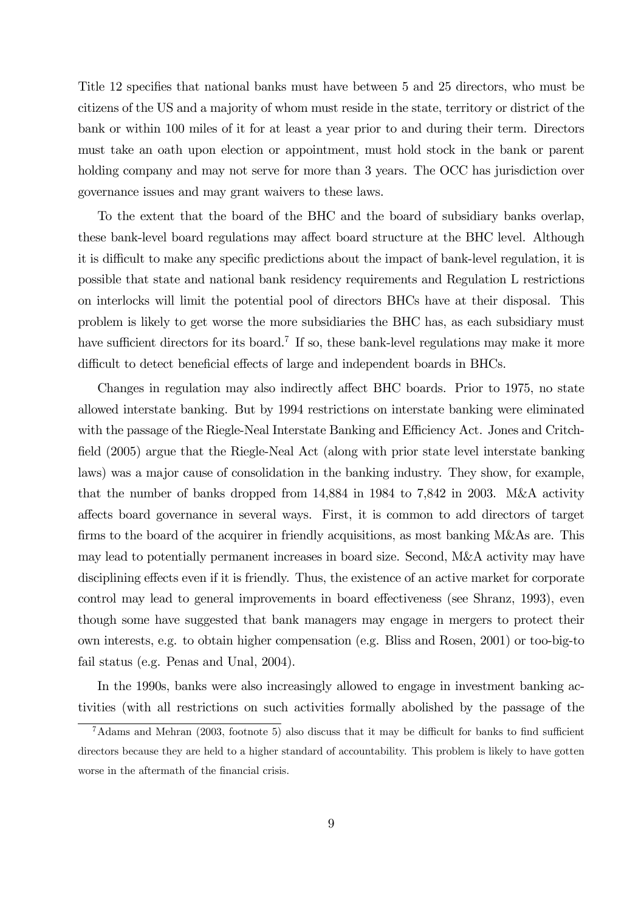Title 12 specifies that national banks must have between 5 and 25 directors, who must be citizens of the US and a majority of whom must reside in the state, territory or district of the bank or within 100 miles of it for at least a year prior to and during their term. Directors must take an oath upon election or appointment, must hold stock in the bank or parent holding company and may not serve for more than 3 years. The OCC has jurisdiction over governance issues and may grant waivers to these laws.

To the extent that the board of the BHC and the board of subsidiary banks overlap, these bank-level board regulations may affect board structure at the BHC level. Although it is difficult to make any specific predictions about the impact of bank-level regulation, it is possible that state and national bank residency requirements and Regulation L restrictions on interlocks will limit the potential pool of directors BHCs have at their disposal. This problem is likely to get worse the more subsidiaries the BHC has, as each subsidiary must have sufficient directors for its board.[7] If so, these bank-level regulations may make it more difficult to detect beneficial effects of large and independent boards in BHCs.

Changes in regulation may also indirectly affect BHC boards. Prior to 1975, no state allowed interstate banking. But by 1994 restrictions on interstate banking were eliminated with the passage of the Riegle-Neal Interstate Banking and Efficiency Act. Jones and Critchfield (2005) argue that the Riegle-Neal Act (along with prior state level interstate banking laws) was a major cause of consolidation in the banking industry. They show, for example, that the number of banks dropped from 14,884 in 1984 to 7,842 in 2003. M&A activity affects board governance in several ways. First, it is common to add directors of target firms to the board of the acquirer in friendly acquisitions, as most banking M&As are. This may lead to potentially permanent increases in board size. Second, M&A activity may have disciplining effects even if it is friendly. Thus, the existence of an active market for corporate control may lead to general improvements in board effectiveness (see Shranz, 1993), even though some have suggested that bank managers may engage in mergers to protect their own interests, e.g. to obtain higher compensation (e.g. Bliss and Rosen, 2001) or too-big-to fail status (e.g. Penas and Unal, 2004).

In the 1990s, banks were also increasingly allowed to engage in investment banking activities (with all restrictions on such activities formally abolished by the passage of the

[7] Adams and Mehran (2003, footnote 5) also discuss that it may be difficult for banks to find sufficient directors because they are held to a higher standard of accountability. This problem is likely to have gotten worse in the aftermath of the financial crisis.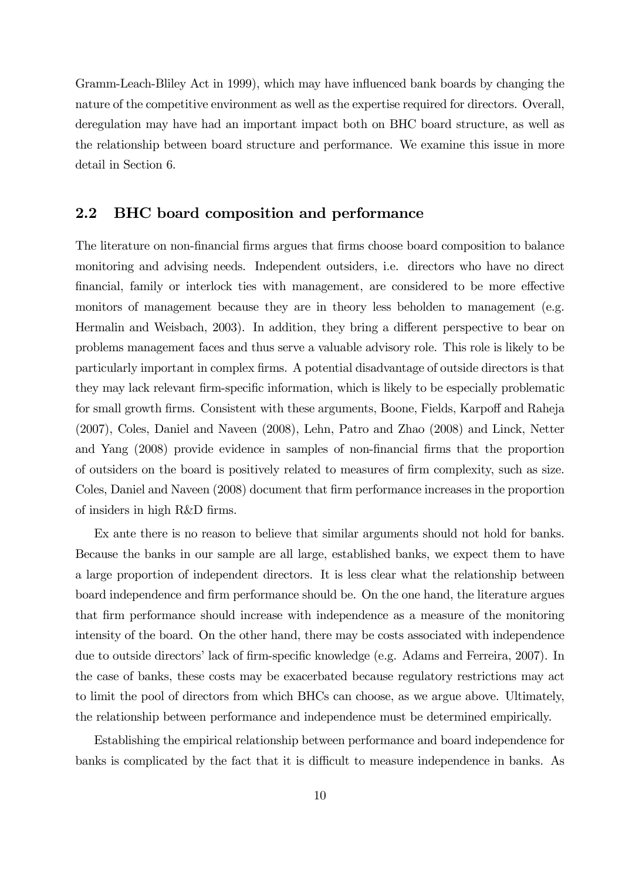Gramm-Leach-Bliley Act in 1999), which may have influenced bank boards by changing the nature of the competitive environment as well as the expertise required for directors. Overall, deregulation may have had an important impact both on BHC board structure, as well as the relationship between board structure and performance. We examine this issue in more detail in Section 6.

## 2.2 BHC board composition and performance

The literature on non-financial firms argues that firms choose board composition to balance monitoring and advising needs. Independent outsiders, i.e. directors who have no direct financial, family or interlock ties with management, are considered to be more effective monitors of management because they are in theory less beholden to management (e.g. Hermalin and Weisbach, 2003). In addition, they bring a different perspective to bear on problems management faces and thus serve a valuable advisory role. This role is likely to be particularly important in complex firms. A potential disadvantage of outside directors is that they may lack relevant firm-specific information, which is likely to be especially problematic for small growth firms. Consistent with these arguments, Boone, Fields, Karpoff and Raheja (2007), Coles, Daniel and Naveen (2008), Lehn, Patro and Zhao (2008) and Linck, Netter and Yang (2008) provide evidence in samples of non-financial firms that the proportion of outsiders on the board is positively related to measures of firm complexity, such as size. Coles, Daniel and Naveen (2008) document that firm performance increases in the proportion of insiders in high R&D firms.

Ex ante there is no reason to believe that similar arguments should not hold for banks. Because the banks in our sample are all large, established banks, we expect them to have a large proportion of independent directors. It is less clear what the relationship between board independence and firm performance should be. On the one hand, the literature argues that firm performance should increase with independence as a measure of the monitoring intensity of the board. On the other hand, there may be costs associated with independence due to outside directors' lack of firm-specific knowledge (e.g. Adams and Ferreira, 2007). In the case of banks, these costs may be exacerbated because regulatory restrictions may act to limit the pool of directors from which BHCs can choose, as we argue above. Ultimately, the relationship between performance and independence must be determined empirically.

Establishing the empirical relationship between performance and board independence for banks is complicated by the fact that it is difficult to measure independence in banks. As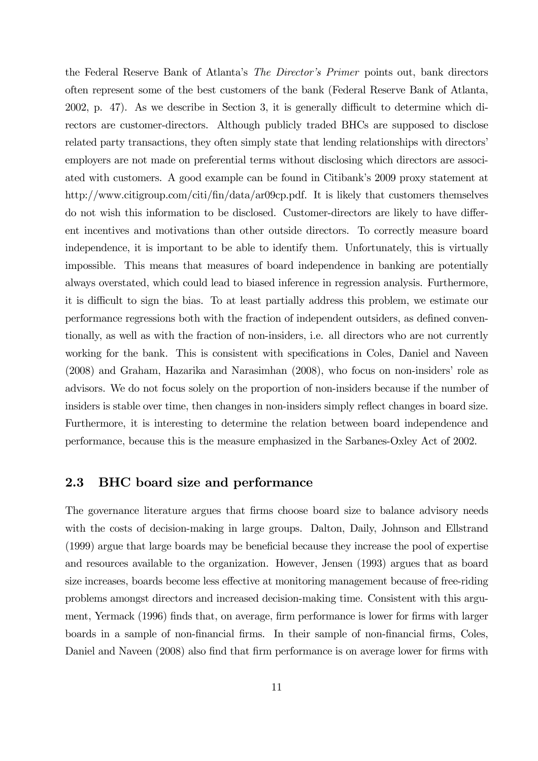the Federal Reserve Bank of Atlanta's *The Director's Primer* points out, bank directors often represent some of the best customers of the bank (Federal Reserve Bank of Atlanta, 2002, p. 47). As we describe in Section 3, it is generally difficult to determine which directors are customer-directors. Although publicly traded BHCs are supposed to disclose related party transactions, they often simply state that lending relationships with directors' employers are not made on preferential terms without disclosing which directors are associated with customers. A good example can be found in Citibank's 2009 proxy statement at http://www.citigroup.com/citi/fin/data/ar09cp.pdf. It is likely that customers themselves do not wish this information to be disclosed. Customer-directors are likely to have different incentives and motivations than other outside directors. To correctly measure board independence, it is important to be able to identify them. Unfortunately, this is virtually impossible. This means that measures of board independence in banking are potentially always overstated, which could lead to biased inference in regression analysis. Furthermore, it is difficult to sign the bias. To at least partially address this problem, we estimate our performance regressions both with the fraction of independent outsiders, as defined conventionally, as well as with the fraction of non-insiders, i.e. all directors who are not currently working for the bank. This is consistent with specifications in Coles, Daniel and Naveen (2008) and Graham, Hazarika and Narasimhan (2008), who focus on non-insiders' role as advisors. We do not focus solely on the proportion of non-insiders because if the number of insiders is stable over time, then changes in non-insiders simply reflect changes in board size. Furthermore, it is interesting to determine the relation between board independence and performance, because this is the measure emphasized in the Sarbanes-Oxley Act of 2002.

## 2.3 BHC board size and performance

The governance literature argues that firms choose board size to balance advisory needs with the costs of decision-making in large groups. Dalton, Daily, Johnson and Ellstrand (1999) argue that large boards may be beneficial because they increase the pool of expertise and resources available to the organization. However, Jensen (1993) argues that as board size increases, boards become less effective at monitoring management because of free-riding problems amongst directors and increased decision-making time. Consistent with this argument, Yermack (1996) finds that, on average, firm performance is lower for firms with larger boards in a sample of non-financial firms. In their sample of non-financial firms, Coles, Daniel and Naveen (2008) also find that firm performance is on average lower for firms with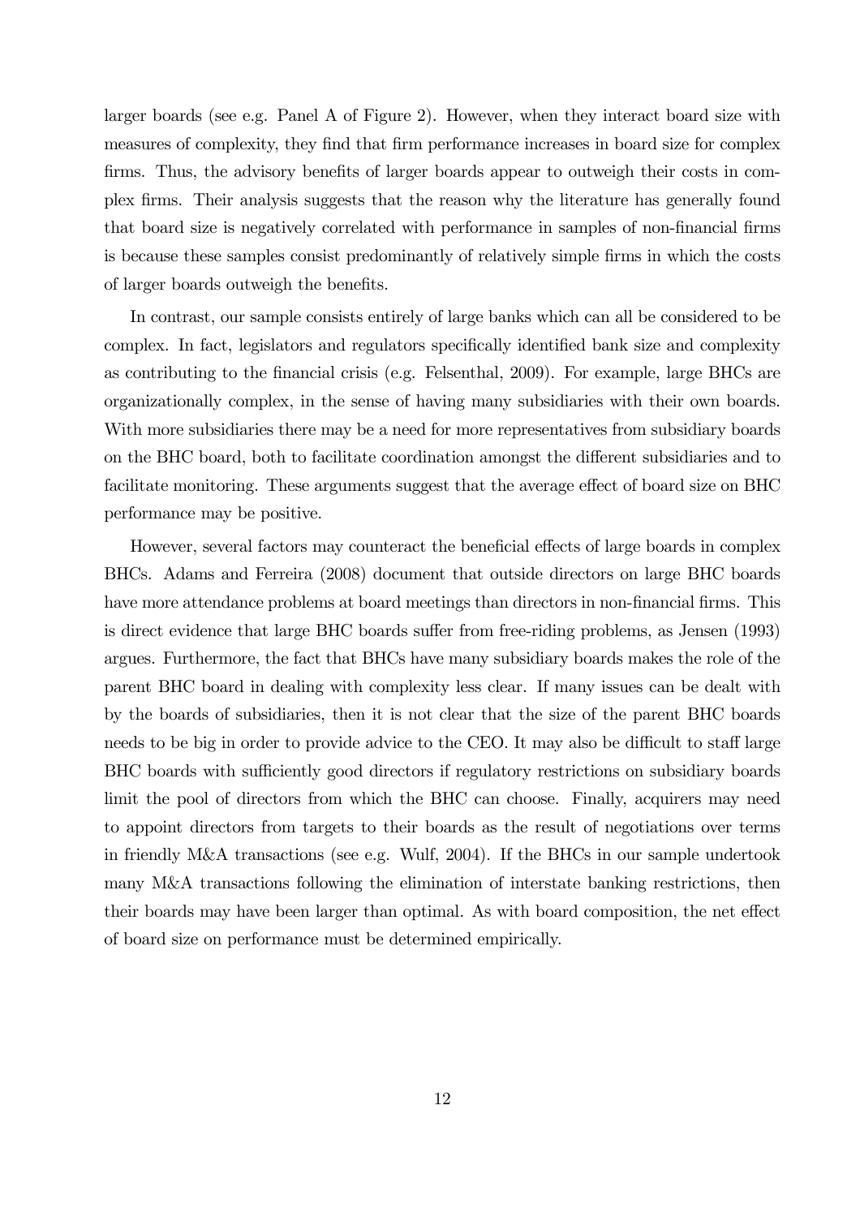larger boards (see e.g. Panel A of Figure 2). However, when they interact board size with measures of complexity, they find that firm performance increases in board size for complex firms. Thus, the advisory benefits of larger boards appear to outweigh their costs in complex firms. Their analysis suggests that the reason why the literature has generally found that board size is negatively correlated with performance in samples of non-financial firms is because these samples consist predominantly of relatively simple firms in which the costs of larger boards outweigh the benefits.

In contrast, our sample consists entirely of large banks which can all be considered to be complex. In fact, legislators and regulators specifically identified bank size and complexity as contributing to the financial crisis (e.g. Felsenthal, 2009). For example, large BHCs are organizationally complex, in the sense of having many subsidiaries with their own boards. With more subsidiaries there may be a need for more representatives from subsidiary boards on the BHC board, both to facilitate coordination amongst the different subsidiaries and to facilitate monitoring. These arguments suggest that the average effect of board size on BHC performance may be positive.

However, several factors may counteract the beneficial effects of large boards in complex BHCs. Adams and Ferreira (2008) document that outside directors on large BHC boards have more attendance problems at board meetings than directors in non-financial firms. This is direct evidence that large BHC boards suffer from free-riding problems, as Jensen (1993) argues. Furthermore, the fact that BHCs have many subsidiary boards makes the role of the parent BHC board in dealing with complexity less clear. If many issues can be dealt with by the boards of subsidiaries, then it is not clear that the size of the parent BHC boards needs to be big in order to provide advice to the CEO. It may also be difficult to staff large BHC boards with sufficiently good directors if regulatory restrictions on subsidiary boards limit the pool of directors from which the BHC can choose. Finally, acquirers may need to appoint directors from targets to their boards as the result of negotiations over terms in friendly M&A transactions (see e.g. Wulf, 2004). If the BHCs in our sample undertook many M&A transactions following the elimination of interstate banking restrictions, then their boards may have been larger than optimal. As with board composition, the net effect of board size on performance must be determined empirically.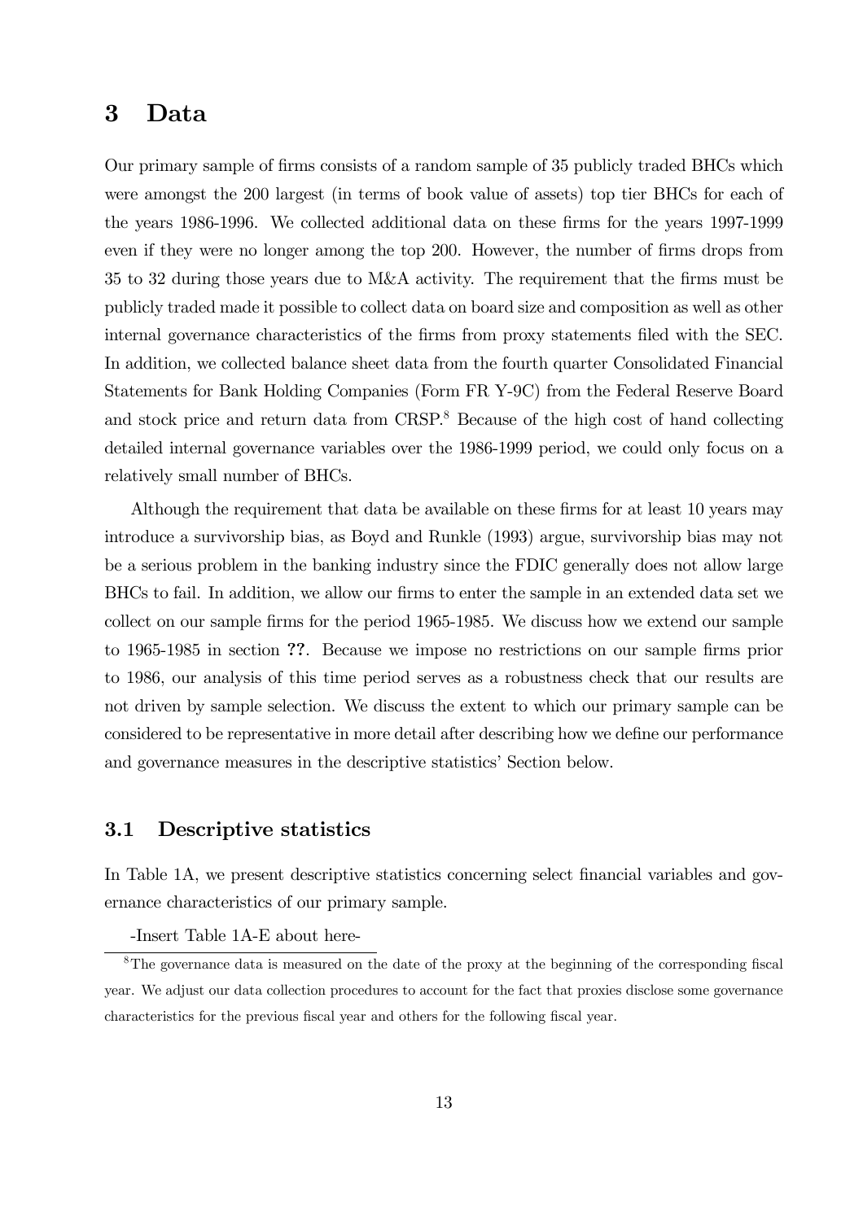# 3 Data

Our primary sample of firms consists of a random sample of 35 publicly traded BHCs which were amongst the 200 largest (in terms of book value of assets) top tier BHCs for each of the years 1986-1996. We collected additional data on these firms for the years 1997-1999 even if they were no longer among the top 200. However, the number of firms drops from 35 to 32 during those years due to M&A activity. The requirement that the firms must be publicly traded made it possible to collect data on board size and composition as well as other internal governance characteristics of the firms from proxy statements filed with the SEC. In addition, we collected balance sheet data from the fourth quarter Consolidated Financial Statements for Bank Holding Companies (Form FR Y-9C) from the Federal Reserve Board and stock price and return data from CRSP.[8] Because of the high cost of hand collecting detailed internal governance variables over the 1986-1999 period, we could only focus on a relatively small number of BHCs.

Although the requirement that data be available on these firms for at least 10 years may introduce a survivorship bias, as Boyd and Runkle (1993) argue, survivorship bias may not be a serious problem in the banking industry since the FDIC generally does not allow large BHCs to fail. In addition, we allow our firms to enter the sample in an extended data set we collect on our sample firms for the period 1965-1985. We discuss how we extend our sample to 1965-1985 in section **??**. Because we impose no restrictions on our sample firms prior to 1986, our analysis of this time period serves as a robustness check that our results are not driven by sample selection. We discuss the extent to which our primary sample can be considered to be representative in more detail after describing how we define our performance and governance measures in the descriptive statistics' Section below.

## 3.1 Descriptive statistics

In Table 1A, we present descriptive statistics concerning select financial variables and governance characteristics of our primary sample.

-Insert Table 1A-E about here-

[8] The governance data is measured on the date of the proxy at the beginning of the corresponding fiscal year. We adjust our data collection procedures to account for the fact that proxies disclose some governance characteristics for the previous fiscal year and others for the following fiscal year.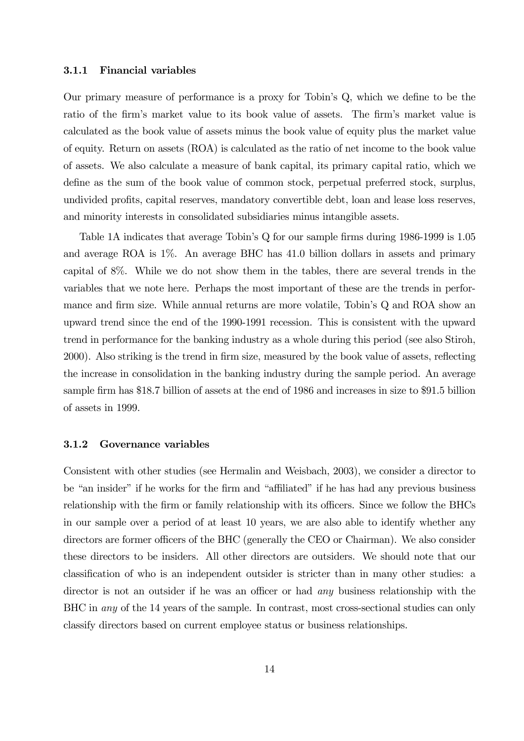### 3.1.1 Financial variables

Our primary measure of performance is a proxy for Tobin's Q, which we define to be the ratio of the firm's market value to its book value of assets. The firm's market value is calculated as the book value of assets minus the book value of equity plus the market value of equity. Return on assets (ROA) is calculated as the ratio of net income to the book value of assets. We also calculate a measure of bank capital, its primary capital ratio, which we define as the sum of the book value of common stock, perpetual preferred stock, surplus, undivided profits, capital reserves, mandatory convertible debt, loan and lease loss reserves, and minority interests in consolidated subsidiaries minus intangible assets.

Table 1A indicates that average Tobin's Q for our sample firms during 1986-1999 is 1.05 and average ROA is 1%. An average BHC has 41.0 billion dollars in assets and primary capital of 8%. While we do not show them in the tables, there are several trends in the variables that we note here. Perhaps the most important of these are the trends in performance and firm size. While annual returns are more volatile, Tobin's Q and ROA show an upward trend since the end of the 1990-1991 recession. This is consistent with the upward trend in performance for the banking industry as a whole during this period (see also Stiroh, 2000). Also striking is the trend in firm size, measured by the book value of assets, reflecting the increase in consolidation in the banking industry during the sample period. An average sample firm has \$18.7 billion of assets at the end of 1986 and increases in size to \$91.5 billion of assets in 1999.

### 3.1.2 Governance variables

Consistent with other studies (see Hermalin and Weisbach, 2003), we consider a director to be "an insider" if he works for the firm and "affiliated" if he has had any previous business relationship with the firm or family relationship with its officers. Since we follow the BHCs in our sample over a period of at least 10 years, we are also able to identify whether any directors are former officers of the BHC (generally the CEO or Chairman). We also consider these directors to be insiders. All other directors are outsiders. We should note that our classification of who is an independent outsider is stricter than in many other studies: a director is not an outsider if he was an officer or had *any* business relationship with the BHC in *any* of the 14 years of the sample. In contrast, most cross-sectional studies can only classify directors based on current employee status or business relationships.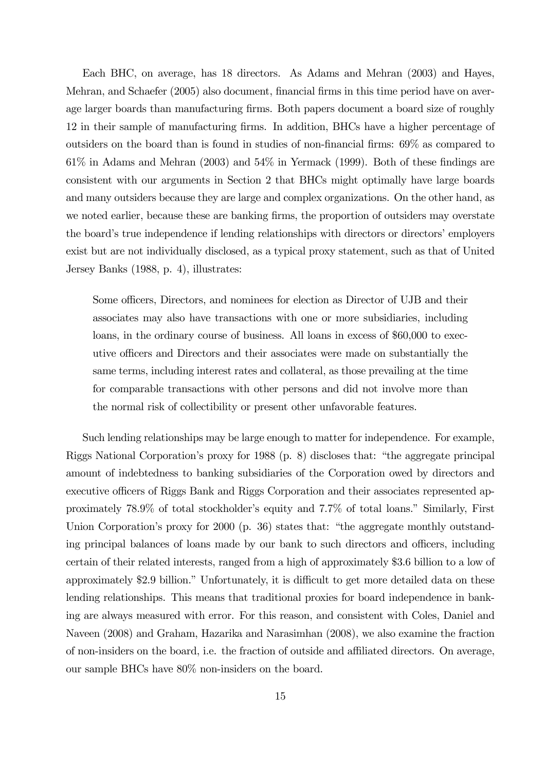Each BHC, on average, has 18 directors. As Adams and Mehran (2003) and Hayes, Mehran, and Schaefer (2005) also document, financial firms in this time period have on average larger boards than manufacturing firms. Both papers document a board size of roughly 12 in their sample of manufacturing firms. In addition, BHCs have a higher percentage of outsiders on the board than is found in studies of non-financial firms: 69% as compared to 61% in Adams and Mehran (2003) and 54% in Yermack (1999). Both of these findings are consistent with our arguments in Section 2 that BHCs might optimally have large boards and many outsiders because they are large and complex organizations. On the other hand, as we noted earlier, because these are banking firms, the proportion of outsiders may overstate the board's true independence if lending relationships with directors or directors' employers exist but are not individually disclosed, as a typical proxy statement, such as that of United Jersey Banks (1988, p. 4), illustrates:

> Some officers, Directors, and nominees for election as Director of UJB and their associates may also have transactions with one or more subsidiaries, including loans, in the ordinary course of business. All loans in excess of $60,000 to executive officers and Directors and their associates were made on substantially the same terms, including interest rates and collateral, as those prevailing at the time for comparable transactions with other persons and did not involve more than the normal risk of collectibility or present other unfavorable features.

Such lending relationships may be large enough to matter for independence. For example, Riggs National Corporation's proxy for 1988 (p. 8) discloses that: "the aggregate principal amount of indebtedness to banking subsidiaries of the Corporation owed by directors and executive officers of Riggs Bank and Riggs Corporation and their associates represented approximately 78.9% of total stockholder's equity and 7.7% of total loans." Similarly, First Union Corporation's proxy for 2000 (p. 36) states that: "the aggregate monthly outstanding principal balances of loans made by our bank to such directors and officers, including certain of their related interests, ranged from a high of approximately $3.6 billion to a low of approximately $2.9 billion." Unfortunately, it is difficult to get more detailed data on these lending relationships. This means that traditional proxies for board independence in banking are always measured with error. For this reason, and consistent with Coles, Daniel and Naveen (2008) and Graham, Hazarika and Narasimhan (2008), we also examine the fraction of non-insiders on the board, i.e. the fraction of outside and affiliated directors. On average, our sample BHCs have 80% non-insiders on the board.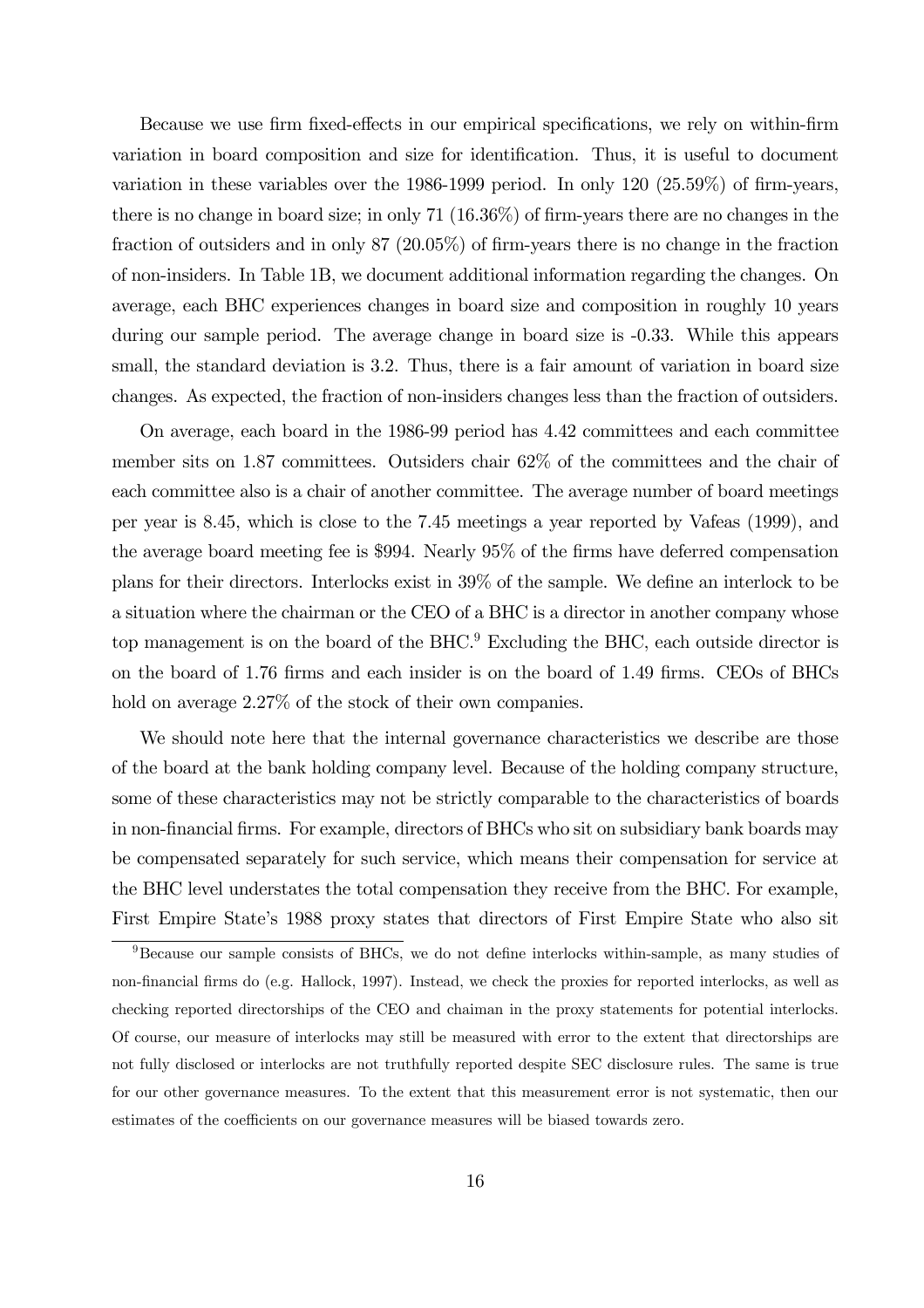Because we use firm fixed-effects in our empirical specifications, we rely on within-firm variation in board composition and size for identification. Thus, it is useful to document variation in these variables over the 1986-1999 period. In only 120 (25.59%) of firm-years, there is no change in board size; in only 71 (16.36%) of firm-years there are no changes in the fraction of outsiders and in only 87 (20.05%) of firm-years there is no change in the fraction of non-insiders. In Table 1B, we document additional information regarding the changes. On average, each BHC experiences changes in board size and composition in roughly 10 years during our sample period. The average change in board size is -0.33. While this appears small, the standard deviation is 3.2. Thus, there is a fair amount of variation in board size changes. As expected, the fraction of non-insiders changes less than the fraction of outsiders.

On average, each board in the 1986-99 period has 4.42 committees and each committee member sits on 1.87 committees. Outsiders chair 62% of the committees and the chair of each committee also is a chair of another committee. The average number of board meetings per year is 8.45, which is close to the 7.45 meetings a year reported by Vafeas (1999), and the average board meeting fee is $994. Nearly 95% of the firms have deferred compensation plans for their directors. Interlocks exist in 39% of the sample. We define an interlock to be a situation where the chairman or the CEO of a BHC is a director in another company whose top management is on the board of the BHC.[9] Excluding the BHC, each outside director is on the board of 1.76 firms and each insider is on the board of 1.49 firms. CEOs of BHCs hold on average 2.27% of the stock of their own companies.

We should note here that the internal governance characteristics we describe are those of the board at the bank holding company level. Because of the holding company structure, some of these characteristics may not be strictly comparable to the characteristics of boards in non-financial firms. For example, directors of BHCs who sit on subsidiary bank boards may be compensated separately for such service, which means their compensation for service at the BHC level understates the total compensation they receive from the BHC. For example, First Empire State's 1988 proxy states that directors of First Empire State who also sit

[9] Because our sample consists of BHCs, we do not define interlocks within-sample, as many studies of non-financial firms do (e.g. Hallock, 1997). Instead, we check the proxies for reported interlocks, as well as checking reported directorships of the CEO and chaiman in the proxy statements for potential interlocks. Of course, our measure of interlocks may still be measured with error to the extent that directorships are not fully disclosed or interlocks are not truthfully reported despite SEC disclosure rules. The same is true for our other governance measures. To the extent that this measurement error is not systematic, then our estimates of the coefficients on our governance measures will be biased towards zero.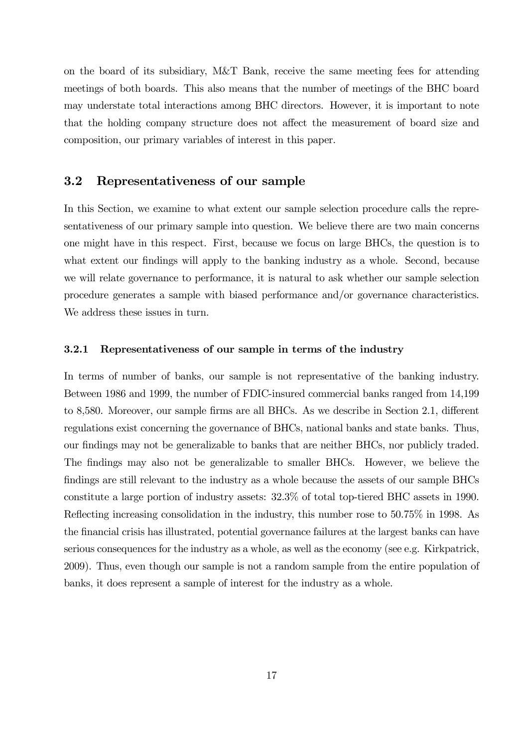on the board of its subsidiary, M&T Bank, receive the same meeting fees for attending meetings of both boards. This also means that the number of meetings of the BHC board may understate total interactions among BHC directors. However, it is important to note that the holding company structure does not affect the measurement of board size and composition, our primary variables of interest in this paper.

## 3.2 Representativeness of our sample

In this Section, we examine to what extent our sample selection procedure calls the representativeness of our primary sample into question. We believe there are two main concerns one might have in this respect. First, because we focus on large BHCs, the question is to what extent our findings will apply to the banking industry as a whole. Second, because we will relate governance to performance, it is natural to ask whether our sample selection procedure generates a sample with biased performance and/or governance characteristics. We address these issues in turn.

### 3.2.1 Representativeness of our sample in terms of the industry

In terms of number of banks, our sample is not representative of the banking industry. Between 1986 and 1999, the number of FDIC-insured commercial banks ranged from 14,199 to 8,580. Moreover, our sample firms are all BHCs. As we describe in Section 2.1, different regulations exist concerning the governance of BHCs, national banks and state banks. Thus, our findings may not be generalizable to banks that are neither BHCs, nor publicly traded. The findings may also not be generalizable to smaller BHCs. However, we believe the findings are still relevant to the industry as a whole because the assets of our sample BHCs constitute a large portion of industry assets: 32.3% of total top-tiered BHC assets in 1990. Reflecting increasing consolidation in the industry, this number rose to 50.75% in 1998. As the financial crisis has illustrated, potential governance failures at the largest banks can have serious consequences for the industry as a whole, as well as the economy (see e.g. Kirkpatrick, 2009). Thus, even though our sample is not a random sample from the entire population of banks, it does represent a sample of interest for the industry as a whole.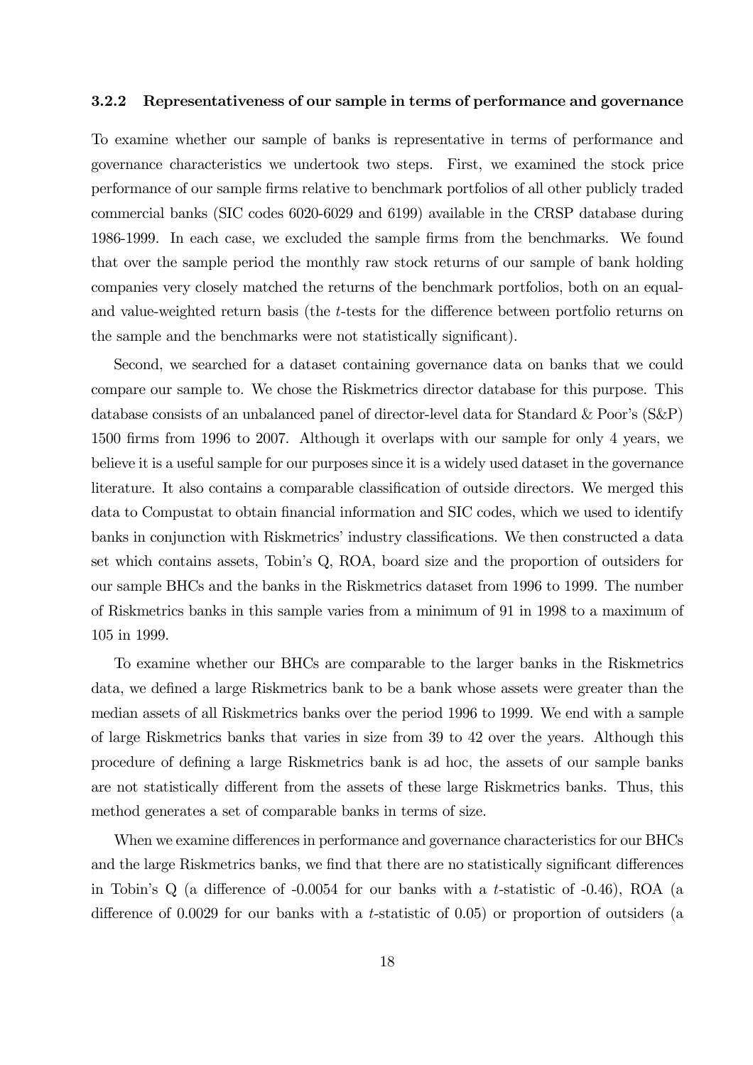### 3.2.2 Representativeness of our sample in terms of performance and governance

To examine whether our sample of banks is representative in terms of performance and governance characteristics we undertook two steps. First, we examined the stock price performance of our sample firms relative to benchmark portfolios of all other publicly traded commercial banks (SIC codes 6020-6029 and 6199) available in the CRSP database during 1986-1999. In each case, we excluded the sample firms from the benchmarks. We found that over the sample period the monthly raw stock returns of our sample of bank holding companies very closely matched the returns of the benchmark portfolios, both on an equal- and value-weighted return basis (the $t$-tests for the difference between portfolio returns on the sample and the benchmarks were not statistically significant).

Second, we searched for a dataset containing governance data on banks that we could compare our sample to. We chose the Riskmetrics director database for this purpose. This database consists of an unbalanced panel of director-level data for Standard & Poor's (S&P) 1500 firms from 1996 to 2007. Although it overlaps with our sample for only 4 years, we believe it is a useful sample for our purposes since it is a widely used dataset in the governance literature. It also contains a comparable classification of outside directors. We merged this data to Compustat to obtain financial information and SIC codes, which we used to identify banks in conjunction with Riskmetrics' industry classifications. We then constructed a data set which contains assets, Tobin's Q, ROA, board size and the proportion of outsiders for our sample BHCs and the banks in the Riskmetrics dataset from 1996 to 1999. The number of Riskmetrics banks in this sample varies from a minimum of 91 in 1998 to a maximum of 105 in 1999.

To examine whether our BHCs are comparable to the larger banks in the Riskmetrics data, we defined a large Riskmetrics bank to be a bank whose assets were greater than the median assets of all Riskmetrics banks over the period 1996 to 1999. We end with a sample of large Riskmetrics banks that varies in size from 39 to 42 over the years. Although this procedure of defining a large Riskmetrics bank is ad hoc, the assets of our sample banks are not statistically different from the assets of these large Riskmetrics banks. Thus, this method generates a set of comparable banks in terms of size.

When we examine differences in performance and governance characteristics for our BHCs and the large Riskmetrics banks, we find that there are no statistically significant differences in Tobin's Q (a difference of -0.0054 for our banks with a $t$-statistic of -0.46), ROA (a difference of 0.0029 for our banks with a $t$-statistic of 0.05) or proportion of outsiders (a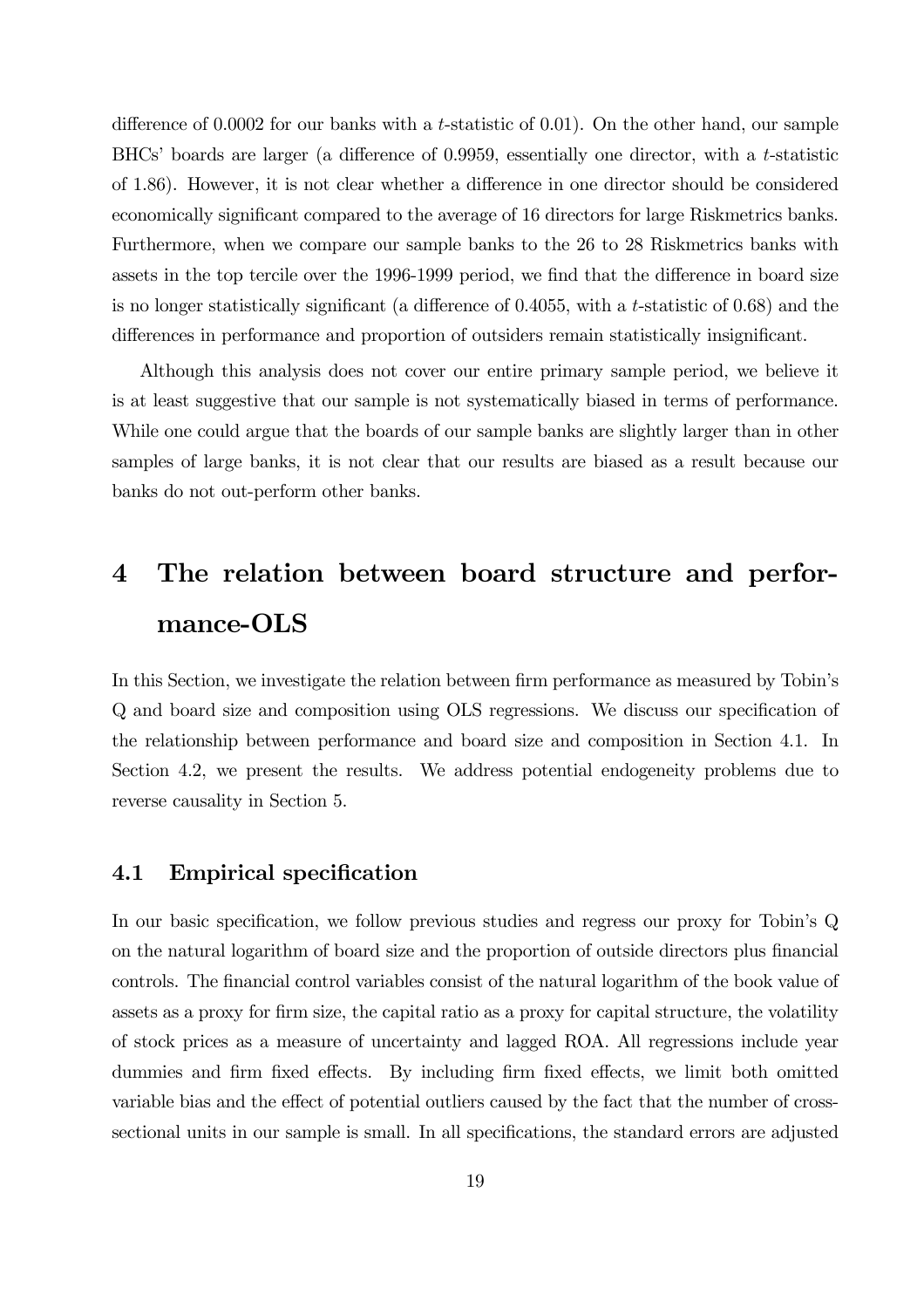difference of 0.0002 for our banks with a $t$-statistic of 0.01). On the other hand, our sample BHCs' boards are larger (a difference of 0.9959, essentially one director, with a $t$-statistic of 1.86). However, it is not clear whether a difference in one director should be considered economically significant compared to the average of 16 directors for large Riskmetrics banks. Furthermore, when we compare our sample banks to the 26 to 28 Riskmetrics banks with assets in the top tercile over the 1996-1999 period, we find that the difference in board size is no longer statistically significant (a difference of 0.4055, with a $t$-statistic of 0.68) and the differences in performance and proportion of outsiders remain statistically insignificant.

Although this analysis does not cover our entire primary sample period, we believe it is at least suggestive that our sample is not systematically biased in terms of performance. While one could argue that the boards of our sample banks are slightly larger than in other samples of large banks, it is not clear that our results are biased as a result because our banks do not out-perform other banks.

# 4 The relation between board structure and performance-OLS

In this Section, we investigate the relation between firm performance as measured by Tobin's Q and board size and composition using OLS regressions. We discuss our specification of the relationship between performance and board size and composition in Section 4.1. In Section 4.2, we present the results. We address potential endogeneity problems due to reverse causality in Section 5.

## 4.1 Empirical specification

In our basic specification, we follow previous studies and regress our proxy for Tobin's Q on the natural logarithm of board size and the proportion of outside directors plus financial controls. The financial control variables consist of the natural logarithm of the book value of assets as a proxy for firm size, the capital ratio as a proxy for capital structure, the volatility of stock prices as a measure of uncertainty and lagged ROA. All regressions include year dummies and firm fixed effects. By including firm fixed effects, we limit both omitted variable bias and the effect of potential outliers caused by the fact that the number of cross-sectional units in our sample is small. In all specifications, the standard errors are adjusted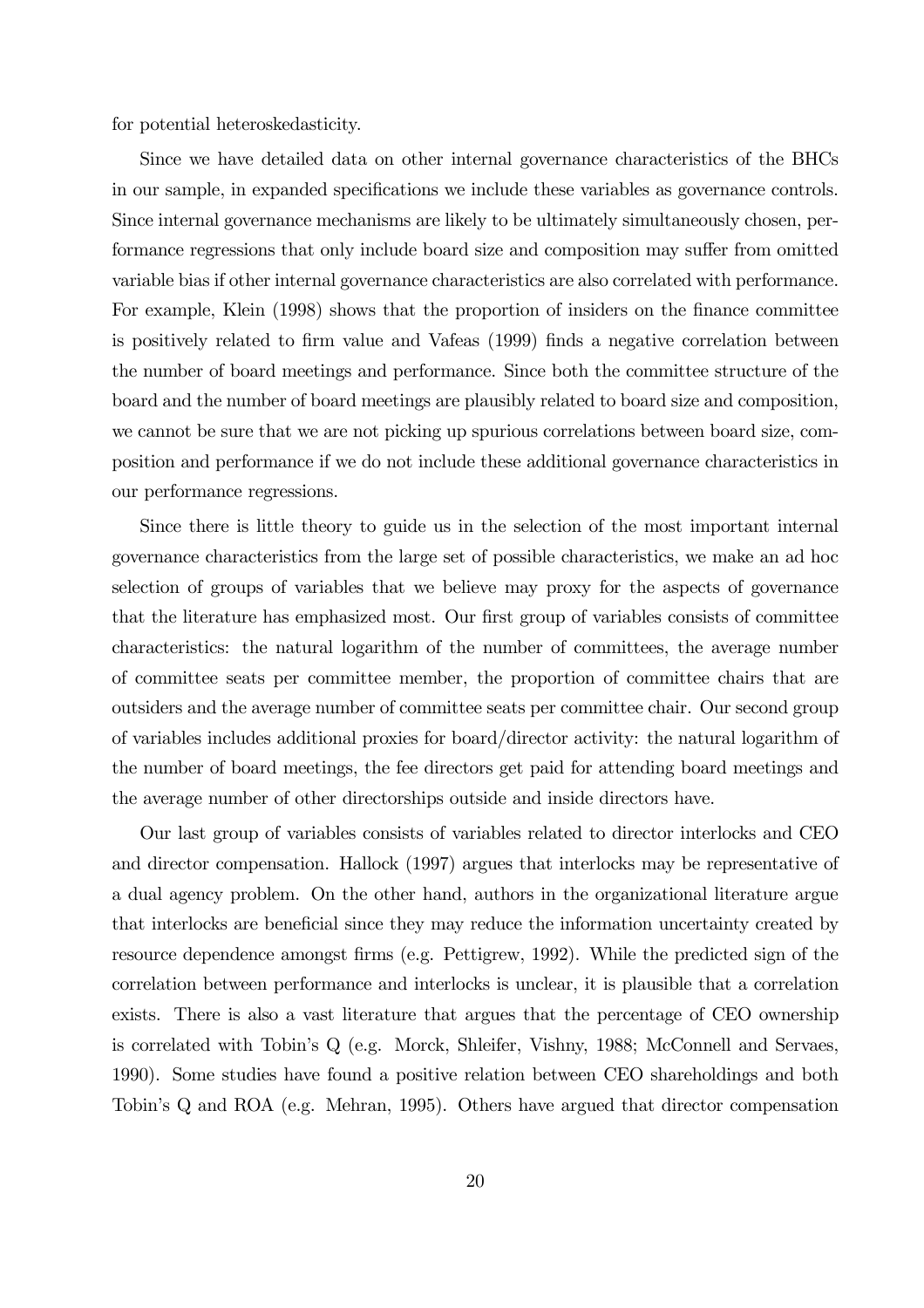for potential heteroskedasticity.

Since we have detailed data on other internal governance characteristics of the BHCs in our sample, in expanded specifications we include these variables as governance controls. Since internal governance mechanisms are likely to be ultimately simultaneously chosen, performance regressions that only include board size and composition may suffer from omitted variable bias if other internal governance characteristics are also correlated with performance. For example, Klein (1998) shows that the proportion of insiders on the finance committee is positively related to firm value and Vafeas (1999) finds a negative correlation between the number of board meetings and performance. Since both the committee structure of the board and the number of board meetings are plausibly related to board size and composition, we cannot be sure that we are not picking up spurious correlations between board size, composition and performance if we do not include these additional governance characteristics in our performance regressions.

Since there is little theory to guide us in the selection of the most important internal governance characteristics from the large set of possible characteristics, we make an ad hoc selection of groups of variables that we believe may proxy for the aspects of governance that the literature has emphasized most. Our first group of variables consists of committee characteristics: the natural logarithm of the number of committees, the average number of committee seats per committee member, the proportion of committee chairs that are outsiders and the average number of committee seats per committee chair. Our second group of variables includes additional proxies for board/director activity: the natural logarithm of the number of board meetings, the fee directors get paid for attending board meetings and the average number of other directorships outside and inside directors have.

Our last group of variables consists of variables related to director interlocks and CEO and director compensation. Hallock (1997) argues that interlocks may be representative of a dual agency problem. On the other hand, authors in the organizational literature argue that interlocks are beneficial since they may reduce the information uncertainty created by resource dependence amongst firms (e.g. Pettigrew, 1992). While the predicted sign of the correlation between performance and interlocks is unclear, it is plausible that a correlation exists. There is also a vast literature that argues that the percentage of CEO ownership is correlated with Tobin's Q (e.g. Morck, Shleifer, Vishny, 1988; McConnell and Servaes, 1990). Some studies have found a positive relation between CEO shareholdings and both Tobin's Q and ROA (e.g. Mehran, 1995). Others have argued that director compensation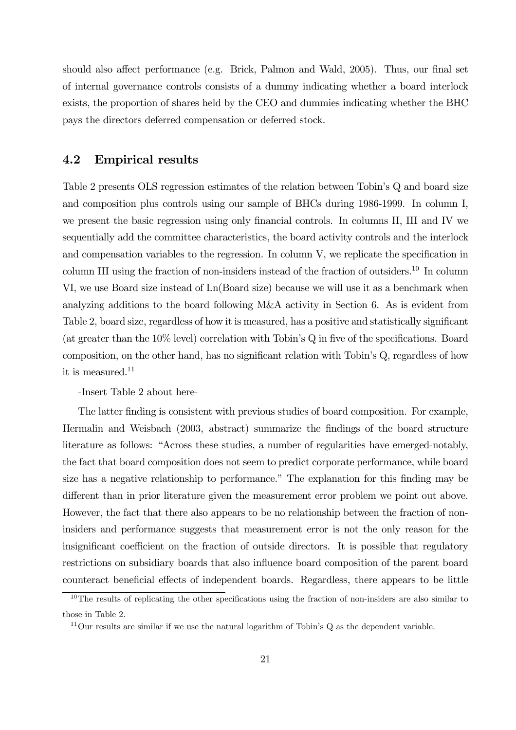should also affect performance (e.g. Brick, Palmon and Wald, 2005). Thus, our final set of internal governance controls consists of a dummy indicating whether a board interlock exists, the proportion of shares held by the CEO and dummies indicating whether the BHC pays the directors deferred compensation or deferred stock.

## 4.2 Empirical results

Table 2 presents OLS regression estimates of the relation between Tobin's Q and board size and composition plus controls using our sample of BHCs during 1986-1999. In column I, we present the basic regression using only financial controls. In columns II, III and IV we sequentially add the committee characteristics, the board activity controls and the interlock and compensation variables to the regression. In column V, we replicate the specification in column III using the fraction of non-insiders instead of the fraction of outsiders.[10] In column VI, we use Board size instead of Ln(Board size) because we will use it as a benchmark when analyzing additions to the board following M&A activity in Section 6. As is evident from Table 2, board size, regardless of how it is measured, has a positive and statistically significant (at greater than the 10% level) correlation with Tobin's Q in five of the specifications. Board composition, on the other hand, has no significant relation with Tobin's Q, regardless of how it is measured.[11]

-Insert Table 2 about here-

The latter finding is consistent with previous studies of board composition. For example, Hermalin and Weisbach (2003, abstract) summarize the findings of the board structure literature as follows: "Across these studies, a number of regularities have emerged-notably, the fact that board composition does not seem to predict corporate performance, while board size has a negative relationship to performance." The explanation for this finding may be different than in prior literature given the measurement error problem we point out above. However, the fact that there also appears to be no relationship between the fraction of non-insiders and performance suggests that measurement error is not the only reason for the insignificant coefficient on the fraction of outside directors. It is possible that regulatory restrictions on subsidiary boards that also influence board composition of the parent board counteract beneficial effects of independent boards. Regardless, there appears to be little

[10] The results of replicating the other specifications using the fraction of non-insiders are also similar to those in Table 2.

[11] Our results are similar if we use the natural logarithm of Tobin's Q as the dependent variable.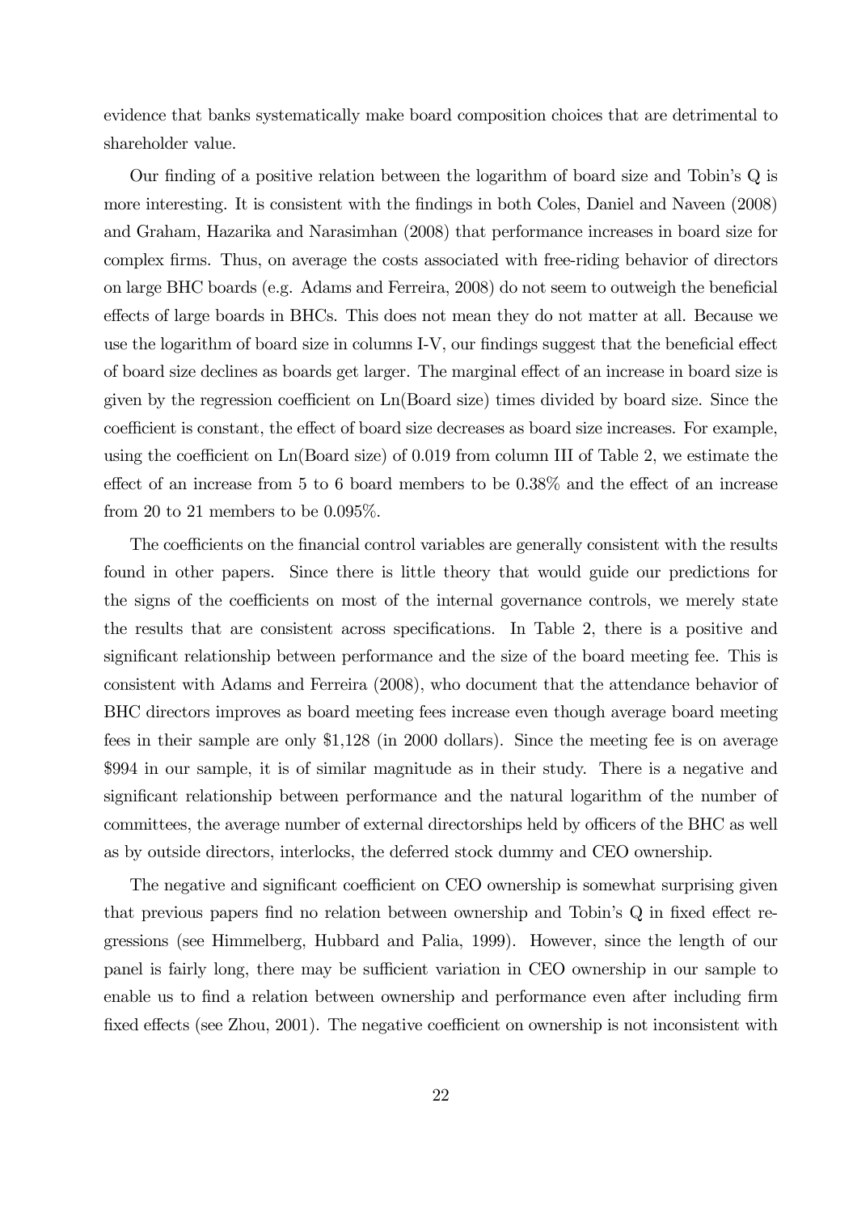evidence that banks systematically make board composition choices that are detrimental to shareholder value.

Our finding of a positive relation between the logarithm of board size and Tobin's Q is more interesting. It is consistent with the findings in both Coles, Daniel and Naveen (2008) and Graham, Hazarika and Narasimhan (2008) that performance increases in board size for complex firms. Thus, on average the costs associated with free-riding behavior of directors on large BHC boards (e.g. Adams and Ferreira, 2008) do not seem to outweigh the beneficial effects of large boards in BHCs. This does not mean they do not matter at all. Because we use the logarithm of board size in columns I-V, our findings suggest that the beneficial effect of board size declines as boards get larger. The marginal effect of an increase in board size is given by the regression coefficient on Ln(Board size) times divided by board size. Since the coefficient is constant, the effect of board size decreases as board size increases. For example, using the coefficient on Ln(Board size) of 0.019 from column III of Table 2, we estimate the effect of an increase from 5 to 6 board members to be 0.38% and the effect of an increase from 20 to 21 members to be 0.095%.

The coefficients on the financial control variables are generally consistent with the results found in other papers. Since there is little theory that would guide our predictions for the signs of the coefficients on most of the internal governance controls, we merely state the results that are consistent across specifications. In Table 2, there is a positive and significant relationship between performance and the size of the board meeting fee. This is consistent with Adams and Ferreira (2008), who document that the attendance behavior of BHC directors improves as board meeting fees increase even though average board meeting fees in their sample are only $1,128 (in 2000 dollars). Since the meeting fee is on average $994 in our sample, it is of similar magnitude as in their study. There is a negative and significant relationship between performance and the natural logarithm of the number of committees, the average number of external directorships held by officers of the BHC as well as by outside directors, interlocks, the deferred stock dummy and CEO ownership.

The negative and significant coefficient on CEO ownership is somewhat surprising given that previous papers find no relation between ownership and Tobin's Q in fixed effect regressions (see Himmelberg, Hubbard and Palia, 1999). However, since the length of our panel is fairly long, there may be sufficient variation in CEO ownership in our sample to enable us to find a relation between ownership and performance even after including firm fixed effects (see Zhou, 2001). The negative coefficient on ownership is not inconsistent with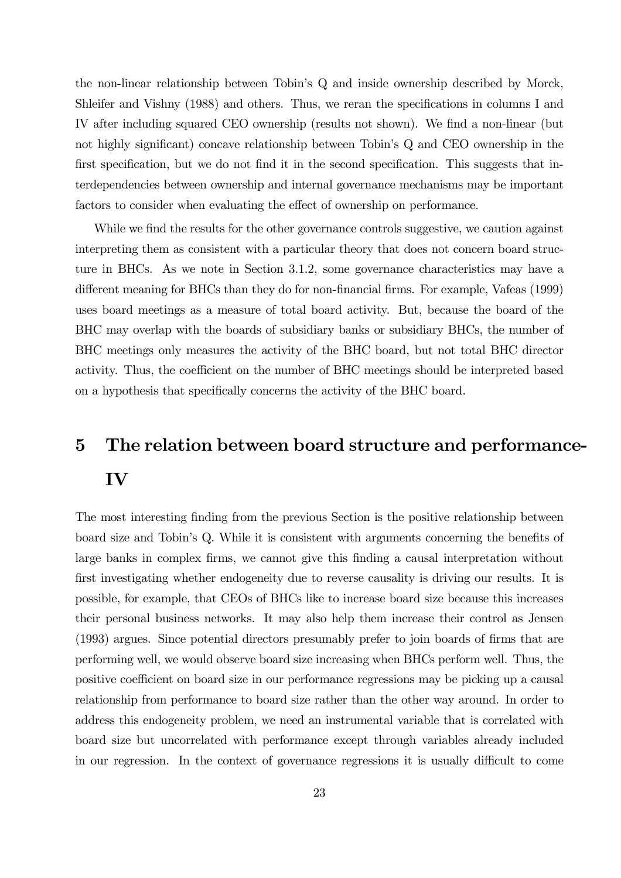the non-linear relationship between Tobin's Q and inside ownership described by Morck, Shleifer and Vishny (1988) and others. Thus, we reran the specifications in columns I and IV after including squared CEO ownership (results not shown). We find a non-linear (but not highly significant) concave relationship between Tobin's Q and CEO ownership in the first specification, but we do not find it in the second specification. This suggests that interdependencies between ownership and internal governance mechanisms may be important factors to consider when evaluating the effect of ownership on performance.

While we find the results for the other governance controls suggestive, we caution against interpreting them as consistent with a particular theory that does not concern board structure in BHCs. As we note in Section 3.1.2, some governance characteristics may have a different meaning for BHCs than they do for non-financial firms. For example, Vafeas (1999) uses board meetings as a measure of total board activity. But, because the board of the BHC may overlap with the boards of subsidiary banks or subsidiary BHCs, the number of BHC meetings only measures the activity of the BHC board, but not total BHC director activity. Thus, the coefficient on the number of BHC meetings should be interpreted based on a hypothesis that specifically concerns the activity of the BHC board.

# 5 The relation between board structure and performance-IV

The most interesting finding from the previous Section is the positive relationship between board size and Tobin's Q. While it is consistent with arguments concerning the benefits of large banks in complex firms, we cannot give this finding a causal interpretation without first investigating whether endogeneity due to reverse causality is driving our results. It is possible, for example, that CEOs of BHCs like to increase board size because this increases their personal business networks. It may also help them increase their control as Jensen (1993) argues. Since potential directors presumably prefer to join boards of firms that are performing well, we would observe board size increasing when BHCs perform well. Thus, the positive coefficient on board size in our performance regressions may be picking up a causal relationship from performance to board size rather than the other way around. In order to address this endogeneity problem, we need an instrumental variable that is correlated with board size but uncorrelated with performance except through variables already included in our regression. In the context of governance regressions it is usually difficult to come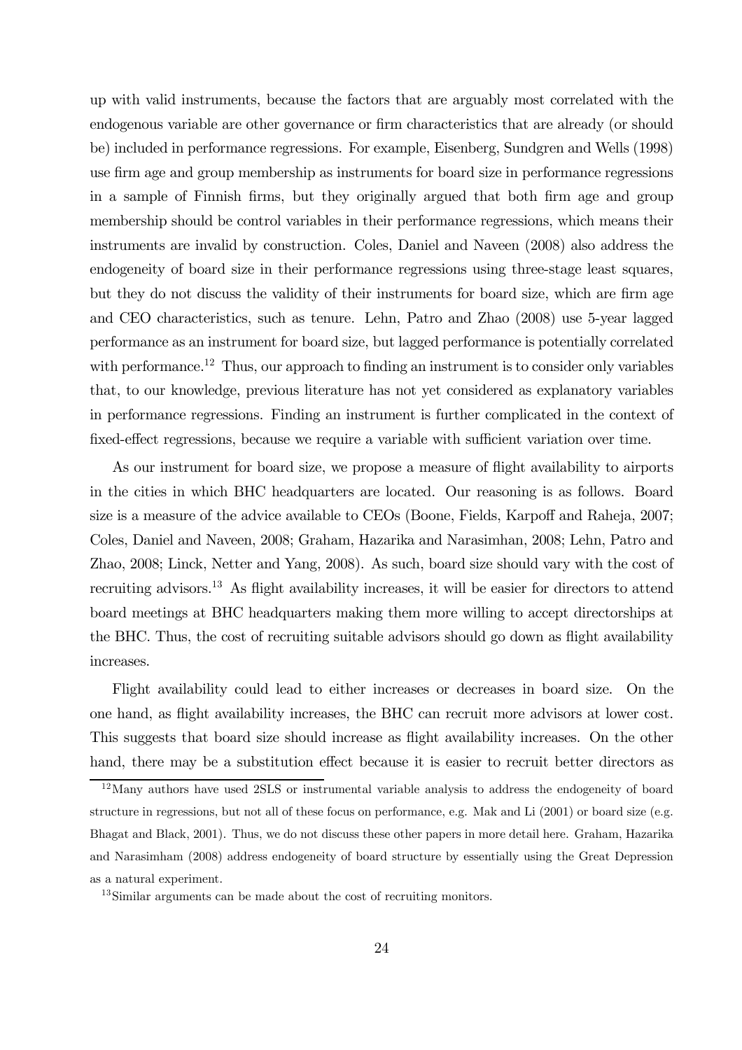up with valid instruments, because the factors that are arguably most correlated with the endogenous variable are other governance or firm characteristics that are already (or should be) included in performance regressions. For example, Eisenberg, Sundgren and Wells (1998) use firm age and group membership as instruments for board size in performance regressions in a sample of Finnish firms, but they originally argued that both firm age and group membership should be control variables in their performance regressions, which means their instruments are invalid by construction. Coles, Daniel and Naveen (2008) also address the endogeneity of board size in their performance regressions using three-stage least squares, but they do not discuss the validity of their instruments for board size, which are firm age and CEO characteristics, such as tenure. Lehn, Patro and Zhao (2008) use 5-year lagged performance as an instrument for board size, but lagged performance is potentially correlated with performance.[12] Thus, our approach to finding an instrument is to consider only variables that, to our knowledge, previous literature has not yet considered as explanatory variables in performance regressions. Finding an instrument is further complicated in the context of fixed-effect regressions, because we require a variable with sufficient variation over time.

As our instrument for board size, we propose a measure of flight availability to airports in the cities in which BHC headquarters are located. Our reasoning is as follows. Board size is a measure of the advice available to CEOs (Boone, Fields, Karpoff and Raheja, 2007; Coles, Daniel and Naveen, 2008; Graham, Hazarika and Narasimhan, 2008; Lehn, Patro and Zhao, 2008; Linck, Netter and Yang, 2008). As such, board size should vary with the cost of recruiting advisors.[13] As flight availability increases, it will be easier for directors to attend board meetings at BHC headquarters making them more willing to accept directorships at the BHC. Thus, the cost of recruiting suitable advisors should go down as flight availability increases.

Flight availability could lead to either increases or decreases in board size. On the one hand, as flight availability increases, the BHC can recruit more advisors at lower cost. This suggests that board size should increase as flight availability increases. On the other hand, there may be a substitution effect because it is easier to recruit better directors as

[12] Many authors have used 2SLS or instrumental variable analysis to address the endogeneity of board structure in regressions, but not all of these focus on performance, e.g. Mak and Li (2001) or board size (e.g. Bhagat and Black, 2001). Thus, we do not discuss these other papers in more detail here. Graham, Hazarika and Narasimham (2008) address endogeneity of board structure by essentially using the Great Depression as a natural experiment.

[13] Similar arguments can be made about the cost of recruiting monitors.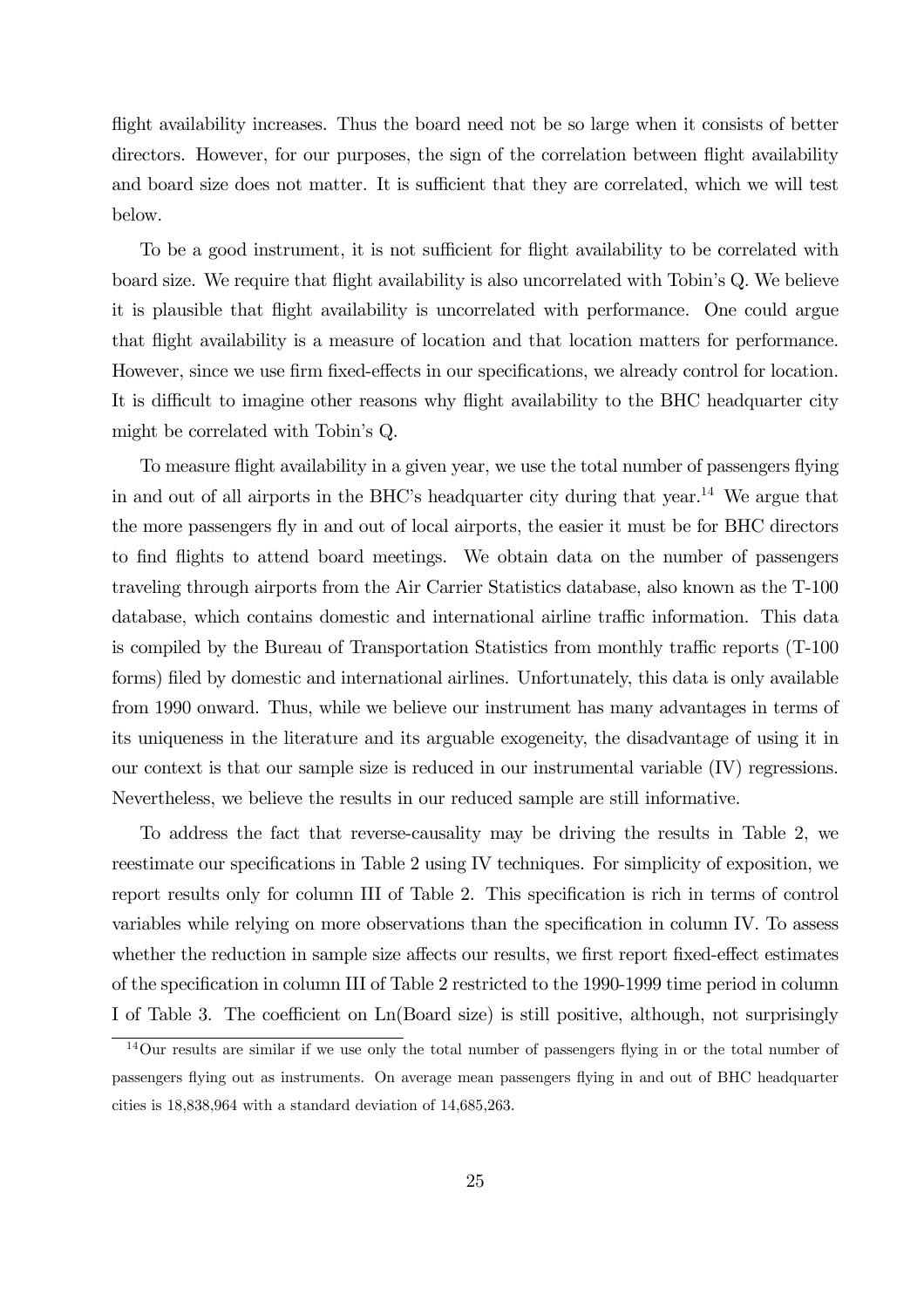flight availability increases. Thus the board need not be so large when it consists of better directors. However, for our purposes, the sign of the correlation between flight availability and board size does not matter. It is sufficient that they are correlated, which we will test below.

To be a good instrument, it is not sufficient for flight availability to be correlated with board size. We require that flight availability is also uncorrelated with Tobin's Q. We believe it is plausible that flight availability is uncorrelated with performance. One could argue that flight availability is a measure of location and that location matters for performance. However, since we use firm fixed-effects in our specifications, we already control for location. It is difficult to imagine other reasons why flight availability to the BHC headquarter city might be correlated with Tobin's Q.

To measure flight availability in a given year, we use the total number of passengers flying in and out of all airports in the BHC's headquarter city during that year.[14] We argue that the more passengers fly in and out of local airports, the easier it must be for BHC directors to find flights to attend board meetings. We obtain data on the number of passengers traveling through airports from the Air Carrier Statistics database, also known as the T-100 database, which contains domestic and international airline traffic information. This data is compiled by the Bureau of Transportation Statistics from monthly traffic reports (T-100 forms) filed by domestic and international airlines. Unfortunately, this data is only available from 1990 onward. Thus, while we believe our instrument has many advantages in terms of its uniqueness in the literature and its arguable exogeneity, the disadvantage of using it in our context is that our sample size is reduced in our instrumental variable (IV) regressions. Nevertheless, we believe the results in our reduced sample are still informative.

To address the fact that reverse-causality may be driving the results in Table 2, we reestimate our specifications in Table 2 using IV techniques. For simplicity of exposition, we report results only for column III of Table 2. This specification is rich in terms of control variables while relying on more observations than the specification in column IV. To assess whether the reduction in sample size affects our results, we first report fixed-effect estimates of the specification in column III of Table 2 restricted to the 1990-1999 time period in column I of Table 3. The coefficient on Ln(Board size) is still positive, although, not surprisingly

[14] Our results are similar if we use only the total number of passengers flying in or the total number of passengers flying out as instruments. On average mean passengers flying in and out of BHC headquarter cities is 18,838,964 with a standard deviation of 14,685,263.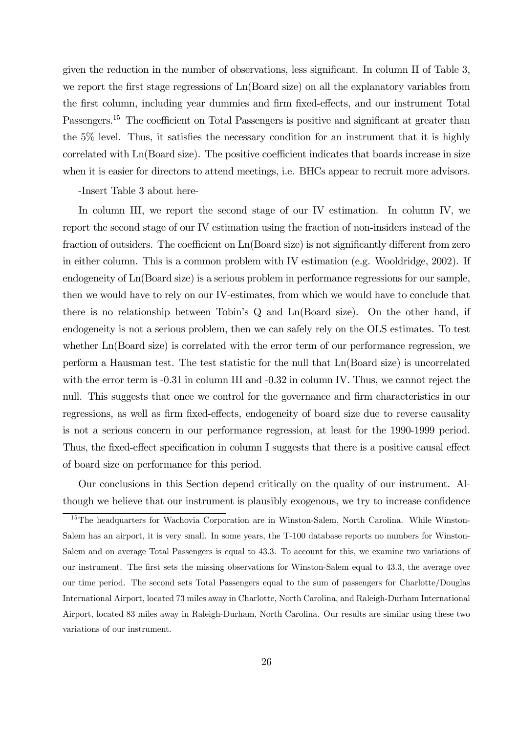given the reduction in the number of observations, less significant. In column II of Table 3, we report the first stage regressions of Ln(Board size) on all the explanatory variables from the first column, including year dummies and firm fixed-effects, and our instrument Total Passengers.[15] The coefficient on Total Passengers is positive and significant at greater than the 5% level. Thus, it satisfies the necessary condition for an instrument that it is highly correlated with Ln(Board size). The positive coefficient indicates that boards increase in size when it is easier for directors to attend meetings, i.e. BHCs appear to recruit more advisors.

-Insert Table 3 about here-

In column III, we report the second stage of our IV estimation. In column IV, we report the second stage of our IV estimation using the fraction of non-insiders instead of the fraction of outsiders. The coefficient on Ln(Board size) is not significantly different from zero in either column. This is a common problem with IV estimation (e.g. Wooldridge, 2002). If endogeneity of Ln(Board size) is a serious problem in performance regressions for our sample, then we would have to rely on our IV-estimates, from which we would have to conclude that there is no relationship between Tobin's Q and Ln(Board size). On the other hand, if endogeneity is not a serious problem, then we can safely rely on the OLS estimates. To test whether Ln(Board size) is correlated with the error term of our performance regression, we perform a Hausman test. The test statistic for the null that Ln(Board size) is uncorrelated with the error term is -0.31 in column III and -0.32 in column IV. Thus, we cannot reject the null. This suggests that once we control for the governance and firm characteristics in our regressions, as well as firm fixed-effects, endogeneity of board size due to reverse causality is not a serious concern in our performance regression, at least for the 1990-1999 period. Thus, the fixed-effect specification in column I suggests that there is a positive causal effect of board size on performance for this period.

Our conclusions in this Section depend critically on the quality of our instrument. Although we believe that our instrument is plausibly exogenous, we try to increase confidence

[15] The headquarters for Wachovia Corporation are in Winston-Salem, North Carolina. While Winston-Salem has an airport, it is very small. In some years, the T-100 database reports no numbers for Winston-Salem and on average Total Passengers is equal to 43.3. To account for this, we examine two variations of our instrument. The first sets the missing observations for Winston-Salem equal to 43.3, the average over our time period. The second sets Total Passengers equal to the sum of passengers for Charlotte/Douglas International Airport, located 73 miles away in Charlotte, North Carolina, and Raleigh-Durham International Airport, located 83 miles away in Raleigh-Durham, North Carolina. Our results are similar using these two variations of our instrument.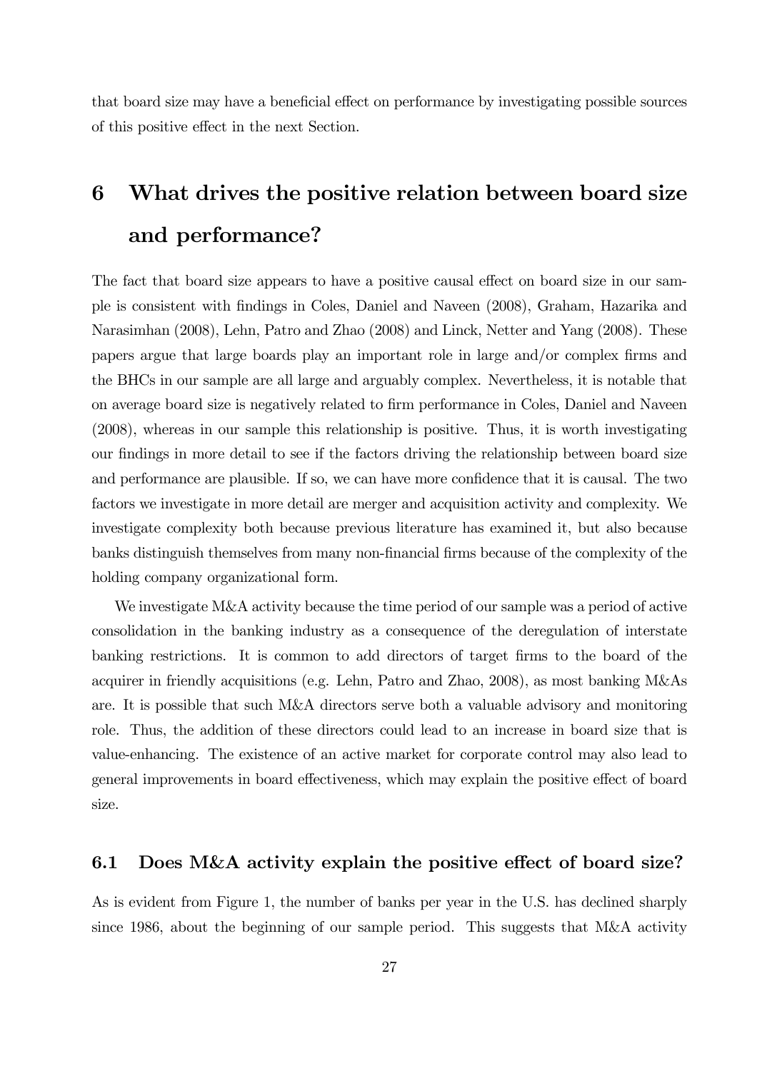that board size may have a beneficial effect on performance by investigating possible sources of this positive effect in the next Section.

# 6 What drives the positive relation between board size and performance?

The fact that board size appears to have a positive causal effect on board size in our sample is consistent with findings in Coles, Daniel and Naveen (2008), Graham, Hazarika and Narasimhan (2008), Lehn, Patro and Zhao (2008) and Linck, Netter and Yang (2008). These papers argue that large boards play an important role in large and/or complex firms and the BHCs in our sample are all large and arguably complex. Nevertheless, it is notable that on average board size is negatively related to firm performance in Coles, Daniel and Naveen (2008), whereas in our sample this relationship is positive. Thus, it is worth investigating our findings in more detail to see if the factors driving the relationship between board size and performance are plausible. If so, we can have more confidence that it is causal. The two factors we investigate in more detail are merger and acquisition activity and complexity. We investigate complexity both because previous literature has examined it, but also because banks distinguish themselves from many non-financial firms because of the complexity of the holding company organizational form.

We investigate M&A activity because the time period of our sample was a period of active consolidation in the banking industry as a consequence of the deregulation of interstate banking restrictions. It is common to add directors of target firms to the board of the acquirer in friendly acquisitions (e.g. Lehn, Patro and Zhao, 2008), as most banking M&As are. It is possible that such M&A directors serve both a valuable advisory and monitoring role. Thus, the addition of these directors could lead to an increase in board size that is value-enhancing. The existence of an active market for corporate control may also lead to general improvements in board effectiveness, which may explain the positive effect of board size.

## 6.1 Does M&A activity explain the positive effect of board size?

As is evident from Figure 1, the number of banks per year in the U.S. has declined sharply since 1986, about the beginning of our sample period. This suggests that M&A activity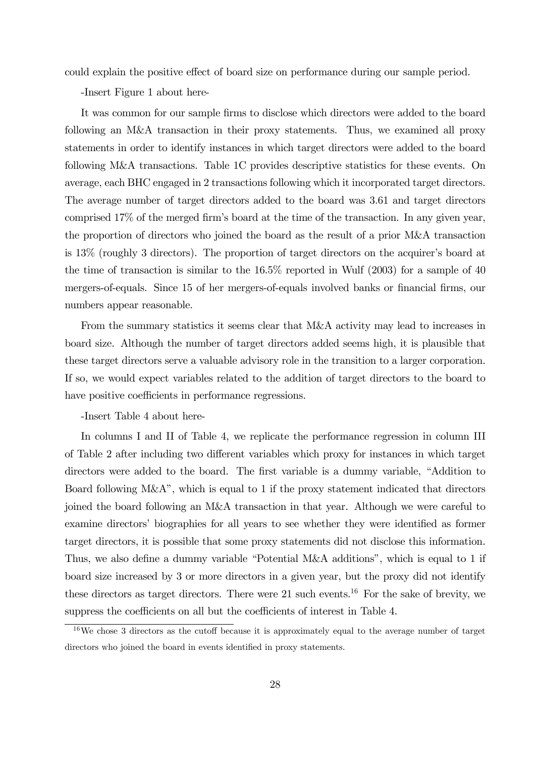could explain the positive effect of board size on performance during our sample period.

-Insert Figure 1 about here-

It was common for our sample firms to disclose which directors were added to the board following an M&A transaction in their proxy statements. Thus, we examined all proxy statements in order to identify instances in which target directors were added to the board following M&A transactions. Table 1C provides descriptive statistics for these events. On average, each BHC engaged in 2 transactions following which it incorporated target directors. The average number of target directors added to the board was 3.61 and target directors comprised 17% of the merged firm's board at the time of the transaction. In any given year, the proportion of directors who joined the board as the result of a prior M&A transaction is 13% (roughly 3 directors). The proportion of target directors on the acquirer's board at the time of transaction is similar to the 16.5% reported in Wulf (2003) for a sample of 40 mergers-of-equals. Since 15 of her mergers-of-equals involved banks or financial firms, our numbers appear reasonable.

From the summary statistics it seems clear that M&A activity may lead to increases in board size. Although the number of target directors added seems high, it is plausible that these target directors serve a valuable advisory role in the transition to a larger corporation. If so, we would expect variables related to the addition of target directors to the board to have positive coefficients in performance regressions.

-Insert Table 4 about here-

In columns I and II of Table 4, we replicate the performance regression in column III of Table 2 after including two different variables which proxy for instances in which target directors were added to the board. The first variable is a dummy variable, "Addition to Board following M&A", which is equal to 1 if the proxy statement indicated that directors joined the board following an M&A transaction in that year. Although we were careful to examine directors' biographies for all years to see whether they were identified as former target directors, it is possible that some proxy statements did not disclose this information. Thus, we also define a dummy variable "Potential M&A additions", which is equal to 1 if board size increased by 3 or more directors in a given year, but the proxy did not identify these directors as target directors. There were 21 such events.[16] For the sake of brevity, we suppress the coefficients on all but the coefficients of interest in Table 4.

[16] We chose 3 directors as the cutoff because it is approximately equal to the average number of target directors who joined the board in events identified in proxy statements.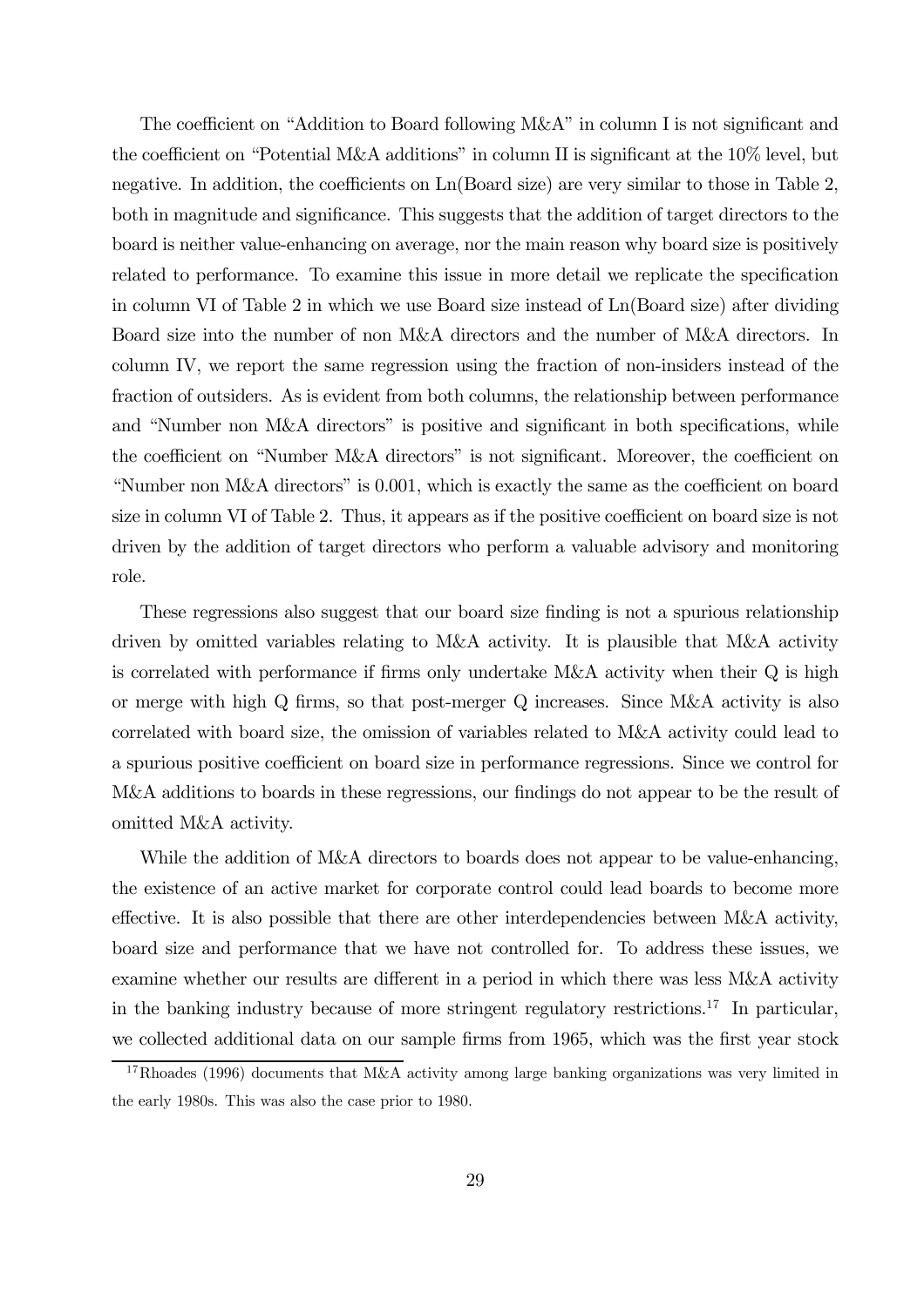The coefficient on "Addition to Board following M&A" in column I is not significant and the coefficient on "Potential M&A additions" in column II is significant at the 10% level, but negative. In addition, the coefficients on Ln(Board size) are very similar to those in Table 2, both in magnitude and significance. This suggests that the addition of target directors to the board is neither value-enhancing on average, nor the main reason why board size is positively related to performance. To examine this issue in more detail we replicate the specification in column VI of Table 2 in which we use Board size instead of Ln(Board size) after dividing Board size into the number of non M&A directors and the number of M&A directors. In column IV, we report the same regression using the fraction of non-insiders instead of the fraction of outsiders. As is evident from both columns, the relationship between performance and "Number non M&A directors" is positive and significant in both specifications, while the coefficient on "Number M&A directors" is not significant. Moreover, the coefficient on "Number non M&A directors" is 0.001, which is exactly the same as the coefficient on board size in column VI of Table 2. Thus, it appears as if the positive coefficient on board size is not driven by the addition of target directors who perform a valuable advisory and monitoring role.

These regressions also suggest that our board size finding is not a spurious relationship driven by omitted variables relating to M&A activity. It is plausible that M&A activity is correlated with performance if firms only undertake M&A activity when their Q is high or merge with high Q firms, so that post-merger Q increases. Since M&A activity is also correlated with board size, the omission of variables related to M&A activity could lead to a spurious positive coefficient on board size in performance regressions. Since we control for M&A additions to boards in these regressions, our findings do not appear to be the result of omitted M&A activity.

While the addition of M&A directors to boards does not appear to be value-enhancing, the existence of an active market for corporate control could lead boards to become more effective. It is also possible that there are other interdependencies between M&A activity, board size and performance that we have not controlled for. To address these issues, we examine whether our results are different in a period in which there was less M&A activity in the banking industry because of more stringent regulatory restrictions.[17] In particular, we collected additional data on our sample firms from 1965, which was the first year stock

[17] Rhoades (1996) documents that M&A activity among large banking organizations was very limited in the early 1980s. This was also the case prior to 1980.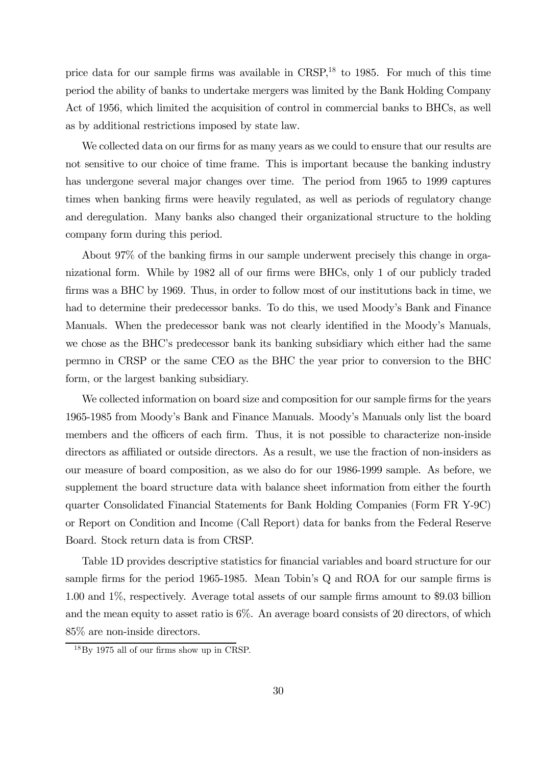price data for our sample firms was available in CRSP,[18] to 1985. For much of this time period the ability of banks to undertake mergers was limited by the Bank Holding Company Act of 1956, which limited the acquisition of control in commercial banks to BHCs, as well as by additional restrictions imposed by state law.

We collected data on our firms for as many years as we could to ensure that our results are not sensitive to our choice of time frame. This is important because the banking industry has undergone several major changes over time. The period from 1965 to 1999 captures times when banking firms were heavily regulated, as well as periods of regulatory change and deregulation. Many banks also changed their organizational structure to the holding company form during this period.

About 97% of the banking firms in our sample underwent precisely this change in organizational form. While by 1982 all of our firms were BHCs, only 1 of our publicly traded firms was a BHC by 1969. Thus, in order to follow most of our institutions back in time, we had to determine their predecessor banks. To do this, we used Moody's Bank and Finance Manuals. When the predecessor bank was not clearly identified in the Moody's Manuals, we chose as the BHC's predecessor bank its banking subsidiary which either had the same permno in CRSP or the same CEO as the BHC the year prior to conversion to the BHC form, or the largest banking subsidiary.

We collected information on board size and composition for our sample firms for the years 1965-1985 from Moody's Bank and Finance Manuals. Moody's Manuals only list the board members and the officers of each firm. Thus, it is not possible to characterize non-inside directors as affiliated or outside directors. As a result, we use the fraction of non-insiders as our measure of board composition, as we also do for our 1986-1999 sample. As before, we supplement the board structure data with balance sheet information from either the fourth quarter Consolidated Financial Statements for Bank Holding Companies (Form FR Y-9C) or Report on Condition and Income (Call Report) data for banks from the Federal Reserve Board. Stock return data is from CRSP.

Table 1D provides descriptive statistics for financial variables and board structure for our sample firms for the period 1965-1985. Mean Tobin's Q and ROA for our sample firms is 1.00 and 1%, respectively. Average total assets of our sample firms amount to $9.03 billion and the mean equity to asset ratio is 6%. An average board consists of 20 directors, of which 85% are non-inside directors.

[18] By 1975 all of our firms show up in CRSP.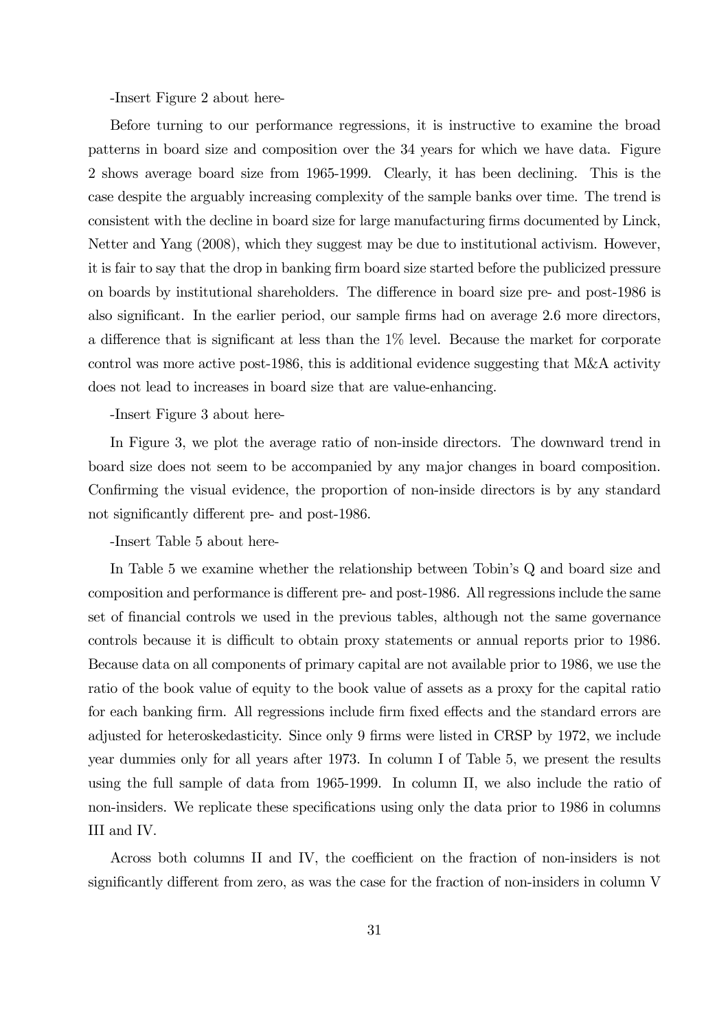-Insert Figure 2 about here-

Before turning to our performance regressions, it is instructive to examine the broad patterns in board size and composition over the 34 years for which we have data. Figure 2 shows average board size from 1965-1999. Clearly, it has been declining. This is the case despite the arguably increasing complexity of the sample banks over time. The trend is consistent with the decline in board size for large manufacturing firms documented by Linck, Netter and Yang (2008), which they suggest may be due to institutional activism. However, it is fair to say that the drop in banking firm board size started before the publicized pressure on boards by institutional shareholders. The difference in board size pre- and post-1986 is also significant. In the earlier period, our sample firms had on average 2.6 more directors, a difference that is significant at less than the 1% level. Because the market for corporate control was more active post-1986, this is additional evidence suggesting that M&A activity does not lead to increases in board size that are value-enhancing.

-Insert Figure 3 about here-

In Figure 3, we plot the average ratio of non-inside directors. The downward trend in board size does not seem to be accompanied by any major changes in board composition. Confirming the visual evidence, the proportion of non-inside directors is by any standard not significantly different pre- and post-1986.

-Insert Table 5 about here-

In Table 5 we examine whether the relationship between Tobin's Q and board size and composition and performance is different pre- and post-1986. All regressions include the same set of financial controls we used in the previous tables, although not the same governance controls because it is difficult to obtain proxy statements or annual reports prior to 1986. Because data on all components of primary capital are not available prior to 1986, we use the ratio of the book value of equity to the book value of assets as a proxy for the capital ratio for each banking firm. All regressions include firm fixed effects and the standard errors are adjusted for heteroskedasticity. Since only 9 firms were listed in CRSP by 1972, we include year dummies only for all years after 1973. In column I of Table 5, we present the results using the full sample of data from 1965-1999. In column II, we also include the ratio of non-insiders. We replicate these specifications using only the data prior to 1986 in columns III and IV.

Across both columns II and IV, the coefficient on the fraction of non-insiders is not significantly different from zero, as was the case for the fraction of non-insiders in column V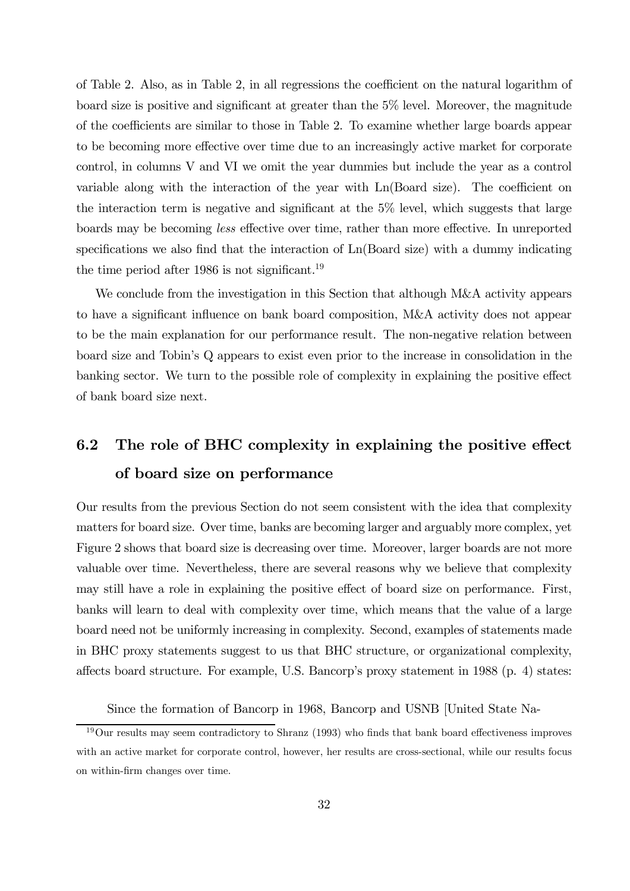of Table 2. Also, as in Table 2, in all regressions the coefficient on the natural logarithm of board size is positive and significant at greater than the 5% level. Moreover, the magnitude of the coefficients are similar to those in Table 2. To examine whether large boards appear to be becoming more effective over time due to an increasingly active market for corporate control, in columns V and VI we omit the year dummies but include the year as a control variable along with the interaction of the year with Ln(Board size). The coefficient on the interaction term is negative and significant at the 5% level, which suggests that large boards may be becoming *less* effective over time, rather than more effective. In unreported specifications we also find that the interaction of Ln(Board size) with a dummy indicating the time period after 1986 is not significant.[19]

We conclude from the investigation in this Section that although M&A activity appears to have a significant influence on bank board composition, M&A activity does not appear to be the main explanation for our performance result. The non-negative relation between board size and Tobin's Q appears to exist even prior to the increase in consolidation in the banking sector. We turn to the possible role of complexity in explaining the positive effect of bank board size next.

## 6.2 The role of BHC complexity in explaining the positive effect of board size on performance

Our results from the previous Section do not seem consistent with the idea that complexity matters for board size. Over time, banks are becoming larger and arguably more complex, yet Figure 2 shows that board size is decreasing over time. Moreover, larger boards are not more valuable over time. Nevertheless, there are several reasons why we believe that complexity may still have a role in explaining the positive effect of board size on performance. First, banks will learn to deal with complexity over time, which means that the value of a large board need not be uniformly increasing in complexity. Second, examples of statements made in BHC proxy statements suggest to us that BHC structure, or organizational complexity, affects board structure. For example, U.S. Bancorp's proxy statement in 1988 (p. 4) states:

> Since the formation of Bancorp in 1968, Bancorp and USNB [United State Na-

[19] Our results may seem contradictory to Shranz (1993) who finds that bank board effectiveness improves with an active market for corporate control, however, her results are cross-sectional, while our results focus on within-firm changes over time.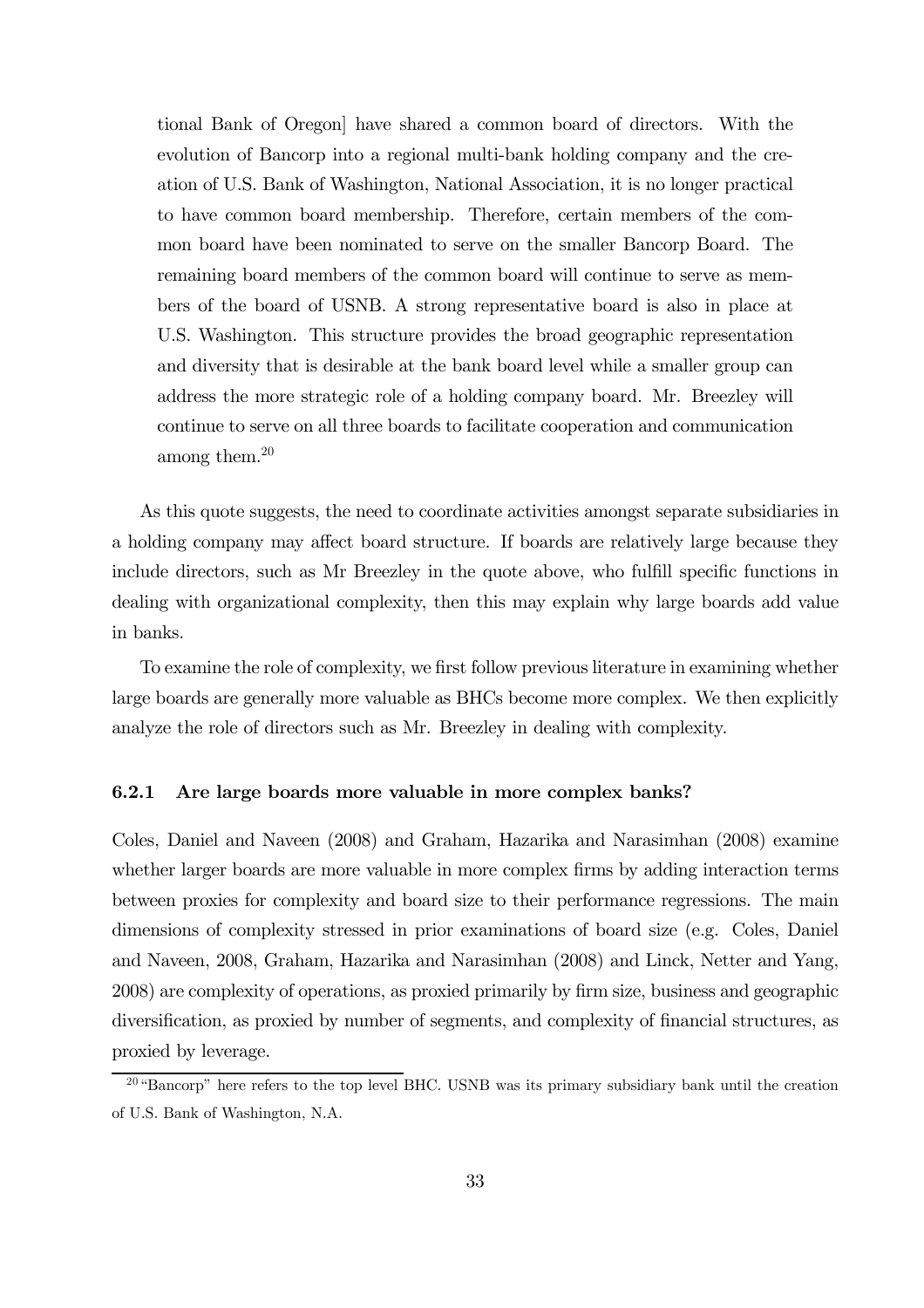> tional Bank of Oregon] have shared a common board of directors. With the evolution of Bancorp into a regional multi-bank holding company and the creation of U.S. Bank of Washington, National Association, it is no longer practical to have common board membership. Therefore, certain members of the common board have been nominated to serve on the smaller Bancorp Board. The remaining board members of the common board will continue to serve as members of the board of USNB. A strong representative board is also in place at U.S. Washington. This structure provides the broad geographic representation and diversity that is desirable at the bank board level while a smaller group can address the more strategic role of a holding company board. Mr. Breezley will continue to serve on all three boards to facilitate cooperation and communication among them.[20]

As this quote suggests, the need to coordinate activities amongst separate subsidiaries in a holding company may affect board structure. If boards are relatively large because they include directors, such as Mr Breezley in the quote above, who fulfill specific functions in dealing with organizational complexity, then this may explain why large boards add value in banks.

To examine the role of complexity, we first follow previous literature in examining whether large boards are generally more valuable as BHCs become more complex. We then explicitly analyze the role of directors such as Mr. Breezley in dealing with complexity.

### 6.2.1 Are large boards more valuable in more complex banks?

Coles, Daniel and Naveen (2008) and Graham, Hazarika and Narasimhan (2008) examine whether larger boards are more valuable in more complex firms by adding interaction terms between proxies for complexity and board size to their performance regressions. The main dimensions of complexity stressed in prior examinations of board size (e.g. Coles, Daniel and Naveen, 2008, Graham, Hazarika and Narasimhan (2008) and Linck, Netter and Yang, 2008) are complexity of operations, as proxied primarily by firm size, business and geographic diversification, as proxied by number of segments, and complexity of financial structures, as proxied by leverage.

[20] "Bancorp" here refers to the top level BHC. USNB was its primary subsidiary bank until the creation of U.S. Bank of Washington, N.A.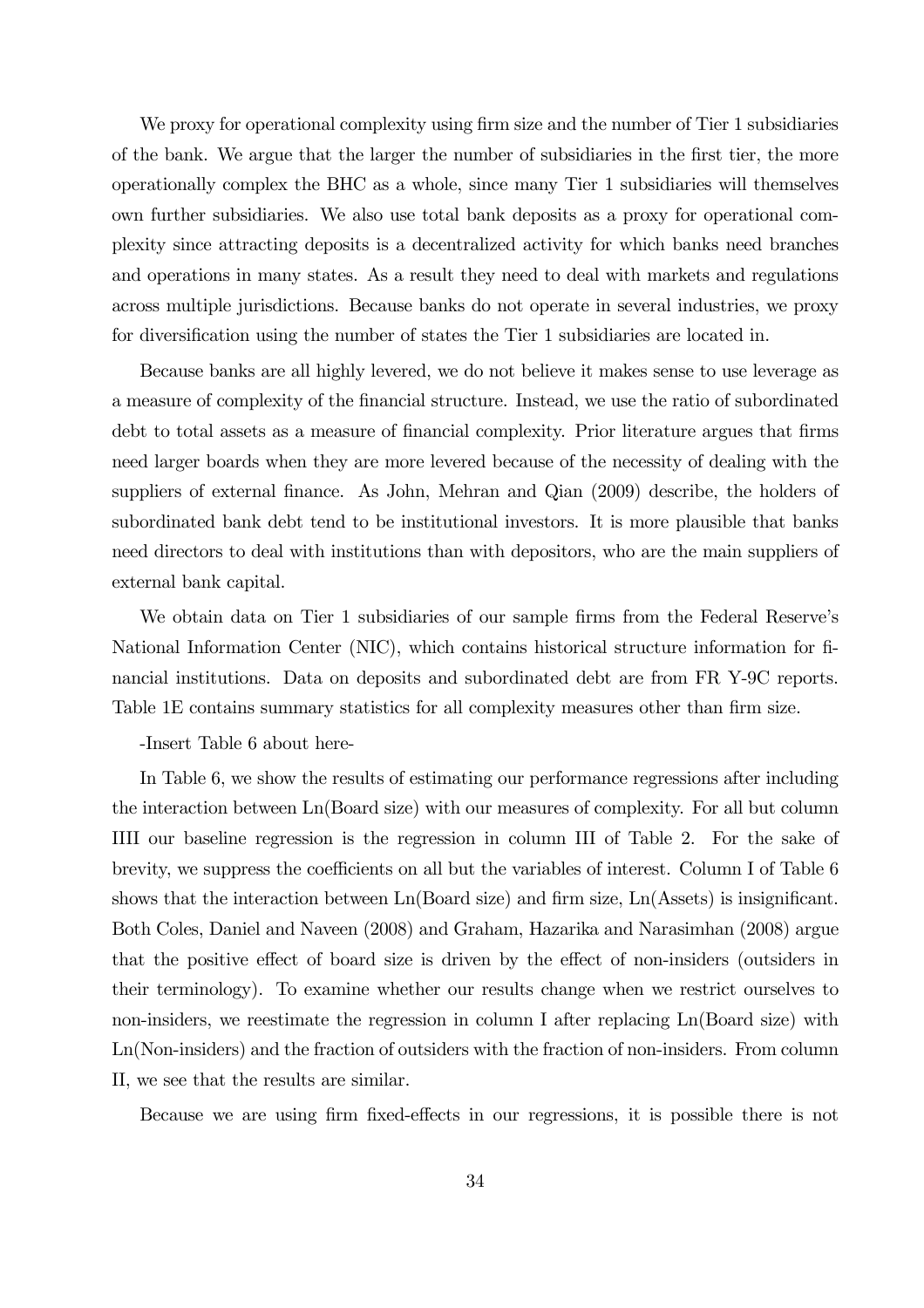We proxy for operational complexity using firm size and the number of Tier 1 subsidiaries of the bank. We argue that the larger the number of subsidiaries in the first tier, the more operationally complex the BHC as a whole, since many Tier 1 subsidiaries will themselves own further subsidiaries. We also use total bank deposits as a proxy for operational complexity since attracting deposits is a decentralized activity for which banks need branches and operations in many states. As a result they need to deal with markets and regulations across multiple jurisdictions. Because banks do not operate in several industries, we proxy for diversification using the number of states the Tier 1 subsidiaries are located in.

Because banks are all highly levered, we do not believe it makes sense to use leverage as a measure of complexity of the financial structure. Instead, we use the ratio of subordinated debt to total assets as a measure of financial complexity. Prior literature argues that firms need larger boards when they are more levered because of the necessity of dealing with the suppliers of external finance. As John, Mehran and Qian (2009) describe, the holders of subordinated bank debt tend to be institutional investors. It is more plausible that banks need directors to deal with institutions than with depositors, who are the main suppliers of external bank capital.

We obtain data on Tier 1 subsidiaries of our sample firms from the Federal Reserve's National Information Center (NIC), which contains historical structure information for financial institutions. Data on deposits and subordinated debt are from FR Y-9C reports. Table 1E contains summary statistics for all complexity measures other than firm size.

-Insert Table 6 about here-

In Table 6, we show the results of estimating our performance regressions after including the interaction between Ln(Board size) with our measures of complexity. For all but column IIII our baseline regression is the regression in column III of Table 2. For the sake of brevity, we suppress the coefficients on all but the variables of interest. Column I of Table 6 shows that the interaction between Ln(Board size) and firm size, Ln(Assets) is insignificant. Both Coles, Daniel and Naveen (2008) and Graham, Hazarika and Narasimhan (2008) argue that the positive effect of board size is driven by the effect of non-insiders (outsiders in their terminology). To examine whether our results change when we restrict ourselves to non-insiders, we reestimate the regression in column I after replacing Ln(Board size) with Ln(Non-insiders) and the fraction of outsiders with the fraction of non-insiders. From column II, we see that the results are similar.

Because we are using firm fixed-effects in our regressions, it is possible there is not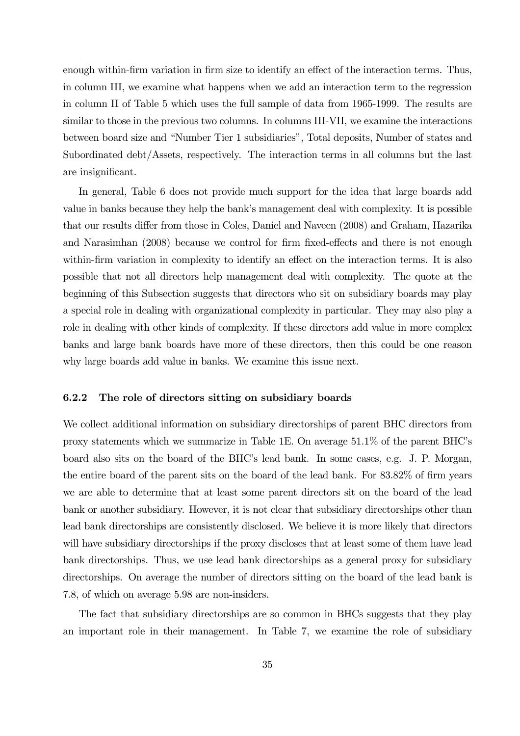enough within-firm variation in firm size to identify an effect of the interaction terms. Thus, in column III, we examine what happens when we add an interaction term to the regression in column II of Table 5 which uses the full sample of data from 1965-1999. The results are similar to those in the previous two columns. In columns III-VII, we examine the interactions between board size and "Number Tier 1 subsidiaries", Total deposits, Number of states and Subordinated debt/Assets, respectively. The interaction terms in all columns but the last are insignificant.

In general, Table 6 does not provide much support for the idea that large boards add value in banks because they help the bank's management deal with complexity. It is possible that our results differ from those in Coles, Daniel and Naveen (2008) and Graham, Hazarika and Narasimhan (2008) because we control for firm fixed-effects and there is not enough within-firm variation in complexity to identify an effect on the interaction terms. It is also possible that not all directors help management deal with complexity. The quote at the beginning of this Subsection suggests that directors who sit on subsidiary boards may play a special role in dealing with organizational complexity in particular. They may also play a role in dealing with other kinds of complexity. If these directors add value in more complex banks and large bank boards have more of these directors, then this could be one reason why large boards add value in banks. We examine this issue next.

### 6.2.2 The role of directors sitting on subsidiary boards

We collect additional information on subsidiary directorships of parent BHC directors from proxy statements which we summarize in Table 1E. On average 51.1% of the parent BHC's board also sits on the board of the BHC's lead bank. In some cases, e.g. J. P. Morgan, the entire board of the parent sits on the board of the lead bank. For 83.82% of firm years we are able to determine that at least some parent directors sit on the board of the lead bank or another subsidiary. However, it is not clear that subsidiary directorships other than lead bank directorships are consistently disclosed. We believe it is more likely that directors will have subsidiary directorships if the proxy discloses that at least some of them have lead bank directorships. Thus, we use lead bank directorships as a general proxy for subsidiary directorships. On average the number of directors sitting on the board of the lead bank is 7.8, of which on average 5.98 are non-insiders.

The fact that subsidiary directorships are so common in BHCs suggests that they play an important role in their management. In Table 7, we examine the role of subsidiary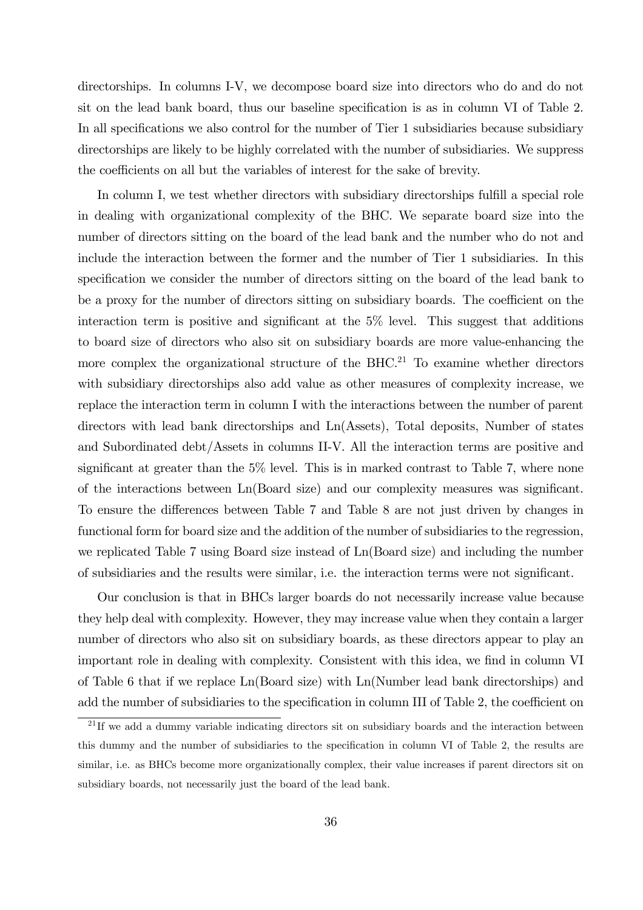directorships. In columns I-V, we decompose board size into directors who do and do not sit on the lead bank board, thus our baseline specification is as in column VI of Table 2. In all specifications we also control for the number of Tier 1 subsidiaries because subsidiary directorships are likely to be highly correlated with the number of subsidiaries. We suppress the coefficients on all but the variables of interest for the sake of brevity.

In column I, we test whether directors with subsidiary directorships fulfill a special role in dealing with organizational complexity of the BHC. We separate board size into the number of directors sitting on the board of the lead bank and the number who do not and include the interaction between the former and the number of Tier 1 subsidiaries. In this specification we consider the number of directors sitting on the board of the lead bank to be a proxy for the number of directors sitting on subsidiary boards. The coefficient on the interaction term is positive and significant at the 5% level. This suggest that additions to board size of directors who also sit on subsidiary boards are more value-enhancing the more complex the organizational structure of the BHC.[21] To examine whether directors with subsidiary directorships also add value as other measures of complexity increase, we replace the interaction term in column I with the interactions between the number of parent directors with lead bank directorships and Ln(Assets), Total deposits, Number of states and Subordinated debt/Assets in columns II-V. All the interaction terms are positive and significant at greater than the 5% level. This is in marked contrast to Table 7, where none of the interactions between Ln(Board size) and our complexity measures was significant. To ensure the differences between Table 7 and Table 8 are not just driven by changes in functional form for board size and the addition of the number of subsidiaries to the regression, we replicated Table 7 using Board size instead of Ln(Board size) and including the number of subsidiaries and the results were similar, i.e. the interaction terms were not significant.

Our conclusion is that in BHCs larger boards do not necessarily increase value because they help deal with complexity. However, they may increase value when they contain a larger number of directors who also sit on subsidiary boards, as these directors appear to play an important role in dealing with complexity. Consistent with this idea, we find in column VI of Table 6 that if we replace Ln(Board size) with Ln(Number lead bank directorships) and add the number of subsidiaries to the specification in column III of Table 2, the coefficient on

[21] If we add a dummy variable indicating directors sit on subsidiary boards and the interaction between this dummy and the number of subsidiaries to the specification in column VI of Table 2, the results are similar, i.e. as BHCs become more organizationally complex, their value increases if parent directors sit on subsidiary boards, not necessarily just the board of the lead bank.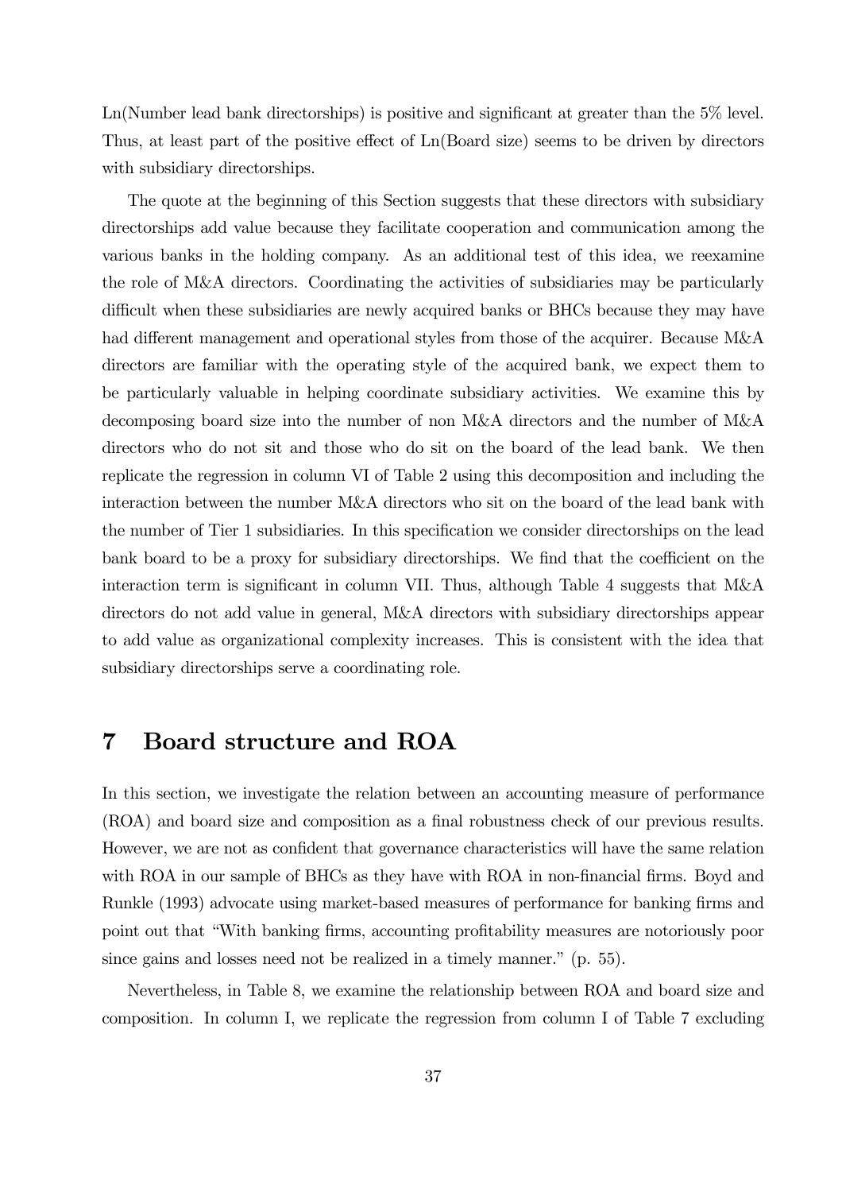Ln(Number lead bank directorships) is positive and significant at greater than the 5% level. Thus, at least part of the positive effect of Ln(Board size) seems to be driven by directors with subsidiary directorships.

The quote at the beginning of this Section suggests that these directors with subsidiary directorships add value because they facilitate cooperation and communication among the various banks in the holding company. As an additional test of this idea, we reexamine the role of M&A directors. Coordinating the activities of subsidiaries may be particularly difficult when these subsidiaries are newly acquired banks or BHCs because they may have had different management and operational styles from those of the acquirer. Because M&A directors are familiar with the operating style of the acquired bank, we expect them to be particularly valuable in helping coordinate subsidiary activities. We examine this by decomposing board size into the number of non M&A directors and the number of M&A directors who do not sit and those who do sit on the board of the lead bank. We then replicate the regression in column VI of Table 2 using this decomposition and including the interaction between the number M&A directors who sit on the board of the lead bank with the number of Tier 1 subsidiaries. In this specification we consider directorships on the lead bank board to be a proxy for subsidiary directorships. We find that the coefficient on the interaction term is significant in column VII. Thus, although Table 4 suggests that M&A directors do not add value in general, M&A directors with subsidiary directorships appear to add value as organizational complexity increases. This is consistent with the idea that subsidiary directorships serve a coordinating role.

# 7 Board structure and ROA

In this section, we investigate the relation between an accounting measure of performance (ROA) and board size and composition as a final robustness check of our previous results. However, we are not as confident that governance characteristics will have the same relation with ROA in our sample of BHCs as they have with ROA in non-financial firms. Boyd and Runkle (1993) advocate using market-based measures of performance for banking firms and point out that "With banking firms, accounting profitability measures are notoriously poor since gains and losses need not be realized in a timely manner." (p. 55).

Nevertheless, in Table 8, we examine the relationship between ROA and board size and composition. In column I, we replicate the regression from column I of Table 7 excluding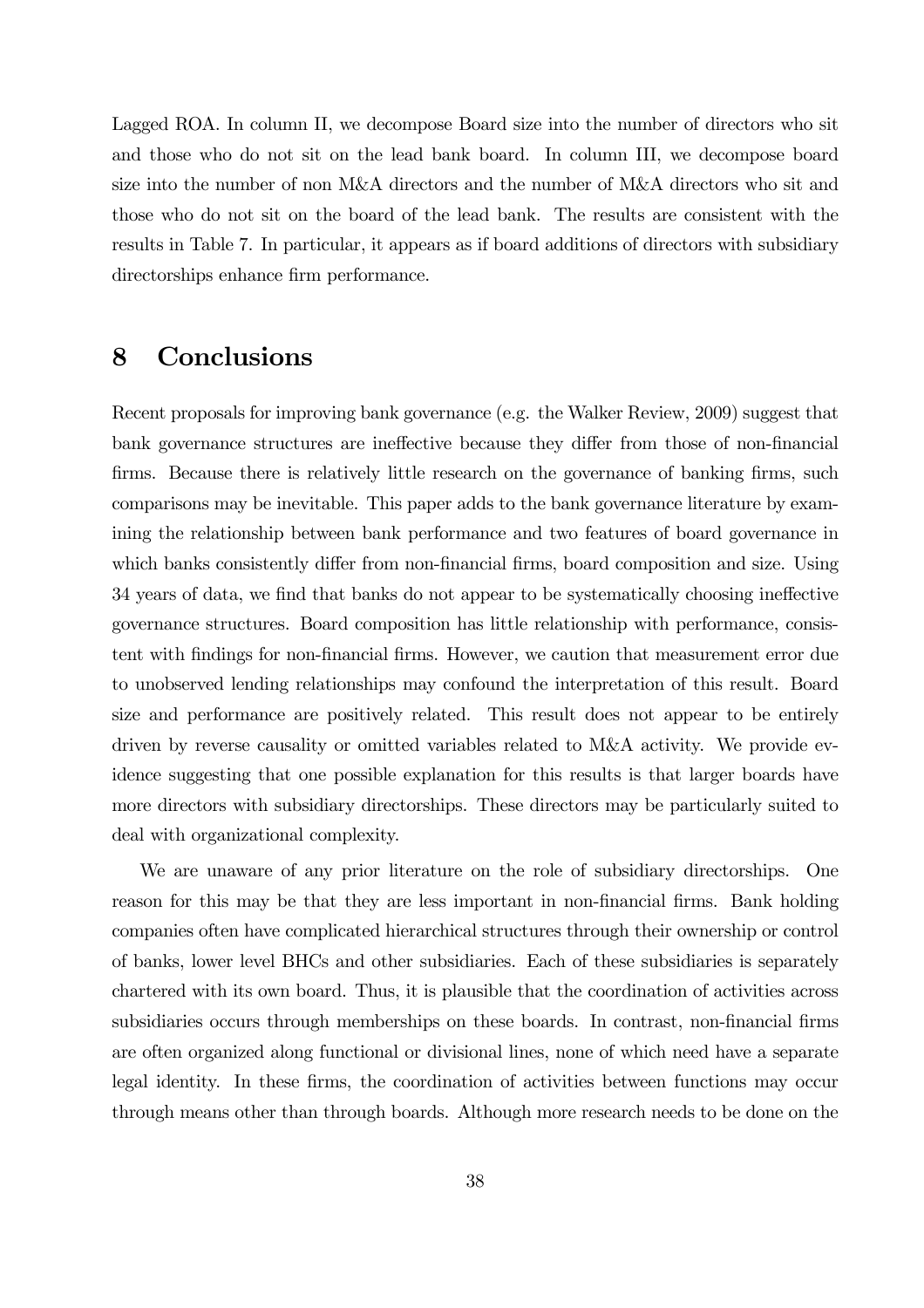Lagged ROA. In column II, we decompose Board size into the number of directors who sit and those who do not sit on the lead bank board. In column III, we decompose board size into the number of non M&A directors and the number of M&A directors who sit and those who do not sit on the board of the lead bank. The results are consistent with the results in Table 7. In particular, it appears as if board additions of directors with subsidiary directorships enhance firm performance.

# 8 Conclusions

Recent proposals for improving bank governance (e.g. the Walker Review, 2009) suggest that bank governance structures are ineffective because they differ from those of non-financial firms. Because there is relatively little research on the governance of banking firms, such comparisons may be inevitable. This paper adds to the bank governance literature by examining the relationship between bank performance and two features of board governance in which banks consistently differ from non-financial firms, board composition and size. Using 34 years of data, we find that banks do not appear to be systematically choosing ineffective governance structures. Board composition has little relationship with performance, consistent with findings for non-financial firms. However, we caution that measurement error due to unobserved lending relationships may confound the interpretation of this result. Board size and performance are positively related. This result does not appear to be entirely driven by reverse causality or omitted variables related to M&A activity. We provide evidence suggesting that one possible explanation for this results is that larger boards have more directors with subsidiary directorships. These directors may be particularly suited to deal with organizational complexity.

We are unaware of any prior literature on the role of subsidiary directorships. One reason for this may be that they are less important in non-financial firms. Bank holding companies often have complicated hierarchical structures through their ownership or control of banks, lower level BHCs and other subsidiaries. Each of these subsidiaries is separately chartered with its own board. Thus, it is plausible that the coordination of activities across subsidiaries occurs through memberships on these boards. In contrast, non-financial firms are often organized along functional or divisional lines, none of which need have a separate legal identity. In these firms, the coordination of activities between functions may occur through means other than through boards. Although more research needs to be done on the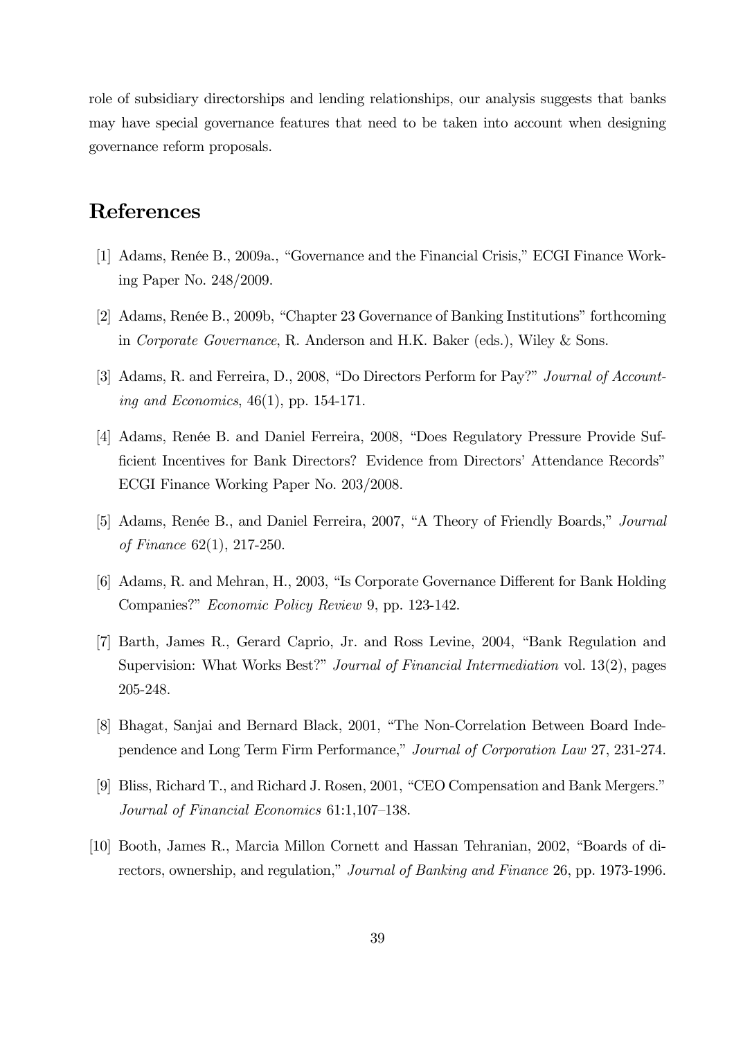role of subsidiary directorships and lending relationships, our analysis suggests that banks may have special governance features that need to be taken into account when designing governance reform proposals.

# References

[1] Adams, Renée B., 2009a., "Governance and the Financial Crisis," ECGI Finance Working Paper No. 248/2009.

[2] Adams, Renée B., 2009b, "Chapter 23 Governance of Banking Institutions" forthcoming in *Corporate Governance*, R. Anderson and H.K. Baker (eds.), Wiley & Sons.

[3] Adams, R. and Ferreira, D., 2008, "Do Directors Perform for Pay?" *Journal of Accounting and Economics*, 46(1), pp. 154-171.

[4] Adams, Renée B. and Daniel Ferreira, 2008, "Does Regulatory Pressure Provide Sufficient Incentives for Bank Directors? Evidence from Directors' Attendance Records" ECGI Finance Working Paper No. 203/2008.

[5] Adams, Renée B., and Daniel Ferreira, 2007, "A Theory of Friendly Boards," *Journal of Finance* 62(1), 217-250.

[6] Adams, R. and Mehran, H., 2003, "Is Corporate Governance Different for Bank Holding Companies?" *Economic Policy Review* 9, pp. 123-142.

[7] Barth, James R., Gerard Caprio, Jr. and Ross Levine, 2004, "Bank Regulation and Supervision: What Works Best?" *Journal of Financial Intermediation* vol. 13(2), pages 205-248.

[8] Bhagat, Sanjai and Bernard Black, 2001, "The Non-Correlation Between Board Independence and Long Term Firm Performance," *Journal of Corporation Law* 27, 231-274.

[9] Bliss, Richard T., and Richard J. Rosen, 2001, "CEO Compensation and Bank Mergers." *Journal of Financial Economics* 61:1,107–138.

[10] Booth, James R., Marcia Millon Cornett and Hassan Tehranian, 2002, "Boards of directors, ownership, and regulation," *Journal of Banking and Finance* 26, pp. 1973-1996.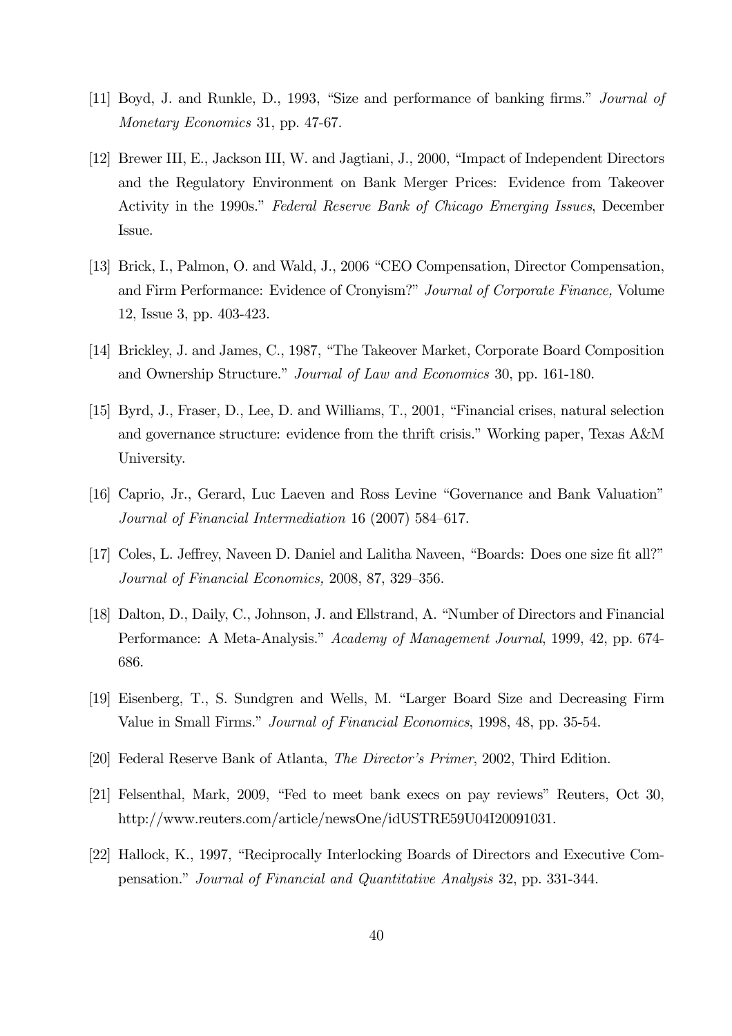[11] Boyd, J. and Runkle, D., 1993, "Size and performance of banking firms." *Journal of Monetary Economics* 31, pp. 47-67.

[12] Brewer III, E., Jackson III, W. and Jagtiani, J., 2000, "Impact of Independent Directors and the Regulatory Environment on Bank Merger Prices: Evidence from Takeover Activity in the 1990s." *Federal Reserve Bank of Chicago Emerging Issues*, December Issue.

[13] Brick, I., Palmon, O. and Wald, J., 2006 "CEO Compensation, Director Compensation, and Firm Performance: Evidence of Cronyism?" *Journal of Corporate Finance,* Volume 12, Issue 3, pp. 403-423.

[14] Brickley, J. and James, C., 1987, "The Takeover Market, Corporate Board Composition and Ownership Structure." *Journal of Law and Economics* 30, pp. 161-180.

[15] Byrd, J., Fraser, D., Lee, D. and Williams, T., 2001, "Financial crises, natural selection and governance structure: evidence from the thrift crisis." Working paper, Texas A&M University.

[16] Caprio, Jr., Gerard, Luc Laeven and Ross Levine "Governance and Bank Valuation" *Journal of Financial Intermediation* 16 (2007) 584–617.

[17] Coles, L. Jeffrey, Naveen D. Daniel and Lalitha Naveen, "Boards: Does one size fit all?" *Journal of Financial Economics,* 2008, 87, 329–356.

[18] Dalton, D., Daily, C., Johnson, J. and Ellstrand, A. "Number of Directors and Financial Performance: A Meta-Analysis." *Academy of Management Journal*, 1999, 42, pp. 674-686.

[19] Eisenberg, T., S. Sundgren and Wells, M. "Larger Board Size and Decreasing Firm Value in Small Firms." *Journal of Financial Economics*, 1998, 48, pp. 35-54.

[20] Federal Reserve Bank of Atlanta, *The Director's Primer*, 2002, Third Edition.

[21] Felsenthal, Mark, 2009, "Fed to meet bank execs on pay reviews" Reuters, Oct 30, http://www.reuters.com/article/newsOne/idUSTRE59U04I20091031.

[22] Hallock, K., 1997, "Reciprocally Interlocking Boards of Directors and Executive Compensation." *Journal of Financial and Quantitative Analysis* 32, pp. 331-344.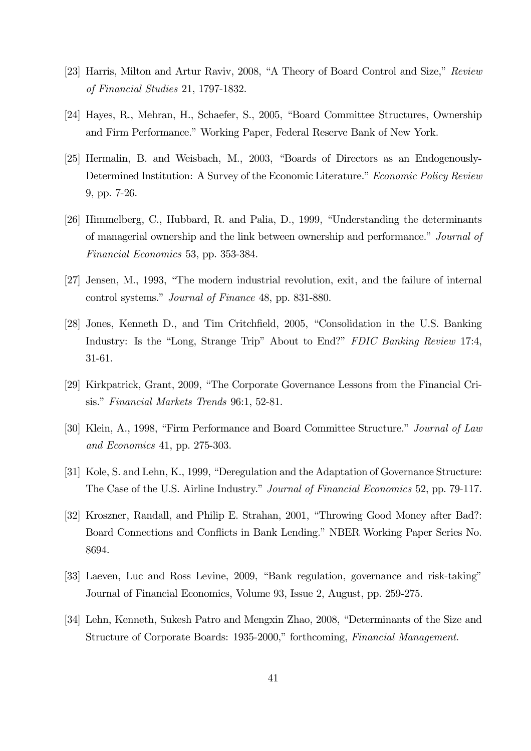[23] Harris, Milton and Artur Raviv, 2008, "A Theory of Board Control and Size," *Review of Financial Studies* 21, 1797-1832.

[24] Hayes, R., Mehran, H., Schaefer, S., 2005, "Board Committee Structures, Ownership and Firm Performance." Working Paper, Federal Reserve Bank of New York.

[25] Hermalin, B. and Weisbach, M., 2003, "Boards of Directors as an Endogenously-Determined Institution: A Survey of the Economic Literature." *Economic Policy Review* 9, pp. 7-26.

[26] Himmelberg, C., Hubbard, R. and Palia, D., 1999, "Understanding the determinants of managerial ownership and the link between ownership and performance." *Journal of Financial Economics* 53, pp. 353-384.

[27] Jensen, M., 1993, "The modern industrial revolution, exit, and the failure of internal control systems." *Journal of Finance* 48, pp. 831-880.

[28] Jones, Kenneth D., and Tim Critchfield, 2005, "Consolidation in the U.S. Banking Industry: Is the "Long, Strange Trip" About to End?" *FDIC Banking Review* 17:4, 31-61.

[29] Kirkpatrick, Grant, 2009, "The Corporate Governance Lessons from the Financial Crisis." *Financial Markets Trends* 96:1, 52-81.

[30] Klein, A., 1998, "Firm Performance and Board Committee Structure." *Journal of Law and Economics* 41, pp. 275-303.

[31] Kole, S. and Lehn, K., 1999, "Deregulation and the Adaptation of Governance Structure: The Case of the U.S. Airline Industry." *Journal of Financial Economics* 52, pp. 79-117.

[32] Kroszner, Randall, and Philip E. Strahan, 2001, "Throwing Good Money after Bad?: Board Connections and Conflicts in Bank Lending." NBER Working Paper Series No. 8694.

[33] Laeven, Luc and Ross Levine, 2009, "Bank regulation, governance and risk-taking" Journal of Financial Economics, Volume 93, Issue 2, August, pp. 259-275.

[34] Lehn, Kenneth, Sukesh Patro and Mengxin Zhao, 2008, "Determinants of the Size and Structure of Corporate Boards: 1935-2000," forthcoming, *Financial Management*.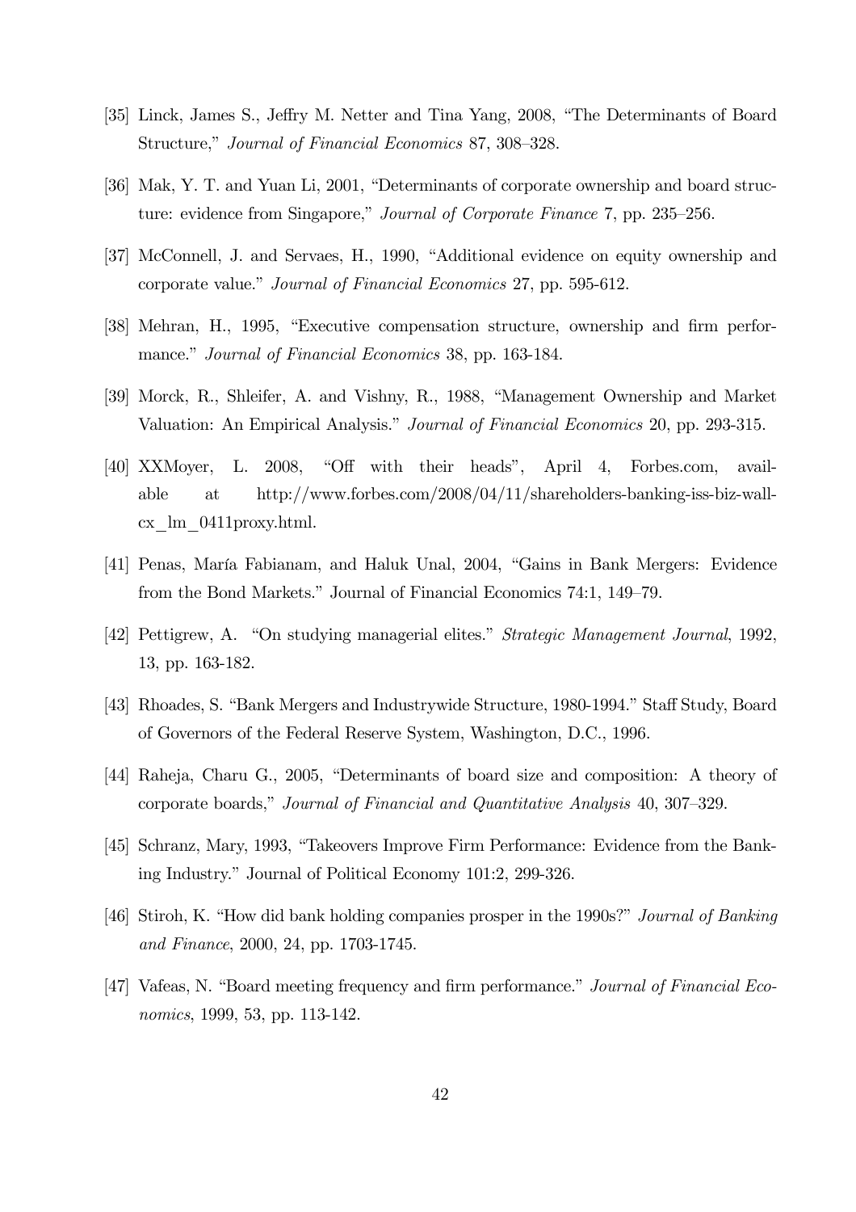[35] Linck, James S., Jeffry M. Netter and Tina Yang, 2008, "The Determinants of Board Structure," *Journal of Financial Economics* 87, 308–328.

[36] Mak, Y. T. and Yuan Li, 2001, "Determinants of corporate ownership and board structure: evidence from Singapore," *Journal of Corporate Finance* 7, pp. 235–256.

[37] McConnell, J. and Servaes, H., 1990, "Additional evidence on equity ownership and corporate value." *Journal of Financial Economics* 27, pp. 595-612.

[38] Mehran, H., 1995, "Executive compensation structure, ownership and firm performance." *Journal of Financial Economics* 38, pp. 163-184.

[39] Morck, R., Shleifer, A. and Vishny, R., 1988, "Management Ownership and Market Valuation: An Empirical Analysis." *Journal of Financial Economics* 20, pp. 293-315.

[40] XXMoyer, L. 2008, "Off with their heads", April 4, Forbes.com, available at http://www.forbes.com/2008/04/11/shareholders-banking-iss-biz-wall-cx_lm_0411proxy.html.

[41] Penas, María Fabianam, and Haluk Unal, 2004, "Gains in Bank Mergers: Evidence from the Bond Markets." Journal of Financial Economics 74:1, 149–79.

[42] Pettigrew, A. "On studying managerial elites." *Strategic Management Journal*, 1992, 13, pp. 163-182.

[43] Rhoades, S. "Bank Mergers and Industrywide Structure, 1980-1994." Staff Study, Board of Governors of the Federal Reserve System, Washington, D.C., 1996.

[44] Raheja, Charu G., 2005, "Determinants of board size and composition: A theory of corporate boards," *Journal of Financial and Quantitative Analysis* 40, 307–329.

[45] Schranz, Mary, 1993, "Takeovers Improve Firm Performance: Evidence from the Banking Industry." Journal of Political Economy 101:2, 299-326.

[46] Stiroh, K. "How did bank holding companies prosper in the 1990s?" *Journal of Banking and Finance*, 2000, 24, pp. 1703-1745.

[47] Vafeas, N. "Board meeting frequency and firm performance." *Journal of Financial Economics*, 1999, 53, pp. 113-142.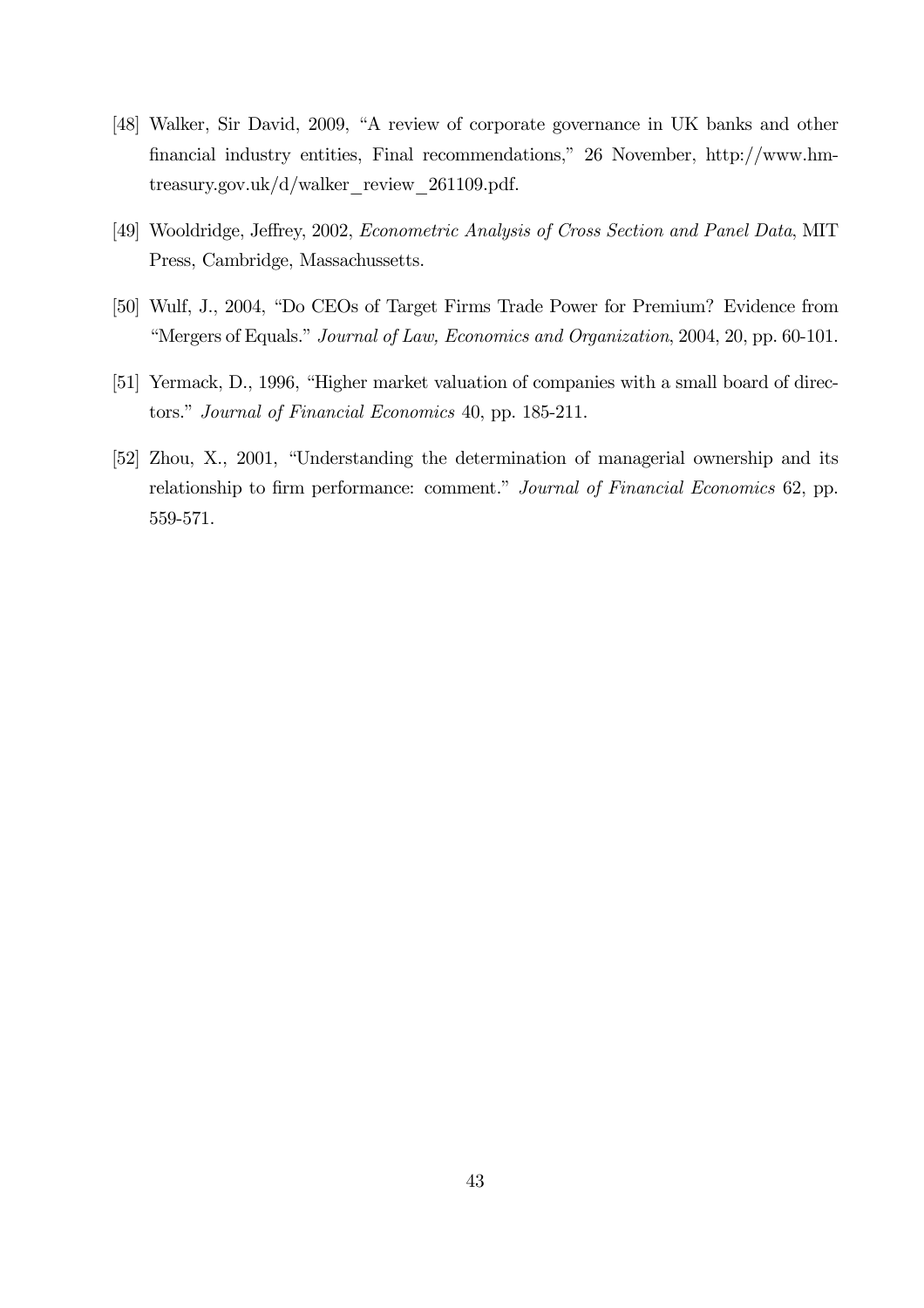[48] Walker, Sir David, 2009, "A review of corporate governance in UK banks and other financial industry entities, Final recommendations," 26 November, http://www.hm-treasury.gov.uk/d/walker_review_261109.pdf.

[49] Wooldridge, Jeffrey, 2002, *Econometric Analysis of Cross Section and Panel Data*, MIT Press, Cambridge, Massachussetts.

[50] Wulf, J., 2004, "Do CEOs of Target Firms Trade Power for Premium? Evidence from "Mergers of Equals." *Journal of Law, Economics and Organization*, 2004, 20, pp. 60-101.

[51] Yermack, D., 1996, "Higher market valuation of companies with a small board of directors." *Journal of Financial Economics* 40, pp. 185-211.

[52] Zhou, X., 2001, "Understanding the determination of managerial ownership and its relationship to firm performance: comment." *Journal of Financial Economics* 62, pp. 559-571.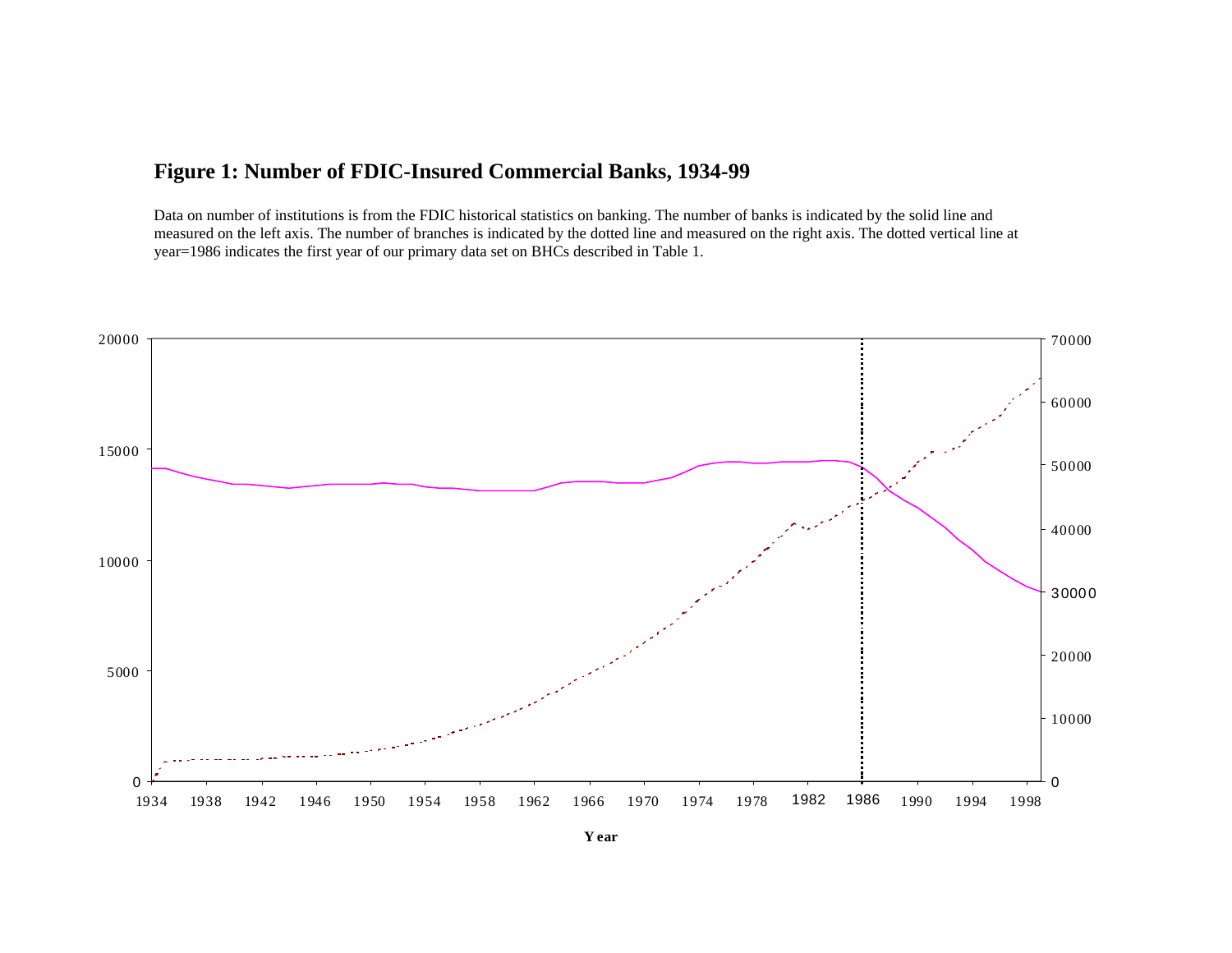# Figure 1: Number of FDIC-Insured Commercial Banks, 1934-99

Data on number of institutions is from the FDIC historical statistics on banking. The number of banks is indicated by the solid line and measured on the left axis. The number of branches is indicated by the dotted line and measured on the right axis. The dotted vertical line at year=1986 indicates the first year of our primary data set on BHCs described in Table 1.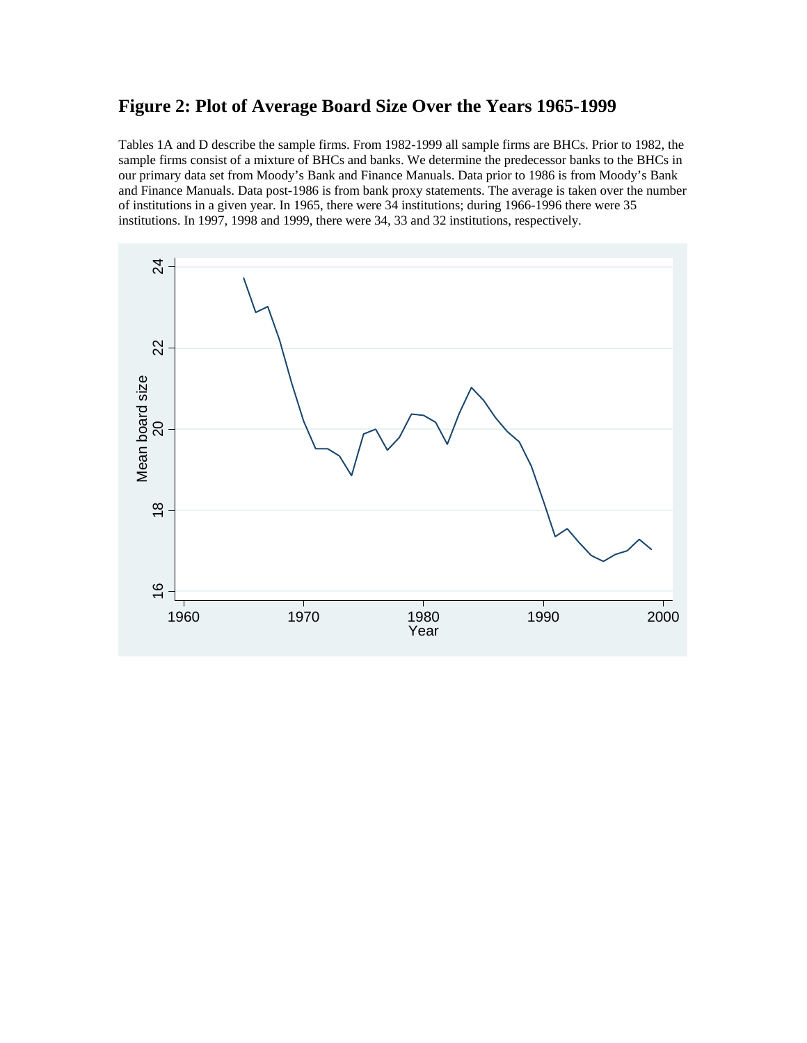## Figure 2: Plot of Average Board Size Over the Years 1965-1999

Tables 1A and D describe the sample firms. From 1982-1999 all sample firms are BHCs. Prior to 1982, the sample firms consist of a mixture of BHCs and banks. We determine the predecessor banks to the BHCs in our primary data set from Moody's Bank and Finance Manuals. Data prior to 1986 is from Moody's Bank and Finance Manuals. Data post-1986 is from bank proxy statements. The average is taken over the number of institutions in a given year. In 1965, there were 34 institutions; during 1966-1996 there were 35 institutions. In 1997, 1998 and 1999, there were 34, 33 and 32 institutions, respectively.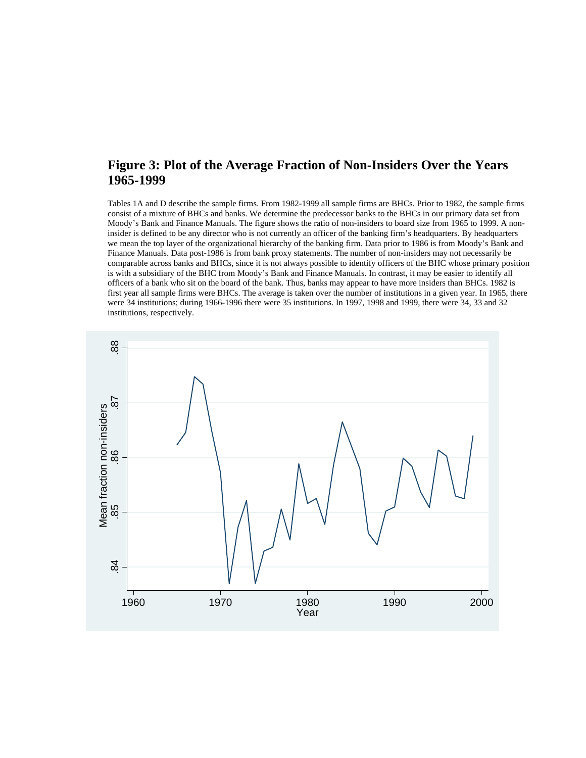## Figure 3: Plot of the Average Fraction of Non-Insiders Over the Years 1965-1999

Tables 1A and D describe the sample firms. From 1982-1999 all sample firms are BHCs. Prior to 1982, the sample firms consist of a mixture of BHCs and banks. We determine the predecessor banks to the BHCs in our primary data set from Moody's Bank and Finance Manuals. The figure shows the ratio of non-insiders to board size from 1965 to 1999. A non-insider is defined to be any director who is not currently an officer of the banking firm's headquarters. By headquarters we mean the top layer of the organizational hierarchy of the banking firm. Data prior to 1986 is from Moody's Bank and Finance Manuals. Data post-1986 is from bank proxy statements. The number of non-insiders may not necessarily be comparable across banks and BHCs, since it is not always possible to identify officers of the BHC whose primary position is with a subsidiary of the BHC from Moody's Bank and Finance Manuals. In contrast, it may be easier to identify all officers of a bank who sit on the board of the bank. Thus, banks may appear to have more insiders than BHCs. 1982 is first year all sample firms were BHCs. The average is taken over the number of institutions in a given year. In 1965, there were 34 institutions; during 1966-1996 there were 35 institutions. In 1997, 1998 and 1999, there were 34, 33 and 32 institutions, respectively.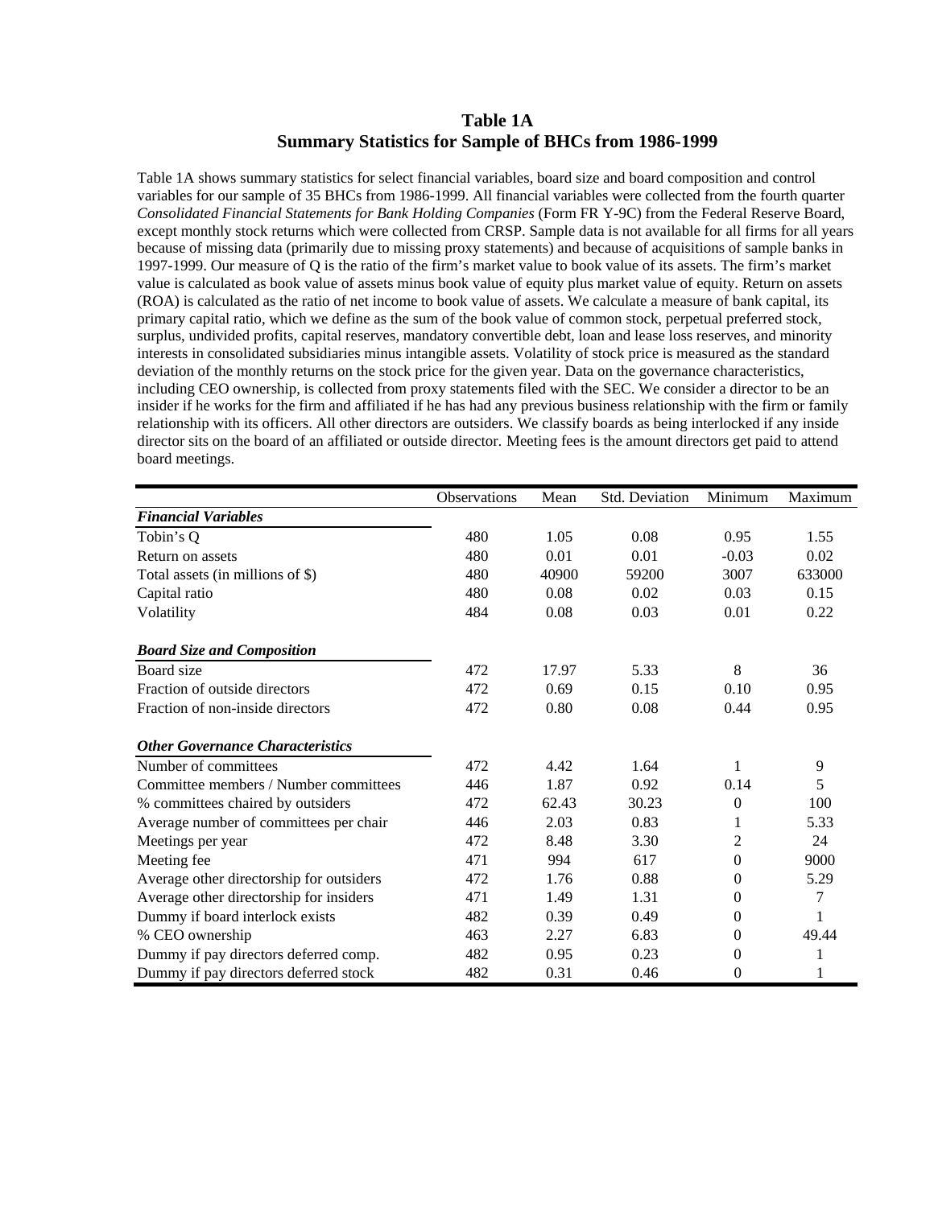# Table 1A
## Summary Statistics for Sample of BHCs from 1986-1999

Table 1A shows summary statistics for select financial variables, board size and board composition and control variables for our sample of 35 BHCs from 1986-1999. All financial variables were collected from the fourth quarter *Consolidated Financial Statements for Bank Holding Companies* (Form FR Y-9C) from the Federal Reserve Board, except monthly stock returns which were collected from CRSP. Sample data is not available for all firms for all years because of missing data (primarily due to missing proxy statements) and because of acquisitions of sample banks in 1997-1999. Our measure of Q is the ratio of the firm's market value to book value of its assets. The firm's market value is calculated as book value of assets minus book value of equity plus market value of equity. Return on assets (ROA) is calculated as the ratio of net income to book value of assets. We calculate a measure of bank capital, its primary capital ratio, which we define as the sum of the book value of common stock, perpetual preferred stock, surplus, undivided profits, capital reserves, mandatory convertible debt, loan and lease loss reserves, and minority interests in consolidated subsidiaries minus intangible assets. Volatility of stock price is measured as the standard deviation of the monthly returns on the stock price for the given year. Data on the governance characteristics, including CEO ownership, is collected from proxy statements filed with the SEC. We consider a director to be an insider if he works for the firm and affiliated if he has had any previous business relationship with the firm or family relationship with its officers. All other directors are outsiders. We classify boards as being interlocked if any inside director sits on the board of an affiliated or outside director. Meeting fees is the amount directors get paid to attend board meetings.

| | Observations | Mean | Std. Deviation | Minimum | Maximum |
|---|---|---|---|---|---|
| ***Financial Variables*** | | | | | |
| Tobin's Q | 480 | 1.05 | 0.08 | 0.95 | 1.55 |
| Return on assets | 480 | 0.01 | 0.01 | -0.03 | 0.02 |
| Total assets (in millions of $) | 480 | 40900 | 59200 | 3007 | 633000 |
| Capital ratio | 480 | 0.08 | 0.02 | 0.03 | 0.15 |
| Volatility | 484 | 0.08 | 0.03 | 0.01 | 0.22 |
| ***Board Size and Composition*** | | | | | |
| Board size | 472 | 17.97 | 5.33 | 8 | 36 |
| Fraction of outside directors | 472 | 0.69 | 0.15 | 0.10 | 0.95 |
| Fraction of non-inside directors | 472 | 0.80 | 0.08 | 0.44 | 0.95 |
| ***Other Governance Characteristics*** | | | | | |
| Number of committees | 472 | 4.42 | 1.64 | 1 | 9 |
| Committee members / Number committees | 446 | 1.87 | 0.92 | 0.14 | 5 |
| % committees chaired by outsiders | 472 | 62.43 | 30.23 | 0 | 100 |
| Average number of committees per chair | 446 | 2.03 | 0.83 | 1 | 5.33 |
| Meetings per year | 472 | 8.48 | 3.30 | 2 | 24 |
| Meeting fee | 471 | 994 | 617 | 0 | 9000 |
| Average other directorship for outsiders | 472 | 1.76 | 0.88 | 0 | 5.29 |
| Average other directorship for insiders | 471 | 1.49 | 1.31 | 0 | 7 |
| Dummy if board interlock exists | 482 | 0.39 | 0.49 | 0 | 1 |
| % CEO ownership | 463 | 2.27 | 6.83 | 0 | 49.44 |
| Dummy if pay directors deferred comp. | 482 | 0.95 | 0.23 | 0 | 1 |
| Dummy if pay directors deferred stock | 482 | 0.31 | 0.46 | 0 | 1 |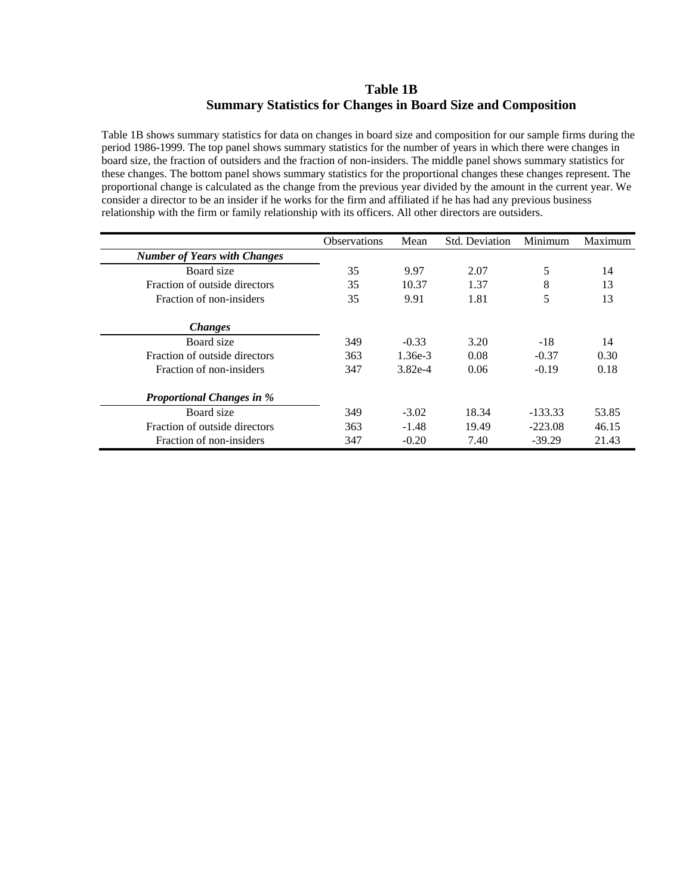# Table 1B
## Summary Statistics for Changes in Board Size and Composition

Table 1B shows summary statistics for data on changes in board size and composition for our sample firms during the period 1986-1999. The top panel shows summary statistics for the number of years in which there were changes in board size, the fraction of outsiders and the fraction of non-insiders. The middle panel shows summary statistics for these changes. The bottom panel shows summary statistics for the proportional changes these changes represent. The proportional change is calculated as the change from the previous year divided by the amount in the current year. We consider a director to be an insider if he works for the firm and affiliated if he has had any previous business relationship with the firm or family relationship with its officers. All other directors are outsiders.

| | Observations | Mean | Std. Deviation | Minimum | Maximum |
|---|---|---|---|---|---|
| ***Number of Years with Changes*** | | | | | |
| Board size | 35 | 9.97 | 2.07 | 5 | 14 |
| Fraction of outside directors | 35 | 10.37 | 1.37 | 8 | 13 |
| Fraction of non-insiders | 35 | 9.91 | 1.81 | 5 | 13 |
| ***Changes*** | | | | | |
| Board size | 349 | -0.33 | 3.20 | -18 | 14 |
| Fraction of outside directors | 363 | 1.36e-3 | 0.08 | -0.37 | 0.30 |
| Fraction of non-insiders | 347 | 3.82e-4 | 0.06 | -0.19 | 0.18 |
| ***Proportional Changes in %*** | | | | | |
| Board size | 349 | -3.02 | 18.34 | -133.33 | 53.85 |
| Fraction of outside directors | 363 | -1.48 | 19.49 | -223.08 | 46.15 |
| Fraction of non-insiders | 347 | -0.20 | 7.40 | -39.29 | 21.43 |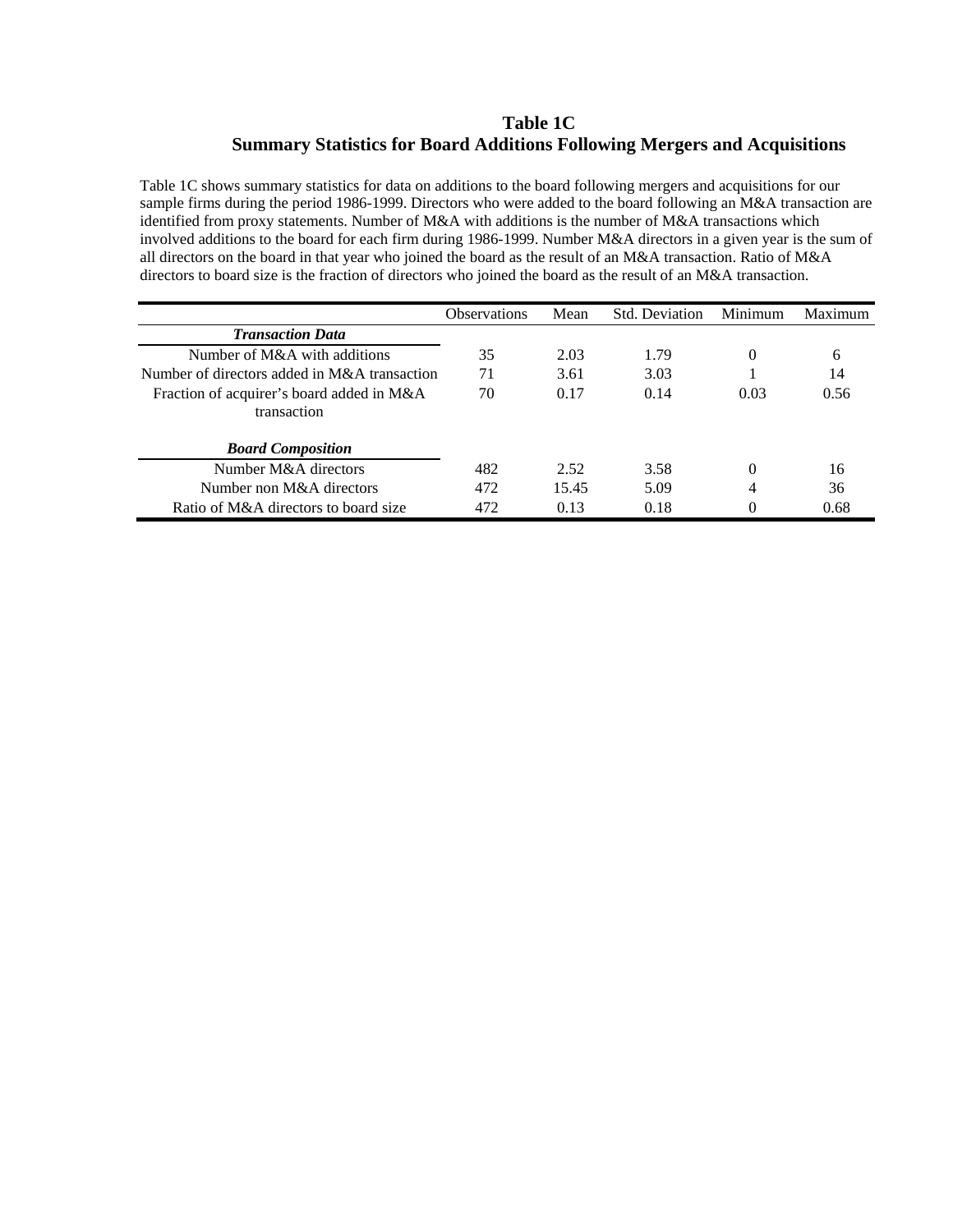# Table 1C
## Summary Statistics for Board Additions Following Mergers and Acquisitions

Table 1C shows summary statistics for data on additions to the board following mergers and acquisitions for our sample firms during the period 1986-1999. Directors who were added to the board following an M&A transaction are identified from proxy statements. Number of M&A with additions is the number of M&A transactions which involved additions to the board for each firm during 1986-1999. Number M&A directors in a given year is the sum of all directors on the board in that year who joined the board as the result of an M&A transaction. Ratio of M&A directors to board size is the fraction of directors who joined the board as the result of an M&A transaction.

| | Observations | Mean | Std. Deviation | Minimum | Maximum |
|---|---|---|---|---|---|
| ***Transaction Data*** | | | | | |
| Number of M&A with additions | 35 | 2.03 | 1.79 | 0 | 6 |
| Number of directors added in M&A transaction | 71 | 3.61 | 3.03 | 1 | 14 |
| Fraction of acquirer's board added in M&A transaction | 70 | 0.17 | 0.14 | 0.03 | 0.56 |
| ***Board Composition*** | | | | | |
| Number M&A directors | 482 | 2.52 | 3.58 | 0 | 16 |
| Number non M&A directors | 472 | 15.45 | 5.09 | 4 | 36 |
| Ratio of M&A directors to board size | 472 | 0.13 | 0.18 | 0 | 0.68 |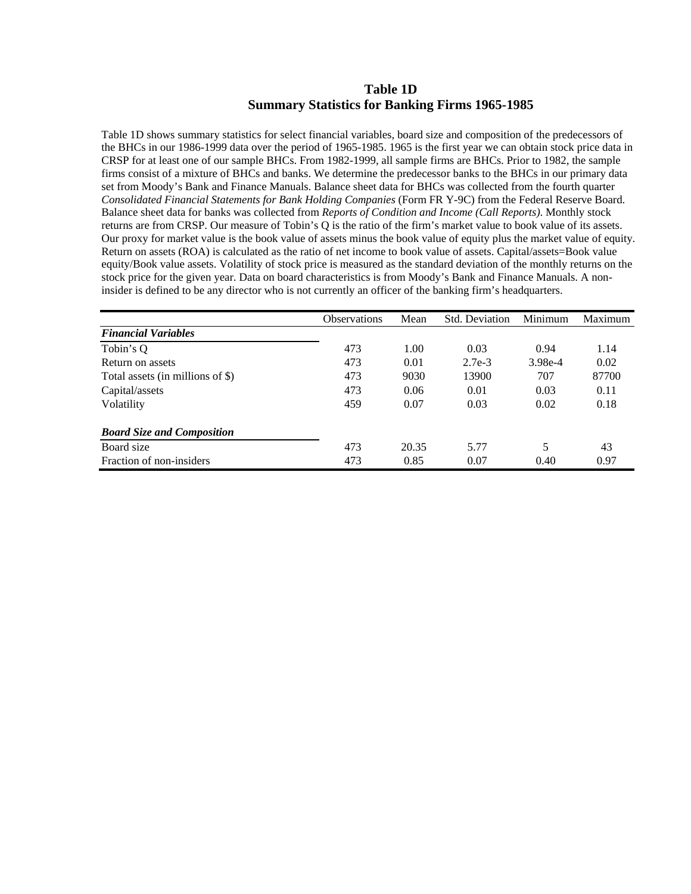# Table 1D
## Summary Statistics for Banking Firms 1965-1985

Table 1D shows summary statistics for select financial variables, board size and composition of the predecessors of the BHCs in our 1986-1999 data over the period of 1965-1985. 1965 is the first year we can obtain stock price data in CRSP for at least one of our sample BHCs. From 1982-1999, all sample firms are BHCs. Prior to 1982, the sample firms consist of a mixture of BHCs and banks. We determine the predecessor banks to the BHCs in our primary data set from Moody's Bank and Finance Manuals. Balance sheet data for BHCs was collected from the fourth quarter *Consolidated Financial Statements for Bank Holding Companies* (Form FR Y-9C) from the Federal Reserve Board. Balance sheet data for banks was collected from *Reports of Condition and Income (Call Reports)*. Monthly stock returns are from CRSP. Our measure of Tobin's Q is the ratio of the firm's market value to book value of its assets. Our proxy for market value is the book value of assets minus the book value of equity plus the market value of equity. Return on assets (ROA) is calculated as the ratio of net income to book value of assets. Capital/assets=Book value equity/Book value assets. Volatility of stock price is measured as the standard deviation of the monthly returns on the stock price for the given year. Data on board characteristics is from Moody's Bank and Finance Manuals. A non-insider is defined to be any director who is not currently an officer of the banking firm's headquarters.

| | Observations | Mean | Std. Deviation | Minimum | Maximum |
|---|---|---|---|---|---|
| ***Financial Variables*** | | | | | |
| Tobin's Q | 473 | 1.00 | 0.03 | 0.94 | 1.14 |
| Return on assets | 473 | 0.01 | 2.7e-3 | 3.98e-4 | 0.02 |
| Total assets (in millions of $) | 473 | 9030 | 13900 | 707 | 87700 |
| Capital/assets | 473 | 0.06 | 0.01 | 0.03 | 0.11 |
| Volatility | 459 | 0.07 | 0.03 | 0.02 | 0.18 |
| ***Board Size and Composition*** | | | | | |
| Board size | 473 | 20.35 | 5.77 | 5 | 43 |
| Fraction of non-insiders | 473 | 0.85 | 0.07 | 0.40 | 0.97 |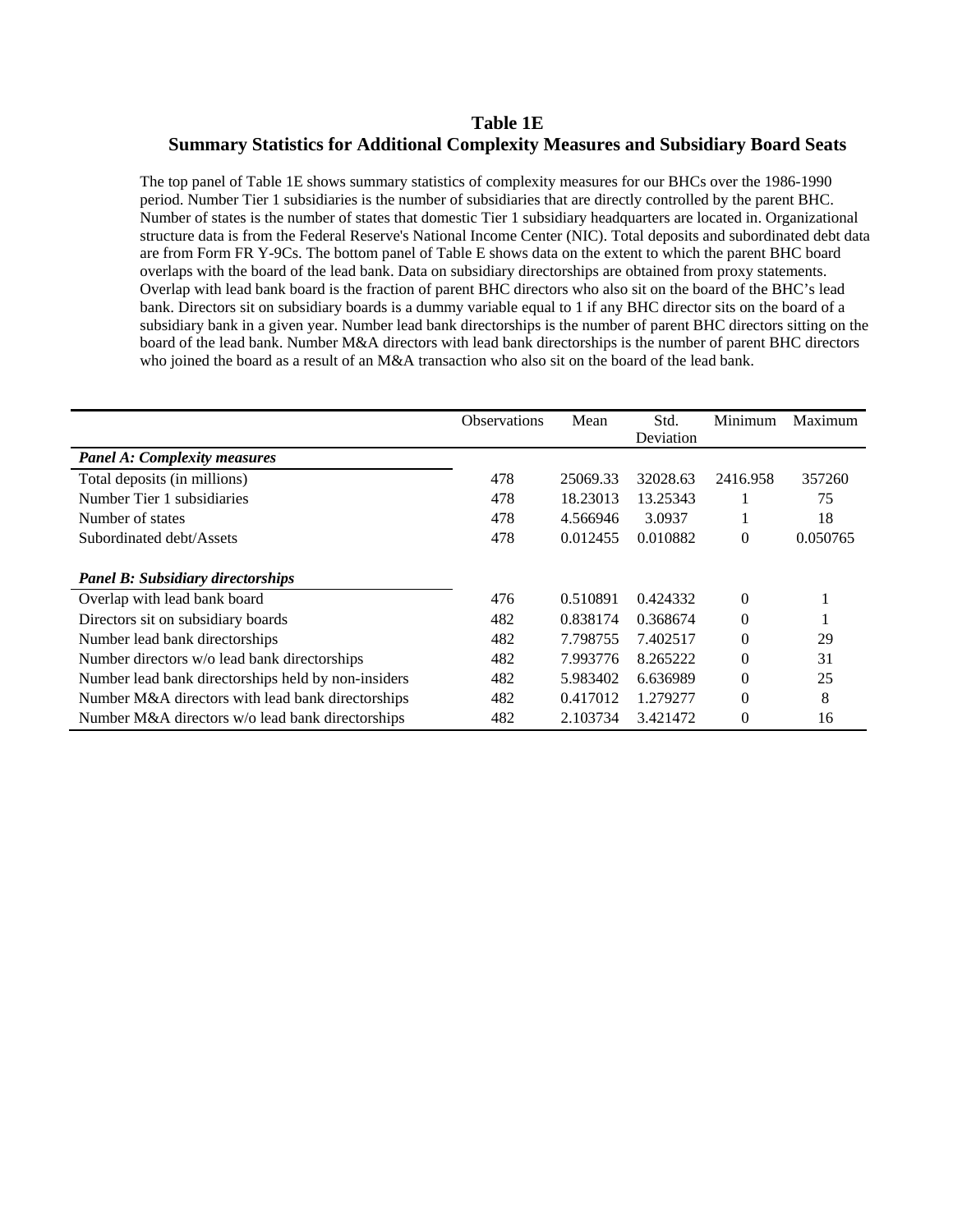# Table 1E
## Summary Statistics for Additional Complexity Measures and Subsidiary Board Seats

The top panel of Table 1E shows summary statistics of complexity measures for our BHCs over the 1986-1990 period. Number Tier 1 subsidiaries is the number of subsidiaries that are directly controlled by the parent BHC. Number of states is the number of states that domestic Tier 1 subsidiary headquarters are located in. Organizational structure data is from the Federal Reserve's National Income Center (NIC). Total deposits and subordinated debt data are from Form FR Y-9Cs. The bottom panel of Table E shows data on the extent to which the parent BHC board overlaps with the board of the lead bank. Data on subsidiary directorships are obtained from proxy statements. Overlap with lead bank board is the fraction of parent BHC directors who also sit on the board of the BHC's lead bank. Directors sit on subsidiary boards is a dummy variable equal to 1 if any BHC director sits on the board of a subsidiary bank in a given year. Number lead bank directorships is the number of parent BHC directors sitting on the board of the lead bank. Number M&A directors with lead bank directorships is the number of parent BHC directors who joined the board as a result of an M&A transaction who also sit on the board of the lead bank.

| | Observations | Mean | Std. Deviation | Minimum | Maximum |
|---|---|---|---|---|---|
| ***Panel A: Complexity measures*** | | | | | |
| Total deposits (in millions) | 478 | 25069.33 | 32028.63 | 2416.958 | 357260 |
| Number Tier 1 subsidiaries | 478 | 18.23013 | 13.25343 | 1 | 75 |
| Number of states | 478 | 4.566946 | 3.0937 | 1 | 18 |
| Subordinated debt/Assets | 478 | 0.012455 | 0.010882 | 0 | 0.050765 |
| ***Panel B: Subsidiary directorships*** | | | | | |
| Overlap with lead bank board | 476 | 0.510891 | 0.424332 | 0 | 1 |
| Directors sit on subsidiary boards | 482 | 0.838174 | 0.368674 | 0 | 1 |
| Number lead bank directorships | 482 | 7.798755 | 7.402517 | 0 | 29 |
| Number directors w/o lead bank directorships | 482 | 7.993776 | 8.265222 | 0 | 31 |
| Number lead bank directorships held by non-insiders | 482 | 5.983402 | 6.636989 | 0 | 25 |
| Number M&A directors with lead bank directorships | 482 | 0.417012 | 1.279277 | 0 | 8 |
| Number M&A directors w/o lead bank directorships | 482 | 2.103734 | 3.421472 | 0 | 16 |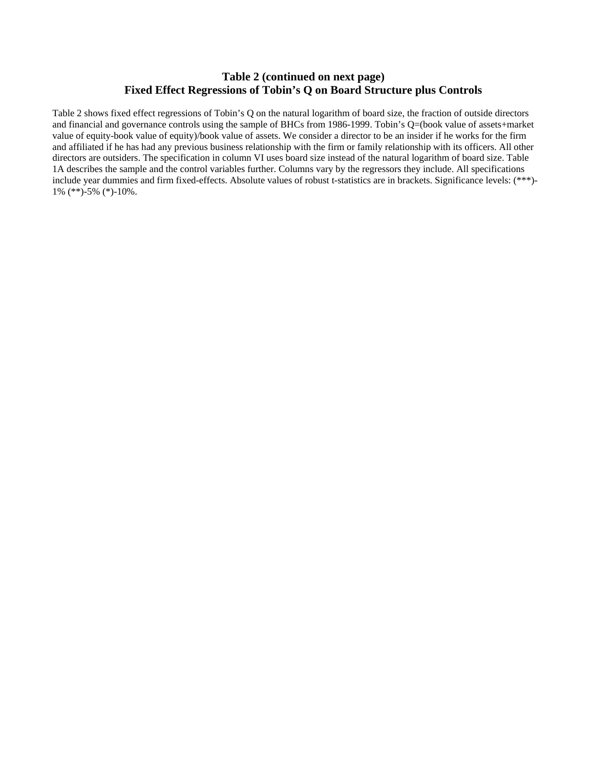# Table 2 (continued on next page)
# Fixed Effect Regressions of Tobin's Q on Board Structure plus Controls

Table 2 shows fixed effect regressions of Tobin's Q on the natural logarithm of board size, the fraction of outside directors and financial and governance controls using the sample of BHCs from 1986-1999. Tobin's Q=(book value of assets+market value of equity-book value of equity)/book value of assets. We consider a director to be an insider if he works for the firm and affiliated if he has had any previous business relationship with the firm or family relationship with its officers. All other directors are outsiders. The specification in column VI uses board size instead of the natural logarithm of board size. Table 1A describes the sample and the control variables further. Columns vary by the regressors they include. All specifications include year dummies and firm fixed-effects. Absolute values of robust t-statistics are in brackets. Significance levels: (***)-1% (**)-5% (*)-10%.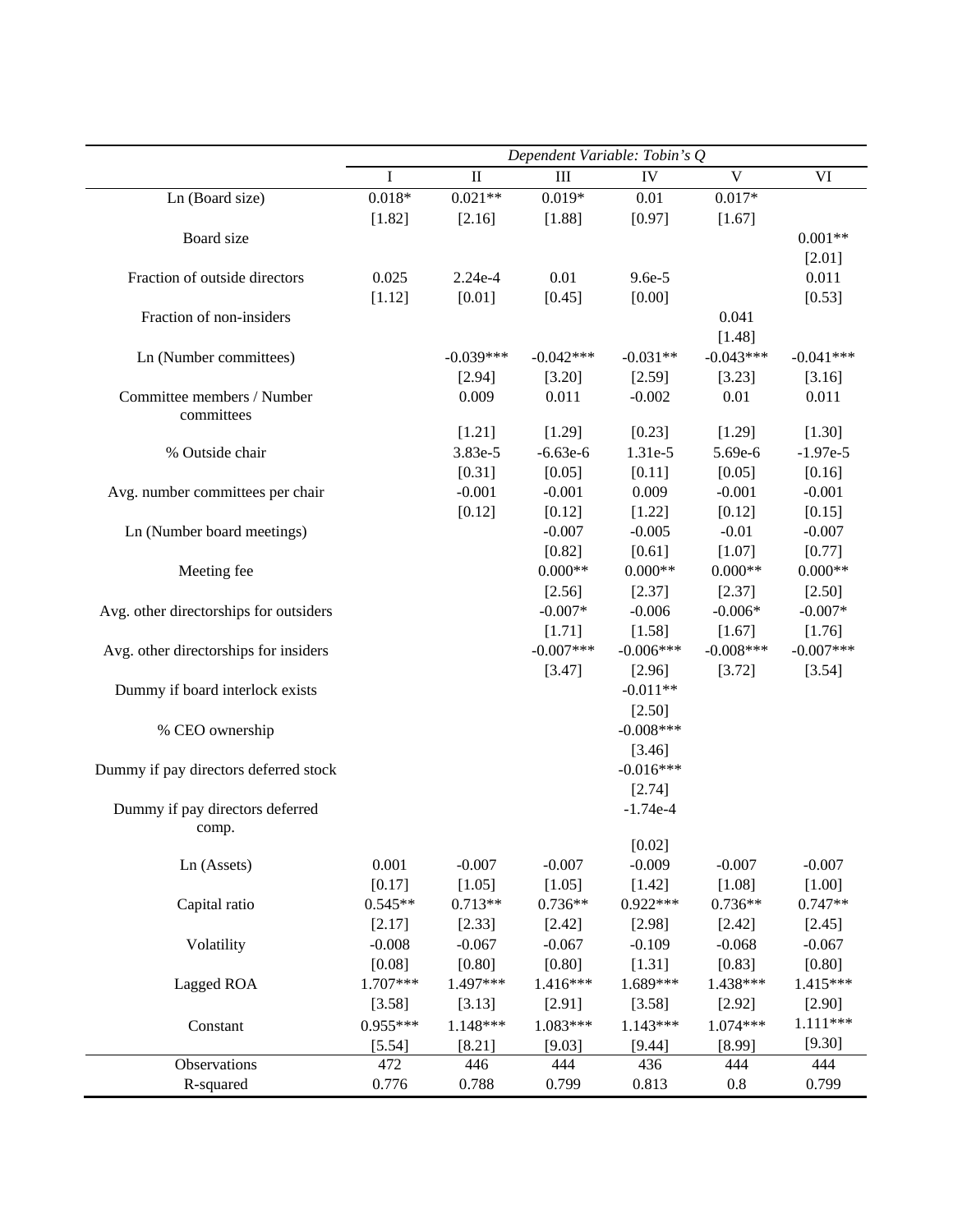| | Dependent Variable: Tobin's Q | | | | | |
|---|---|---|---|---|---|---|
| | I | II | III | IV | V | VI |
| Ln (Board size) | 0.018* | 0.021** | 0.019* | 0.01 | 0.017* | |
| | [1.82] | [2.16] | [1.88] | [0.97] | [1.67] | |
| Board size | | | | | | 0.001** |
| | | | | | | [2.01] |
| Fraction of outside directors | 0.025 | 2.24e-4 | 0.01 | 9.6e-5 | | 0.011 |
| | [1.12] | [0.01] | [0.45] | [0.00] | | [0.53] |
| Fraction of non-insiders | | | | | 0.041 | |
| | | | | | [1.48] | |
| Ln (Number committees) | | -0.039*** | -0.042*** | -0.031** | -0.043*** | -0.041*** |
| | | [2.94] | [3.20] | [2.59] | [3.23] | [3.16] |
| Committee members / Number committees | | 0.009 | 0.011 | -0.002 | 0.01 | 0.011 |
| | | [1.21] | [1.29] | [0.23] | [1.29] | [1.30] |
| % Outside chair | | 3.83e-5 | -6.63e-6 | 1.31e-5 | 5.69e-6 | -1.97e-5 |
| | | [0.31] | [0.05] | [0.11] | [0.05] | [0.16] |
| Avg. number committees per chair | | -0.001 | -0.001 | 0.009 | -0.001 | -0.001 |
| | | [0.12] | [0.12] | [1.22] | [0.12] | [0.15] |
| Ln (Number board meetings) | | | -0.007 | -0.005 | -0.01 | -0.007 |
| | | | [0.82] | [0.61] | [1.07] | [0.77] |
| Meeting fee | | | 0.000** | 0.000** | 0.000** | 0.000** |
| | | | [2.56] | [2.37] | [2.37] | [2.50] |
| Avg. other directorships for outsiders | | | -0.007* | -0.006 | -0.006* | -0.007* |
| | | | [1.71] | [1.58] | [1.67] | [1.76] |
| Avg. other directorships for insiders | | | -0.007*** | -0.006*** | -0.008*** | -0.007*** |
| | | | [3.47] | [2.96] | [3.72] | [3.54] |
| Dummy if board interlock exists | | | | -0.011** | | |
| | | | | [2.50] | | |
| % CEO ownership | | | | -0.008*** | | |
| | | | | [3.46] | | |
| Dummy if pay directors deferred stock | | | | -0.016*** | | |
| | | | | [2.74] | | |
| Dummy if pay directors deferred comp. | | | | -1.74e-4 | | |
| | | | | [0.02] | | |
| Ln (Assets) | 0.001 | -0.007 | -0.007 | -0.009 | -0.007 | -0.007 |
| | [0.17] | [1.05] | [1.05] | [1.42] | [1.08] | [1.00] |
| Capital ratio | 0.545** | 0.713** | 0.736** | 0.922*** | 0.736** | 0.747** |
| | [2.17] | [2.33] | [2.42] | [2.98] | [2.42] | [2.45] |
| Volatility | -0.008 | -0.067 | -0.067 | -0.109 | -0.068 | -0.067 |
| | [0.08] | [0.80] | [0.80] | [1.31] | [0.83] | [0.80] |
| Lagged ROA | 1.707*** | 1.497*** | 1.416*** | 1.689*** | 1.438*** | 1.415*** |
| | [3.58] | [3.13] | [2.91] | [3.58] | [2.92] | [2.90] |
| Constant | 0.955*** | 1.148*** | 1.083*** | 1.143*** | 1.074*** | 1.111*** |
| | [5.54] | [8.21] | [9.03] | [9.44] | [8.99] | [9.30] |
| Observations | 472 | 446 | 444 | 436 | 444 | 444 |
| R-squared | 0.776 | 0.788 | 0.799 | 0.813 | 0.8 | 0.799 |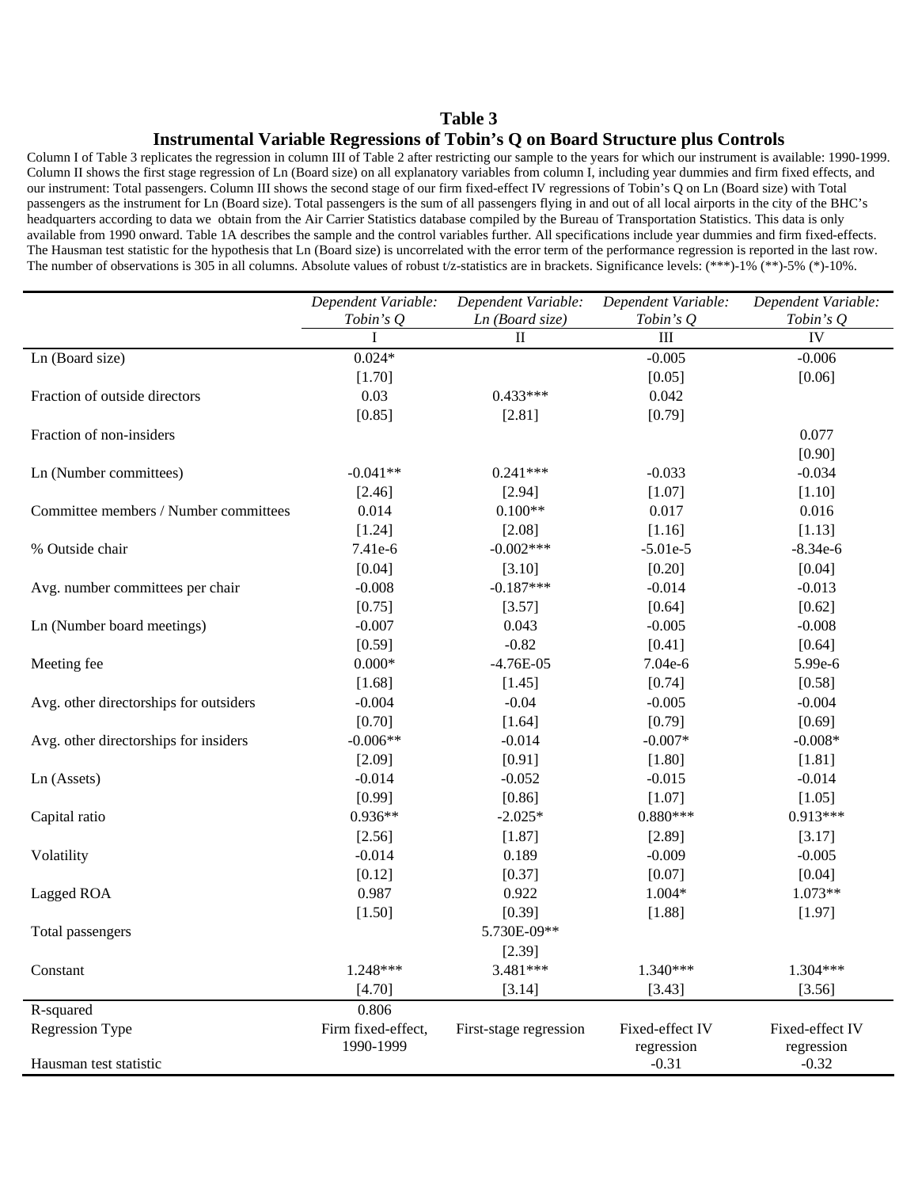# Table 3

## Instrumental Variable Regressions of Tobin's Q on Board Structure plus Controls

Column I of Table 3 replicates the regression in column III of Table 2 after restricting our sample to the years for which our instrument is available: 1990-1999. Column II shows the first stage regression of Ln (Board size) on all explanatory variables from column I, including year dummies and firm fixed effects, and our instrument: Total passengers. Column III shows the second stage of our firm fixed-effect IV regressions of Tobin's Q on Ln (Board size) with Total passengers as the instrument for Ln (Board size). Total passengers is the sum of all passengers flying in and out of all local airports in the city of the BHC's headquarters according to data we obtain from the Air Carrier Statistics database compiled by the Bureau of Transportation Statistics. This data is only available from 1990 onward. Table 1A describes the sample and the control variables further. All specifications include year dummies and firm fixed-effects. The Hausman test statistic for the hypothesis that Ln (Board size) is uncorrelated with the error term of the performance regression is reported in the last row. The number of observations is 305 in all columns. Absolute values of robust t/z-statistics are in brackets. Significance levels: (***)-1% (**)-5% (*)-10%.

| | *Dependent Variable: Tobin's Q* | *Dependent Variable: Ln (Board size)* | *Dependent Variable: Tobin's Q* | *Dependent Variable: Tobin's Q* |
|---|---|---|---|---|
| | I | II | III | IV |
| Ln (Board size) | 0.024* | | -0.005 | -0.006 |
| | [1.70] | | [0.05] | [0.06] |
| Fraction of outside directors | 0.03 | 0.433*** | 0.042 | |
| | [0.85] | [2.81] | [0.79] | |
| Fraction of non-insiders | | | | 0.077 |
| | | | | [0.90] |
| Ln (Number committees) | -0.041** | 0.241*** | -0.033 | -0.034 |
| | [2.46] | [2.94] | [1.07] | [1.10] |
| Committee members / Number committees | 0.014 | 0.100** | 0.017 | 0.016 |
| | [1.24] | [2.08] | [1.16] | [1.13] |
| % Outside chair | 7.41e-6 | -0.002*** | -5.01e-5 | -8.34e-6 |
| | [0.04] | [3.10] | [0.20] | [0.04] |
| Avg. number committees per chair | -0.008 | -0.187*** | -0.014 | -0.013 |
| | [0.75] | [3.57] | [0.64] | [0.62] |
| Ln (Number board meetings) | -0.007 | 0.043 | -0.005 | -0.008 |
| | [0.59] | -0.82 | [0.41] | [0.64] |
| Meeting fee | 0.000* | -4.76E-05 | 7.04e-6 | 5.99e-6 |
| | [1.68] | [1.45] | [0.74] | [0.58] |
| Avg. other directorships for outsiders | -0.004 | -0.04 | -0.005 | -0.004 |
| | [0.70] | [1.64] | [0.79] | [0.69] |
| Avg. other directorships for insiders | -0.006** | -0.014 | -0.007* | -0.008* |
| | [2.09] | [0.91] | [1.80] | [1.81] |
| Ln (Assets) | -0.014 | -0.052 | -0.015 | -0.014 |
| | [0.99] | [0.86] | [1.07] | [1.05] |
| Capital ratio | 0.936** | -2.025* | 0.880*** | 0.913*** |
| | [2.56] | [1.87] | [2.89] | [3.17] |
| Volatility | -0.014 | 0.189 | -0.009 | -0.005 |
| | [0.12] | [0.37] | [0.07] | [0.04] |
| Lagged ROA | 0.987 | 0.922 | 1.004* | 1.073** |
| | [1.50] | [0.39] | [1.88] | [1.97] |
| Total passengers | | 5.730E-09** | | |
| | | [2.39] | | |
| Constant | 1.248*** | 3.481*** | 1.340*** | 1.304*** |
| | [4.70] | [3.14] | [3.43] | [3.56] |
| R-squared | 0.806 | | | |
| Regression Type | Firm fixed-effect, 1990-1999 | First-stage regression | Fixed-effect IV regression | Fixed-effect IV regression |
| Hausman test statistic | | | -0.31 | -0.32 |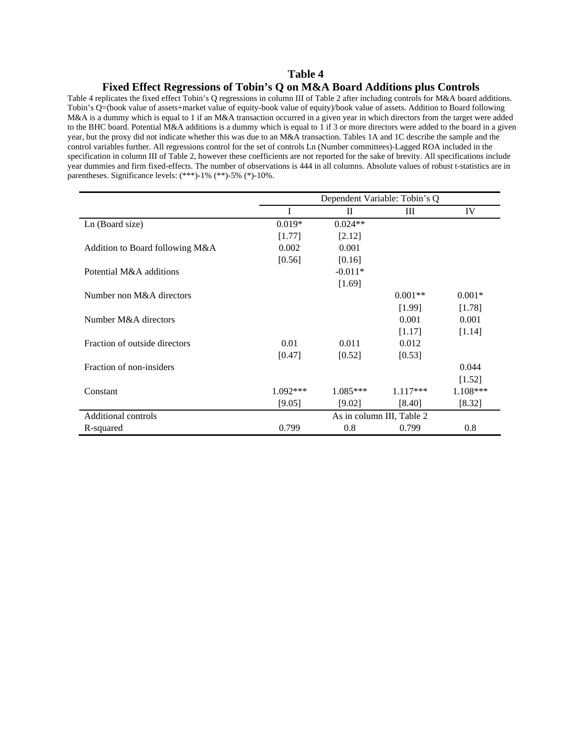# Table 4

## Fixed Effect Regressions of Tobin's Q on M&A Board Additions plus Controls

Table 4 replicates the fixed effect Tobin's Q regressions in column III of Table 2 after including controls for M&A board additions. Tobin's Q=(book value of assets+market value of equity-book value of equity)/book value of assets. Addition to Board following M&A is a dummy which is equal to 1 if an M&A transaction occurred in a given year in which directors from the target were added to the BHC board. Potential M&A additions is a dummy which is equal to 1 if 3 or more directors were added to the board in a given year, but the proxy did not indicate whether this was due to an M&A transaction. Tables 1A and 1C describe the sample and the control variables further. All regressions control for the set of controls Ln (Number committees)-Lagged ROA included in the specification in column III of Table 2, however these coefficients are not reported for the sake of brevity. All specifications include year dummies and firm fixed-effects. The number of observations is 444 in all columns. Absolute values of robust t-statistics are in parentheses. Significance levels: (***)-1% (**)-5% (*)-10%.

| | Dependent Variable: Tobin's Q | | | |
|---|---|---|---|---|
| | I | II | III | IV |
| Ln (Board size) | 0.019* | 0.024** | | |
| | [1.77] | [2.12] | | |
| Addition to Board following M&A | 0.002 | 0.001 | | |
| | [0.56] | [0.16] | | |
| Potential M&A additions | | -0.011* | | |
| | | [1.69] | | |
| Number non M&A directors | | | 0.001** | 0.001* |
| | | | [1.99] | [1.78] |
| Number M&A directors | | | 0.001 | 0.001 |
| | | | [1.17] | [1.14] |
| Fraction of outside directors | 0.01 | 0.011 | 0.012 | |
| | [0.47] | [0.52] | [0.53] | |
| Fraction of non-insiders | | | | 0.044 |
| | | | | [1.52] |
| Constant | 1.092*** | 1.085*** | 1.117*** | 1.108*** |
| | [9.05] | [9.02] | [8.40] | [8.32] |
| Additional controls | As in column III, Table 2 | | | |
| R-squared | 0.799 | 0.8 | 0.799 | 0.8 |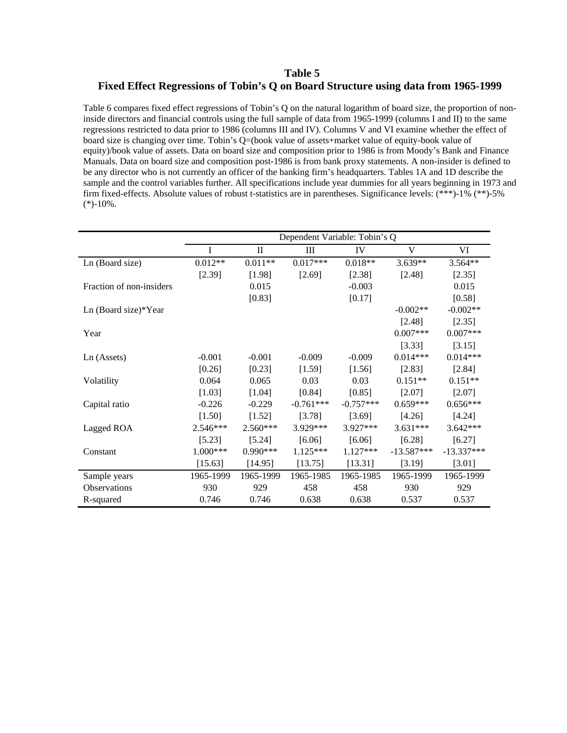# Table 5
## Fixed Effect Regressions of Tobin's Q on Board Structure using data from 1965-1999

Table 6 compares fixed effect regressions of Tobin's Q on the natural logarithm of board size, the proportion of non-inside directors and financial controls using the full sample of data from 1965-1999 (columns I and II) to the same regressions restricted to data prior to 1986 (columns III and IV). Columns V and VI examine whether the effect of board size is changing over time. Tobin's Q=(book value of assets+market value of equity-book value of equity)/book value of assets. Data on board size and composition prior to 1986 is from Moody's Bank and Finance Manuals. Data on board size and composition post-1986 is from bank proxy statements. A non-insider is defined to be any director who is not currently an officer of the banking firm's headquarters. Tables 1A and 1D describe the sample and the control variables further. All specifications include year dummies for all years beginning in 1973 and firm fixed-effects. Absolute values of robust t-statistics are in parentheses. Significance levels: (***)-1% (**)-5% (*)-10%.

| | Dependent Variable: Tobin's Q | | | | | |
|---|---|---|---|---|---|---|
| | I | II | III | IV | V | VI |
| Ln (Board size) | 0.012** | 0.011** | 0.017*** | 0.018** | 3.639** | 3.564** |
| | [2.39] | [1.98] | [2.69] | [2.38] | [2.48] | [2.35] |
| Fraction of non-insiders | | 0.015 | | -0.003 | | 0.015 |
| | | [0.83] | | [0.17] | | [0.58] |
| Ln (Board size)*Year | | | | | -0.002** | -0.002** |
| | | | | | [2.48] | [2.35] |
| Year | | | | | 0.007*** | 0.007*** |
| | | | | | [3.33] | [3.15] |
| Ln (Assets) | -0.001 | -0.001 | -0.009 | -0.009 | 0.014*** | 0.014*** |
| | [0.26] | [0.23] | [1.59] | [1.56] | [2.83] | [2.84] |
| Volatility | 0.064 | 0.065 | 0.03 | 0.03 | 0.151** | 0.151** |
| | [1.03] | [1.04] | [0.84] | [0.85] | [2.07] | [2.07] |
| Capital ratio | -0.226 | -0.229 | -0.761*** | -0.757*** | 0.659*** | 0.656*** |
| | [1.50] | [1.52] | [3.78] | [3.69] | [4.26] | [4.24] |
| Lagged ROA | 2.546*** | 2.560*** | 3.929*** | 3.927*** | 3.631*** | 3.642*** |
| | [5.23] | [5.24] | [6.06] | [6.06] | [6.28] | [6.27] |
| Constant | 1.000*** | 0.990*** | 1.125*** | 1.127*** | -13.587*** | -13.337*** |
| | [15.63] | [14.95] | [13.75] | [13.31] | [3.19] | [3.01] |
| Sample years | 1965-1999 | 1965-1999 | 1965-1985 | 1965-1985 | 1965-1999 | 1965-1999 |
| Observations | 930 | 929 | 458 | 458 | 930 | 929 |
| R-squared | 0.746 | 0.746 | 0.638 | 0.638 | 0.537 | 0.537 |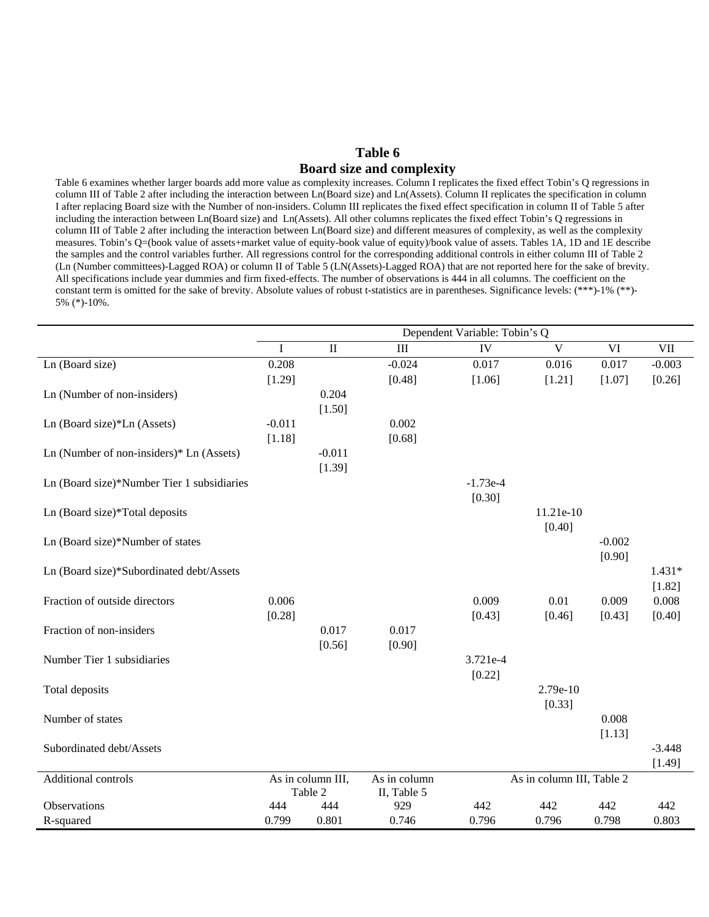# Table 6
## Board size and complexity

Table 6 examines whether larger boards add more value as complexity increases. Column I replicates the fixed effect Tobin's Q regressions in column III of Table 2 after including the interaction between Ln(Board size) and Ln(Assets). Column II replicates the specification in column I after replacing Board size with the Number of non-insiders. Column III replicates the fixed effect specification in column II of Table 5 after including the interaction between Ln(Board size) and Ln(Assets). All other columns replicates the fixed effect Tobin's Q regressions in column III of Table 2 after including the interaction between Ln(Board size) and different measures of complexity, as well as the complexity measures. Tobin's Q=(book value of assets+market value of equity-book value of equity)/book value of assets. Tables 1A, 1D and 1E describe the samples and the control variables further. All regressions control for the corresponding additional controls in either column III of Table 2 (Ln (Number committees)-Lagged ROA) or column II of Table 5 (LN(Assets)-Lagged ROA) that are not reported here for the sake of brevity. All specifications include year dummies and firm fixed-effects. The number of observations is 444 in all columns. The coefficient on the constant term is omitted for the sake of brevity. Absolute values of robust t-statistics are in parentheses. Significance levels: (***)-1% (**)-5% (*)-10%.

| | Dependent Variable: Tobin's Q | | | | | | |
|---|---|---|---|---|---|---|---|
| | I | II | III | IV | V | VI | VII |
| Ln (Board size) | 0.208 | | -0.024 | 0.017 | 0.016 | 0.017 | -0.003 |
| | [1.29] | | [0.48] | [1.06] | [1.21] | [1.07] | [0.26] |
| Ln (Number of non-insiders) | | 0.204 | | | | | |
| | | [1.50] | | | | | |
| Ln (Board size)*Ln (Assets) | -0.011 | | 0.002 | | | | |
| | [1.18] | | [0.68] | | | | |
| Ln (Number of non-insiders)* Ln (Assets) | | -0.011 | | | | | |
| | | [1.39] | | | | | |
| Ln (Board size)*Number Tier 1 subsidiaries | | | | -1.73e-4 | | | |
| | | | | [0.30] | | | |
| Ln (Board size)*Total deposits | | | | | 11.21e-10 | | |
| | | | | | [0.40] | | |
| Ln (Board size)*Number of states | | | | | | -0.002 | |
| | | | | | | [0.90] | |
| Ln (Board size)*Subordinated debt/Assets | | | | | | | 1.431* |
| | | | | | | | [1.82] |
| Fraction of outside directors | 0.006 | | | 0.009 | 0.01 | 0.009 | 0.008 |
| | [0.28] | | | [0.43] | [0.46] | [0.43] | [0.40] |
| Fraction of non-insiders | | 0.017 | 0.017 | | | | |
| | | [0.56] | [0.90] | | | | |
| Number Tier 1 subsidiaries | | | | 3.721e-4 | | | |
| | | | | [0.22] | | | |
| Total deposits | | | | | 2.79e-10 | | |
| | | | | | [0.33] | | |
| Number of states | | | | | | 0.008 | |
| | | | | | | [1.13] | |
| Subordinated debt/Assets | | | | | | | -3.448 |
| | | | | | | | [1.49] |
| Additional controls | As in column III, Table 2 | | As in column II, Table 5 | As in column III, Table 2 | | | |
| Observations | 444 | 444 | 929 | 442 | 442 | 442 | 442 |
| R-squared | 0.799 | 0.801 | 0.746 | 0.796 | 0.796 | 0.798 | 0.803 |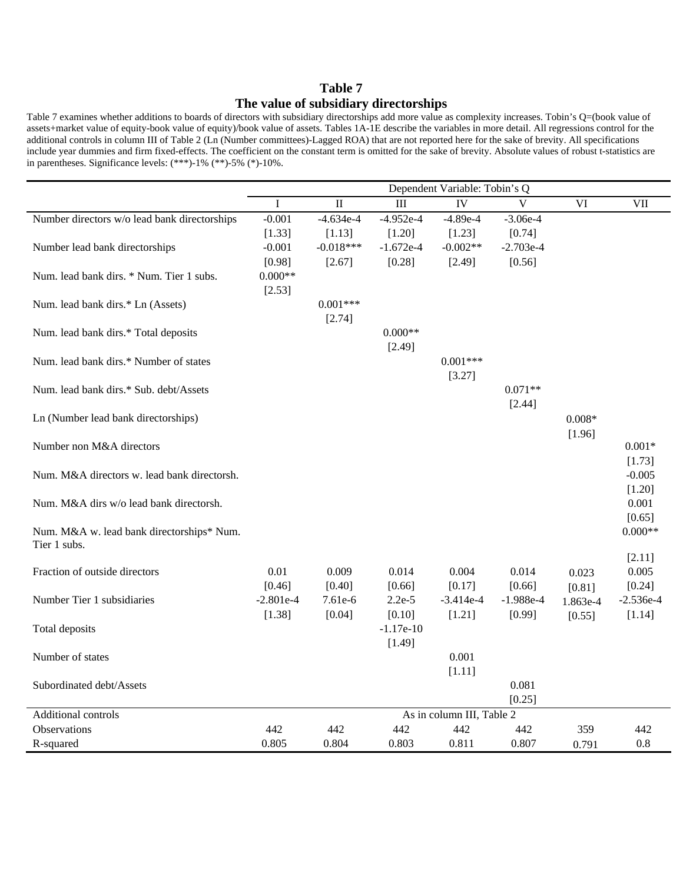# Table 7
## The value of subsidiary directorships

Table 7 examines whether additions to boards of directors with subsidiary directorships add more value as complexity increases. Tobin's Q=(book value of assets+market value of equity-book value of equity)/book value of assets. Tables 1A-1E describe the variables in more detail. All regressions control for the additional controls in column III of Table 2 (Ln (Number committees)-Lagged ROA) that are not reported here for the sake of brevity. All specifications include year dummies and firm fixed-effects. The coefficient on the constant term is omitted for the sake of brevity. Absolute values of robust t-statistics are in parentheses. Significance levels: (***)-1% (**)-5% (*)-10%.

| | Dependent Variable: Tobin's Q | | | | | | |
|---|---|---|---|---|---|---|---|
| | I | II | III | IV | V | VI | VII |
| Number directors w/o lead bank directorships | -0.001 | -4.634e-4 | -4.952e-4 | -4.89e-4 | -3.06e-4 | | |
| | [1.33] | [1.13] | [1.20] | [1.23] | [0.74] | | |
| Number lead bank directorships | -0.001 | -0.018*** | -1.672e-4 | -0.002** | -2.703e-4 | | |
| | [0.98] | [2.67] | [0.28] | [2.49] | [0.56] | | |
| Num. lead bank dirs. * Num. Tier 1 subs. | 0.000** | | | | | | |
| | [2.53] | | | | | | |
| Num. lead bank dirs.* Ln (Assets) | | 0.001*** | | | | | |
| | | [2.74] | | | | | |
| Num. lead bank dirs.* Total deposits | | | 0.000** | | | | |
| | | | [2.49] | | | | |
| Num. lead bank dirs.* Number of states | | | | 0.001*** | | | |
| | | | | [3.27] | | | |
| Num. lead bank dirs.* Sub. debt/Assets | | | | | 0.071** | | |
| | | | | | [2.44] | | |
| Ln (Number lead bank directorships) | | | | | | 0.008* | |
| | | | | | | [1.96] | |
| Number non M&A directors | | | | | | | 0.001* |
| | | | | | | | [1.73] |
| Num. M&A directors w. lead bank directorsh. | | | | | | | -0.005 |
| | | | | | | | [1.20] |
| Num. M&A dirs w/o lead bank directorsh. | | | | | | | 0.001 |
| | | | | | | | [0.65] |
| Num. M&A w. lead bank directorships* Num. Tier 1 subs. | | | | | | | 0.000** |
| | | | | | | | [2.11] |
| Fraction of outside directors | 0.01 | 0.009 | 0.014 | 0.004 | 0.014 | 0.023 | 0.005 |
| | [0.46] | [0.40] | [0.66] | [0.17] | [0.66] | [0.81] | [0.24] |
| Number Tier 1 subsidiaries | -2.801e-4 | 7.61e-6 | 2.2e-5 | -3.414e-4 | -1.988e-4 | 1.863e-4 | -2.536e-4 |
| | [1.38] | [0.04] | [0.10] | [1.21] | [0.99] | [0.55] | [1.14] |
| Total deposits | | | -1.17e-10 | | | | |
| | | | [1.49] | | | | |
| Number of states | | | | 0.001 | | | |
| | | | | [1.11] | | | |
| Subordinated debt/Assets | | | | | 0.081 | | |
| | | | | | [0.25] | | |
| Additional controls | As in column III, Table 2 | | | | | | |
| Observations | 442 | 442 | 442 | 442 | 442 | 359 | 442 |
| R-squared | 0.805 | 0.804 | 0.803 | 0.811 | 0.807 | 0.791 | 0.8 |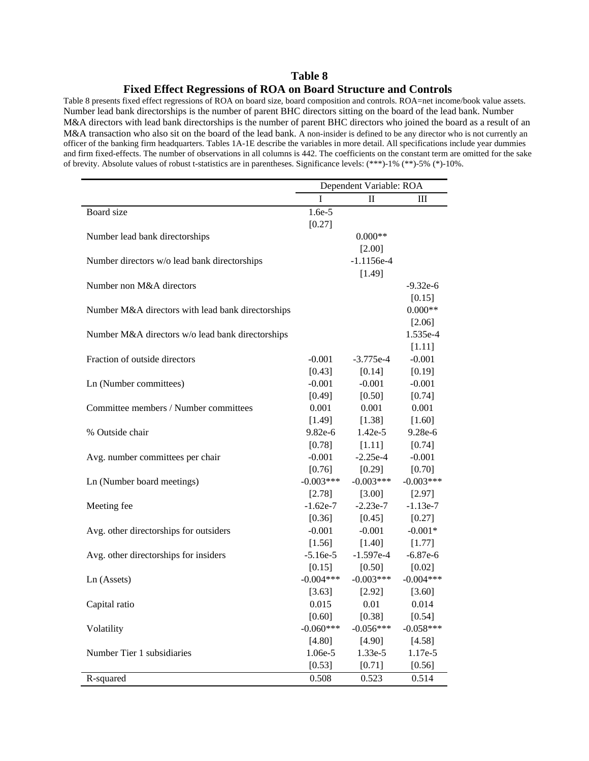# Table 8

## Fixed Effect Regressions of ROA on Board Structure and Controls

Table 8 presents fixed effect regressions of ROA on board size, board composition and controls. ROA=net income/book value assets. Number lead bank directorships is the number of parent BHC directors sitting on the board of the lead bank. Number M&A directors with lead bank directorships is the number of parent BHC directors who joined the board as a result of an M&A transaction who also sit on the board of the lead bank. A non-insider is defined to be any director who is not currently an officer of the banking firm headquarters. Tables 1A-1E describe the variables in more detail. All specifications include year dummies and firm fixed-effects. The number of observations in all columns is 442. The coefficients on the constant term are omitted for the sake of brevity. Absolute values of robust t-statistics are in parentheses. Significance levels: (***)-1% (**)-5% (*)-10%.

| | Dependent Variable: ROA | | |
|---|---|---|---|
| | I | II | III |
| Board size | 1.6e-5 | | |
| | [0.27] | | |
| Number lead bank directorships | | 0.000** | |
| | | [2.00] | |
| Number directors w/o lead bank directorships | | -1.1156e-4 | |
| | | [1.49] | |
| Number non M&A directors | | | -9.32e-6 |
| | | | [0.15] |
| Number M&A directors with lead bank directorships | | | 0.000** |
| | | | [2.06] |
| Number M&A directors w/o lead bank directorships | | | 1.535e-4 |
| | | | [1.11] |
| Fraction of outside directors | -0.001 | -3.775e-4 | -0.001 |
| | [0.43] | [0.14] | [0.19] |
| Ln (Number committees) | -0.001 | -0.001 | -0.001 |
| | [0.49] | [0.50] | [0.74] |
| Committee members / Number committees | 0.001 | 0.001 | 0.001 |
| | [1.49] | [1.38] | [1.60] |
| % Outside chair | 9.82e-6 | 1.42e-5 | 9.28e-6 |
| | [0.78] | [1.11] | [0.74] |
| Avg. number committees per chair | -0.001 | -2.25e-4 | -0.001 |
| | [0.76] | [0.29] | [0.70] |
| Ln (Number board meetings) | -0.003*** | -0.003*** | -0.003*** |
| | [2.78] | [3.00] | [2.97] |
| Meeting fee | -1.62e-7 | -2.23e-7 | -1.13e-7 |
| | [0.36] | [0.45] | [0.27] |
| Avg. other directorships for outsiders | -0.001 | -0.001 | -0.001* |
| | [1.56] | [1.40] | [1.77] |
| Avg. other directorships for insiders | -5.16e-5 | -1.597e-4 | -6.87e-6 |
| | [0.15] | [0.50] | [0.02] |
| Ln (Assets) | -0.004*** | -0.003*** | -0.004*** |
| | [3.63] | [2.92] | [3.60] |
| Capital ratio | 0.015 | 0.01 | 0.014 |
| | [0.60] | [0.38] | [0.54] |
| Volatility | -0.060*** | -0.056*** | -0.058*** |
| | [4.80] | [4.90] | [4.58] |
| Number Tier 1 subsidiaries | 1.06e-5 | 1.33e-5 | 1.17e-5 |
| | [0.53] | [0.71] | [0.56] |
| R-squared | 0.508 | 0.523 | 0.514 |